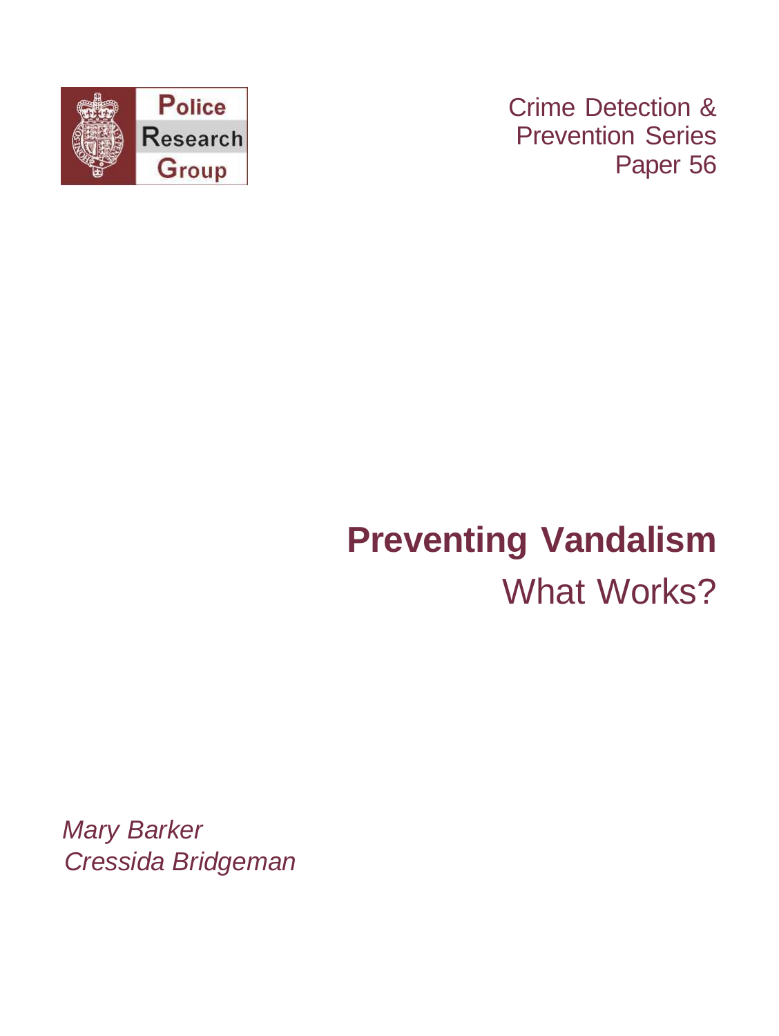Police Research Group

Crime Detection & Prevention Series
Paper 56

# Preventing Vandalism

## What Works?

*Mary Barker*
*Cressida Bridgeman*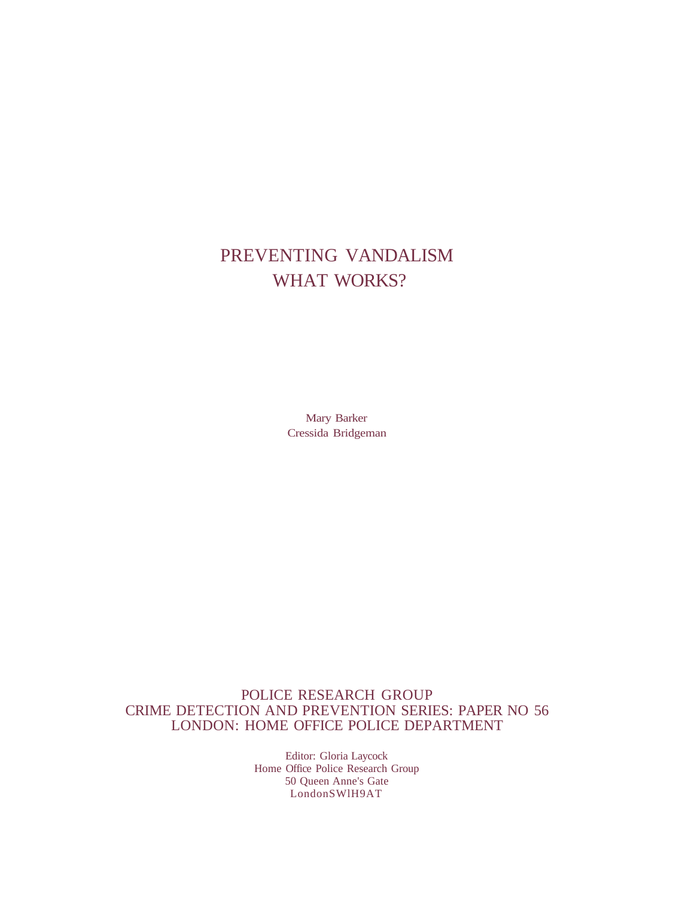# PREVENTING VANDALISM
# WHAT WORKS?

Mary Barker
Cressida Bridgeman

POLICE RESEARCH GROUP
CRIME DETECTION AND PREVENTION SERIES: PAPER NO 56
LONDON: HOME OFFICE POLICE DEPARTMENT

Editor: Gloria Laycock
Home Office Police Research Group
50 Queen Anne's Gate
LondonSWlH9AT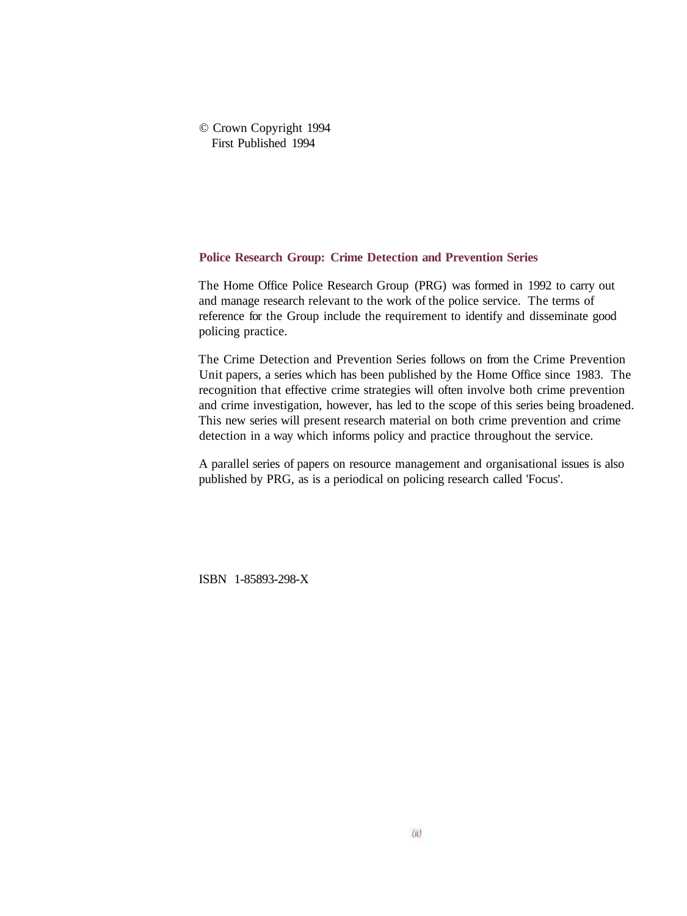© Crown Copyright 1994
First Published 1994

**Police Research Group: Crime Detection and Prevention Series**

The Home Office Police Research Group (PRG) was formed in 1992 to carry out and manage research relevant to the work of the police service. The terms of reference for the Group include the requirement to identify and disseminate good policing practice.

The Crime Detection and Prevention Series follows on from the Crime Prevention Unit papers, a series which has been published by the Home Office since 1983. The recognition that effective crime strategies will often involve both crime prevention and crime investigation, however, has led to the scope of this series being broadened. This new series will present research material on both crime prevention and crime detection in a way which informs policy and practice throughout the service.

A parallel series of papers on resource management and organisational issues is also published by PRG, as is a periodical on policing research called 'Focus'.

ISBN 1-85893-298-X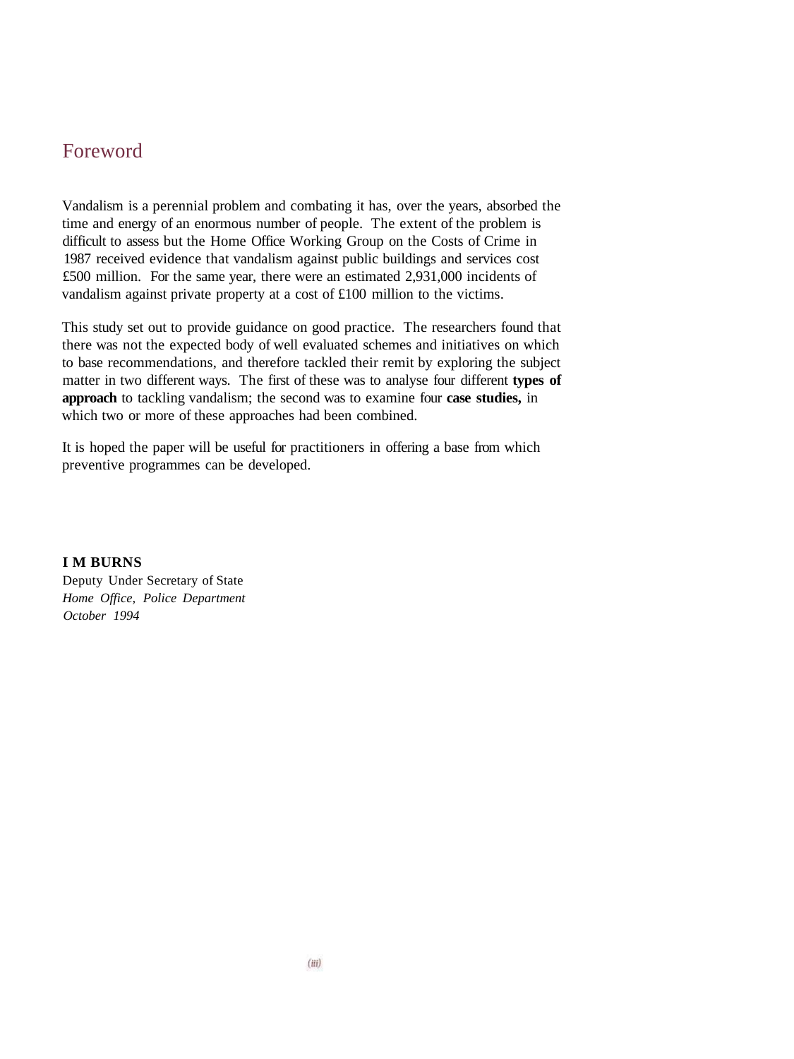# Foreword

Vandalism is a perennial problem and combating it has, over the years, absorbed the time and energy of an enormous number of people. The extent of the problem is difficult to assess but the Home Office Working Group on the Costs of Crime in 1987 received evidence that vandalism against public buildings and services cost £500 million. For the same year, there were an estimated 2,931,000 incidents of vandalism against private property at a cost of £100 million to the victims.

This study set out to provide guidance on good practice. The researchers found that there was not the expected body of well evaluated schemes and initiatives on which to base recommendations, and therefore tackled their remit by exploring the subject matter in two different ways. The first of these was to analyse four different **types of approach** to tackling vandalism; the second was to examine four **case studies,** in which two or more of these approaches had been combined.

It is hoped the paper will be useful for practitioners in offering a base from which preventive programmes can be developed.

**I M BURNS**
Deputy Under Secretary of State
*Home Office, Police Department*
*October 1994*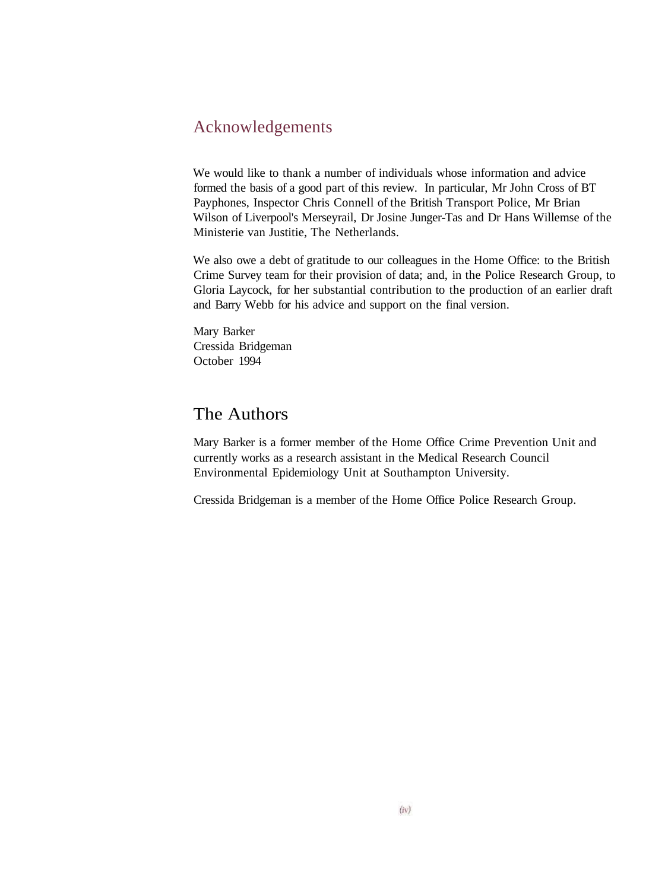## Acknowledgements

We would like to thank a number of individuals whose information and advice formed the basis of a good part of this review. In particular, Mr John Cross of BT Payphones, Inspector Chris Connell of the British Transport Police, Mr Brian Wilson of Liverpool's Merseyrail, Dr Josine Junger-Tas and Dr Hans Willemse of the Ministerie van Justitie, The Netherlands.

We also owe a debt of gratitude to our colleagues in the Home Office: to the British Crime Survey team for their provision of data; and, in the Police Research Group, to Gloria Laycock, for her substantial contribution to the production of an earlier draft and Barry Webb for his advice and support on the final version.

Mary Barker
Cressida Bridgeman
October 1994

## The Authors

Mary Barker is a former member of the Home Office Crime Prevention Unit and currently works as a research assistant in the Medical Research Council Environmental Epidemiology Unit at Southampton University.

Cressida Bridgeman is a member of the Home Office Police Research Group.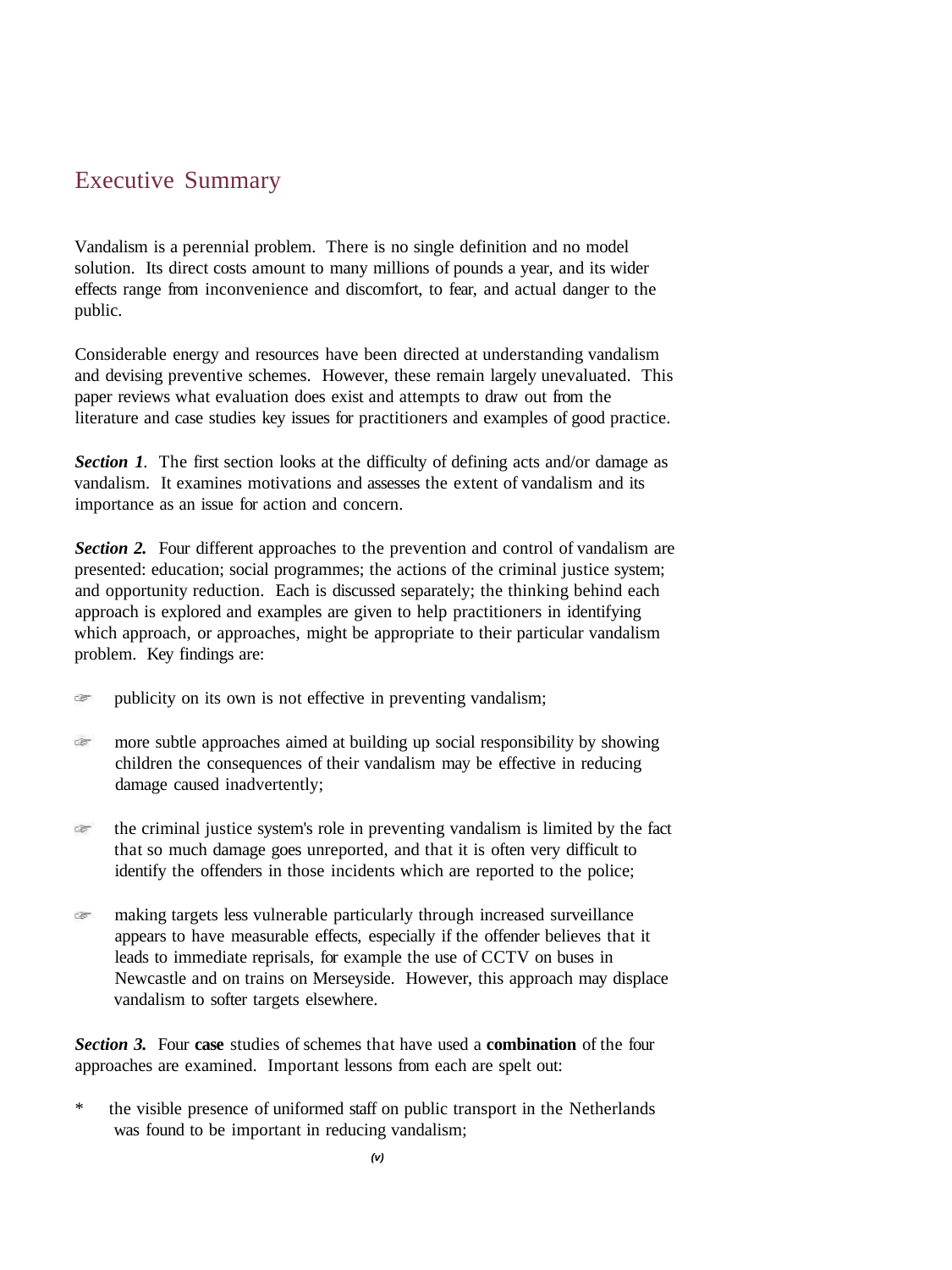# Executive Summary

Vandalism is a perennial problem. There is no single definition and no model solution. Its direct costs amount to many millions of pounds a year, and its wider effects range from inconvenience and discomfort, to fear, and actual danger to the public.

Considerable energy and resources have been directed at understanding vandalism and devising preventive schemes. However, these remain largely unevaluated. This paper reviews what evaluation does exist and attempts to draw out from the literature and case studies key issues for practitioners and examples of good practice.

***Section 1***. The first section looks at the difficulty of defining acts and/or damage as vandalism. It examines motivations and assesses the extent of vandalism and its importance as an issue for action and concern.

***Section 2.*** Four different approaches to the prevention and control of vandalism are presented: education; social programmes; the actions of the criminal justice system; and opportunity reduction. Each is discussed separately; the thinking behind each approach is explored and examples are given to help practitioners in identifying which approach, or approaches, might be appropriate to their particular vandalism problem. Key findings are:

- publicity on its own is not effective in preventing vandalism;
- more subtle approaches aimed at building up social responsibility by showing children the consequences of their vandalism may be effective in reducing damage caused inadvertently;
- the criminal justice system's role in preventing vandalism is limited by the fact that so much damage goes unreported, and that it is often very difficult to identify the offenders in those incidents which are reported to the police;
- making targets less vulnerable particularly through increased surveillance appears to have measurable effects, especially if the offender believes that it leads to immediate reprisals, for example the use of CCTV on buses in Newcastle and on trains on Merseyside. However, this approach may displace vandalism to softer targets elsewhere.

***Section 3.*** Four **case** studies of schemes that have used a **combination** of the four approaches are examined. Important lessons from each are spelt out:

- the visible presence of uniformed staff on public transport in the Netherlands was found to be important in reducing vandalism;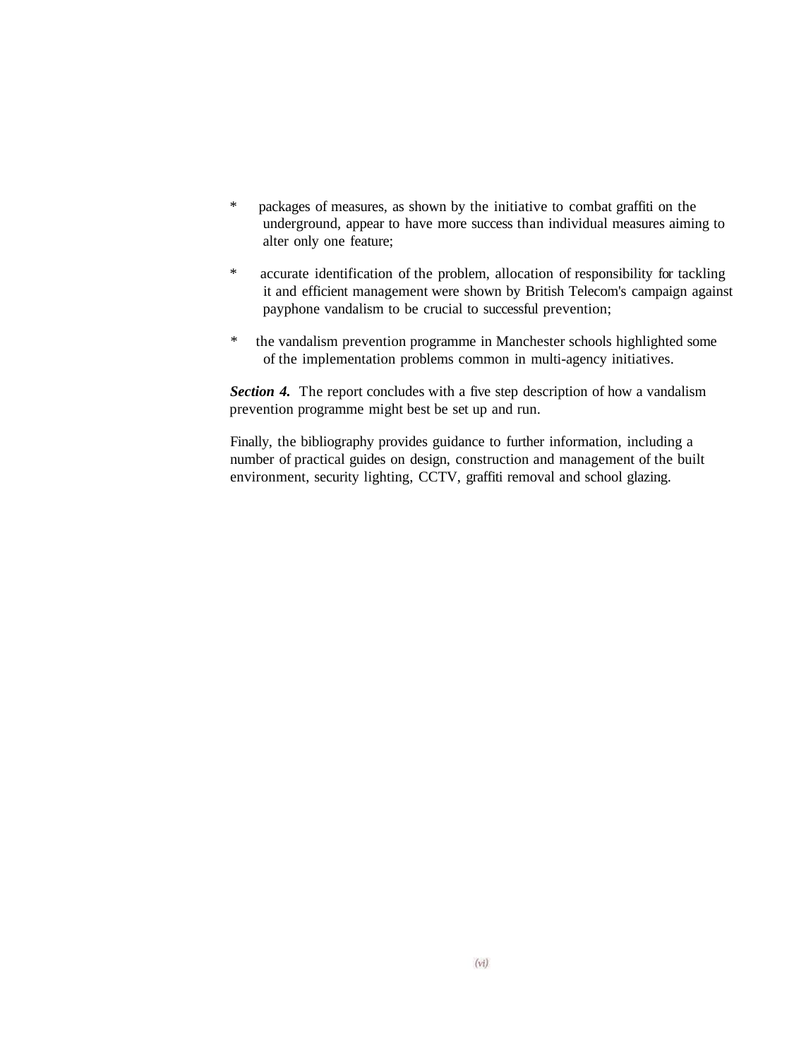* packages of measures, as shown by the initiative to combat graffiti on the underground, appear to have more success than individual measures aiming to alter only one feature;

* accurate identification of the problem, allocation of responsibility for tackling it and efficient management were shown by British Telecom's campaign against payphone vandalism to be crucial to successful prevention;

* the vandalism prevention programme in Manchester schools highlighted some of the implementation problems common in multi-agency initiatives.

***Section 4.*** The report concludes with a five step description of how a vandalism prevention programme might best be set up and run.

Finally, the bibliography provides guidance to further information, including a number of practical guides on design, construction and management of the built environment, security lighting, CCTV, graffiti removal and school glazing.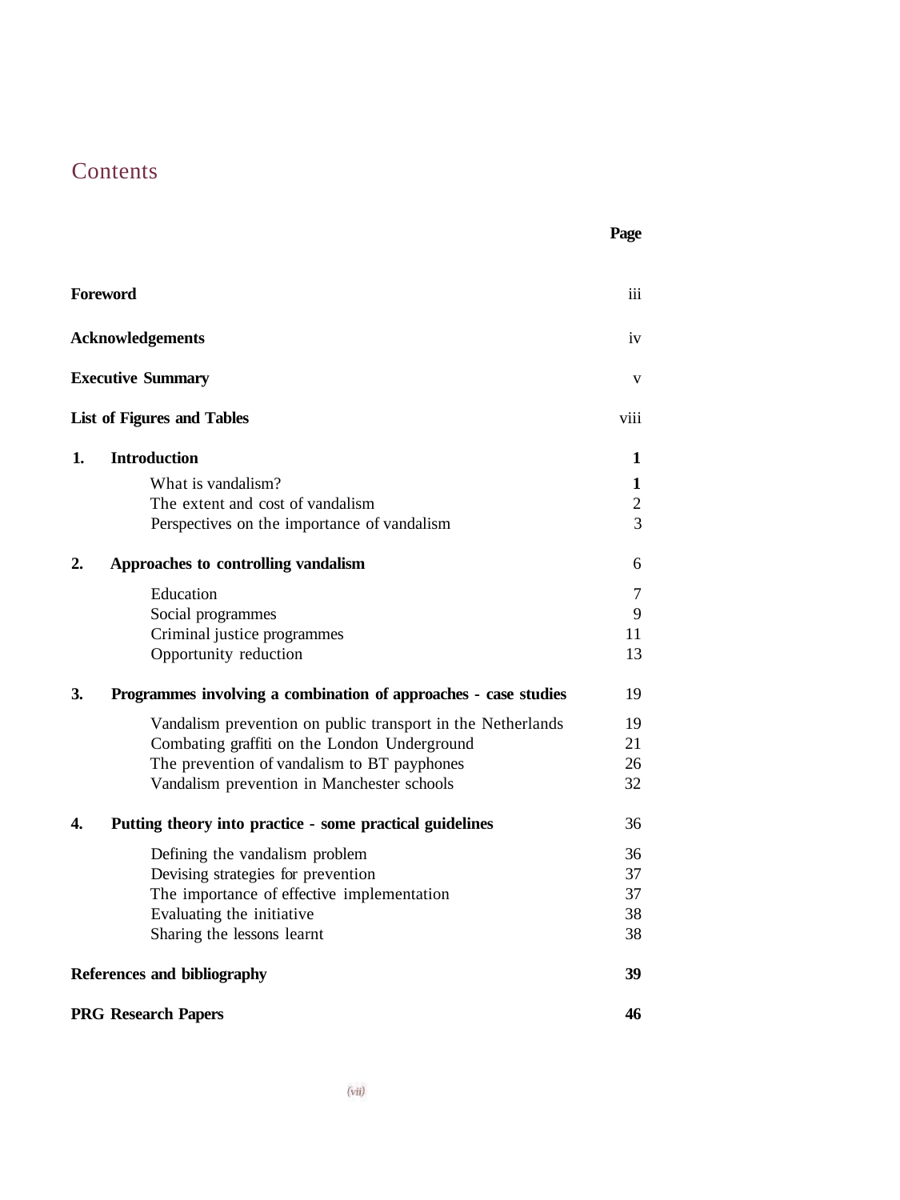# Contents

| | | Page |
|---|---|---|
| **Foreword** | | iii |
| **Acknowledgements** | | iv |
| **Executive Summary** | | v |
| **List of Figures and Tables** | | viii |
| **1.** | **Introduction** | **1** |
| | What is vandalism? | **1** |
| | The extent and cost of vandalism | 2 |
| | Perspectives on the importance of vandalism | 3 |
| **2.** | **Approaches to controlling vandalism** | 6 |
| | Education | 7 |
| | Social programmes | 9 |
| | Criminal justice programmes | 11 |
| | Opportunity reduction | 13 |
| **3.** | **Programmes involving a combination of approaches - case studies** | 19 |
| | Vandalism prevention on public transport in the Netherlands | 19 |
| | Combating graffiti on the London Underground | 21 |
| | The prevention of vandalism to BT payphones | 26 |
| | Vandalism prevention in Manchester schools | 32 |
| **4.** | **Putting theory into practice - some practical guidelines** | 36 |
| | Defining the vandalism problem | 36 |
| | Devising strategies for prevention | 37 |
| | The importance of effective implementation | 37 |
| | Evaluating the initiative | 38 |
| | Sharing the lessons learnt | 38 |
| **References and bibliography** | | **39** |
| **PRG Research Papers** | | **46** |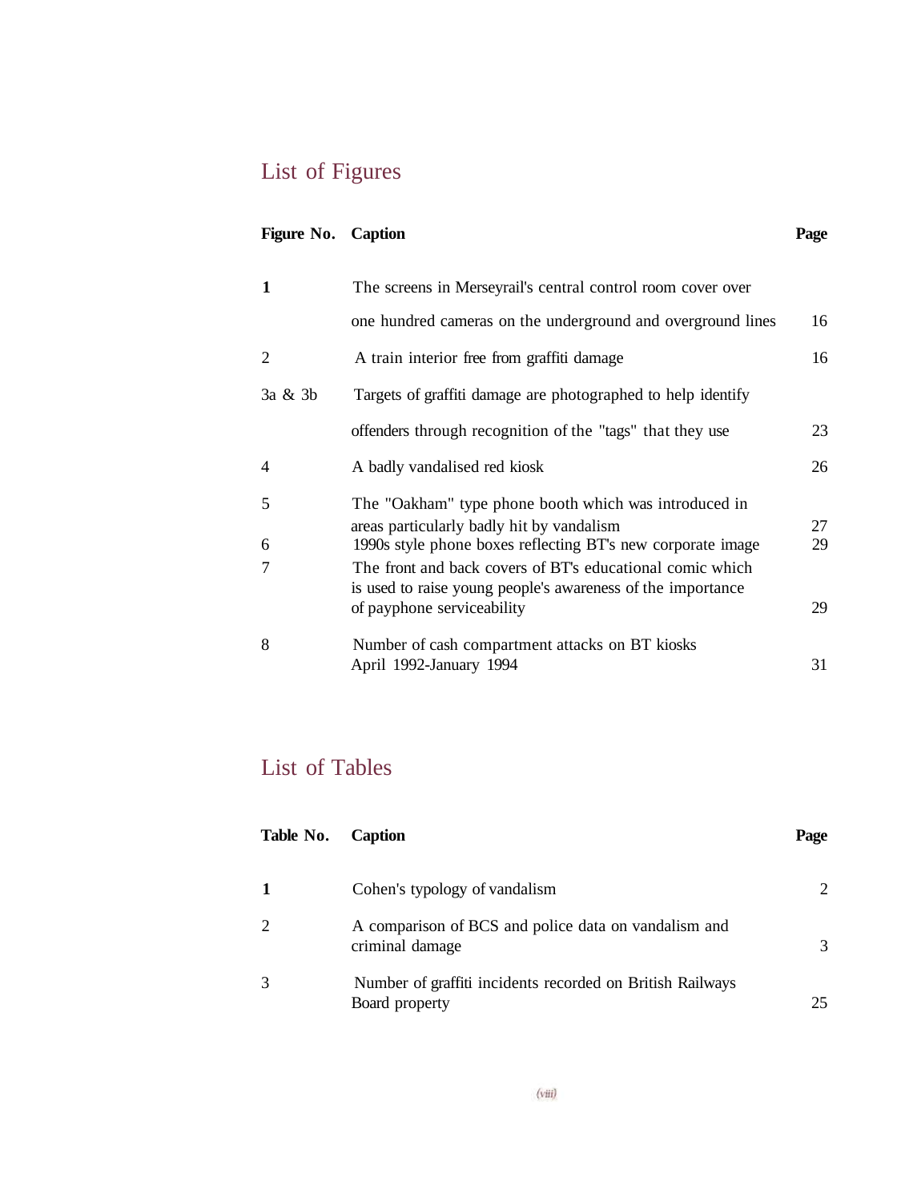## List of Figures

| Figure No. | Caption | Page |
| --- | --- | --- |
| 1 | The screens in Merseyrail's central control room cover over one hundred cameras on the underground and overground lines | 16 |
| 2 | A train interior free from graffiti damage | 16 |
| 3a & 3b | Targets of graffiti damage are photographed to help identify offenders through recognition of the "tags" that they use | 23 |
| 4 | A badly vandalised red kiosk | 26 |
| 5 | The "Oakham" type phone booth which was introduced in areas particularly badly hit by vandalism | 27 |
| 6 | 1990s style phone boxes reflecting BT's new corporate image | 29 |
| 7 | The front and back covers of BT's educational comic which is used to raise young people's awareness of the importance of payphone serviceability | 29 |
| 8 | Number of cash compartment attacks on BT kiosks April 1992-January 1994 | 31 |

## List of Tables

| Table No. | Caption | Page |
| --- | --- | --- |
| 1 | Cohen's typology of vandalism | 2 |
| 2 | A comparison of BCS and police data on vandalism and criminal damage | 3 |
| 3 | Number of graffiti incidents recorded on British Railways Board property | 25 |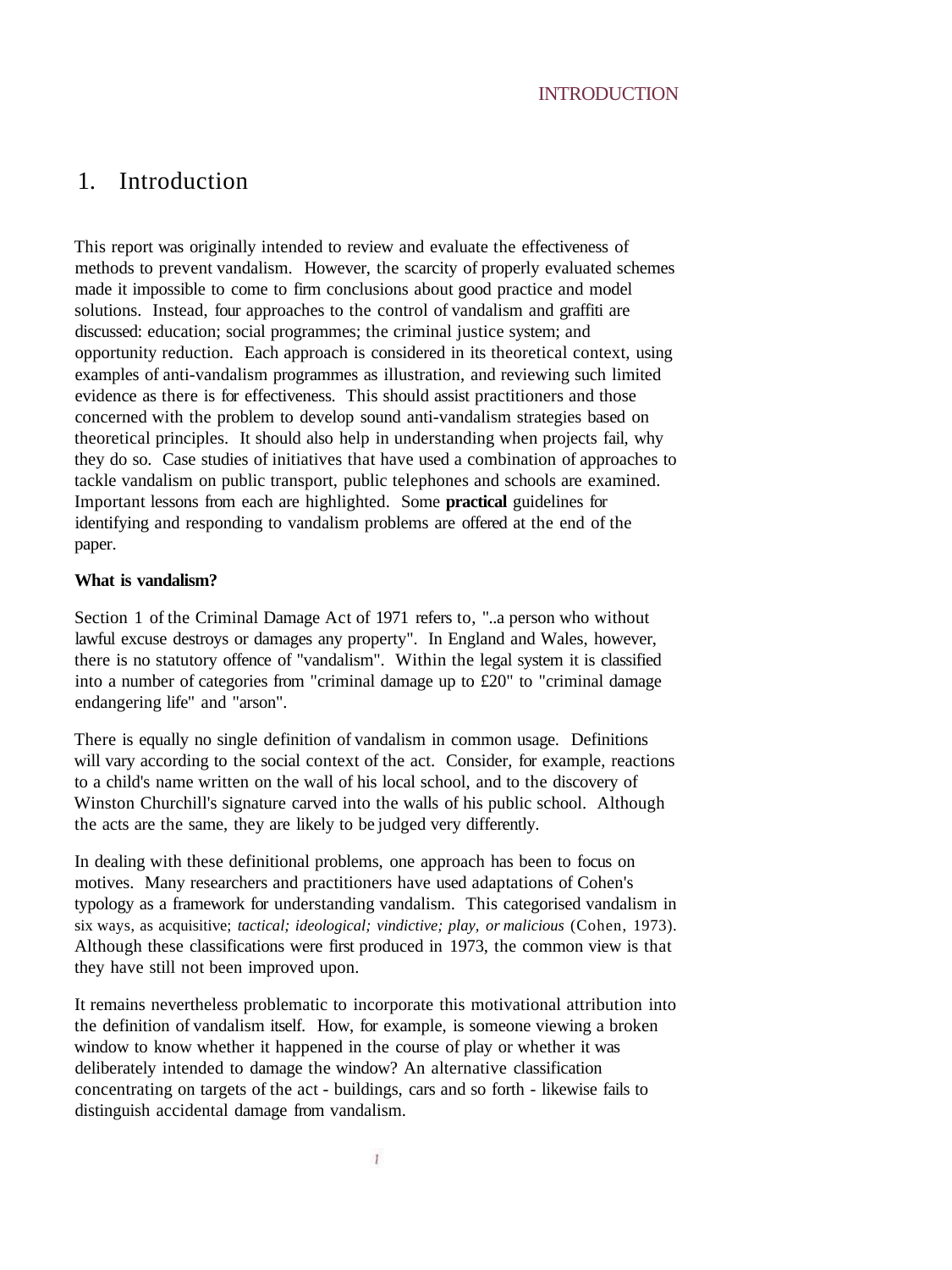# 1. Introduction

This report was originally intended to review and evaluate the effectiveness of methods to prevent vandalism. However, the scarcity of properly evaluated schemes made it impossible to come to firm conclusions about good practice and model solutions. Instead, four approaches to the control of vandalism and graffiti are discussed: education; social programmes; the criminal justice system; and opportunity reduction. Each approach is considered in its theoretical context, using examples of anti-vandalism programmes as illustration, and reviewing such limited evidence as there is for effectiveness. This should assist practitioners and those concerned with the problem to develop sound anti-vandalism strategies based on theoretical principles. It should also help in understanding when projects fail, why they do so. Case studies of initiatives that have used a combination of approaches to tackle vandalism on public transport, public telephones and schools are examined. Important lessons from each are highlighted. Some **practical** guidelines for identifying and responding to vandalism problems are offered at the end of the paper.

**What is vandalism?**

Section 1 of the Criminal Damage Act of 1971 refers to, "..a person who without lawful excuse destroys or damages any property". In England and Wales, however, there is no statutory offence of "vandalism". Within the legal system it is classified into a number of categories from "criminal damage up to £20" to "criminal damage endangering life" and "arson".

There is equally no single definition of vandalism in common usage. Definitions will vary according to the social context of the act. Consider, for example, reactions to a child's name written on the wall of his local school, and to the discovery of Winston Churchill's signature carved into the walls of his public school. Although the acts are the same, they are likely to be judged very differently.

In dealing with these definitional problems, one approach has been to focus on motives. Many researchers and practitioners have used adaptations of Cohen's typology as a framework for understanding vandalism. This categorised vandalism in six ways, as acquisitive; *tactical; ideological; vindictive; play, or malicious* (Cohen, 1973). Although these classifications were first produced in 1973, the common view is that they have still not been improved upon.

It remains nevertheless problematic to incorporate this motivational attribution into the definition of vandalism itself. How, for example, is someone viewing a broken window to know whether it happened in the course of play or whether it was deliberately intended to damage the window? An alternative classification concentrating on targets of the act - buildings, cars and so forth - likewise fails to distinguish accidental damage from vandalism.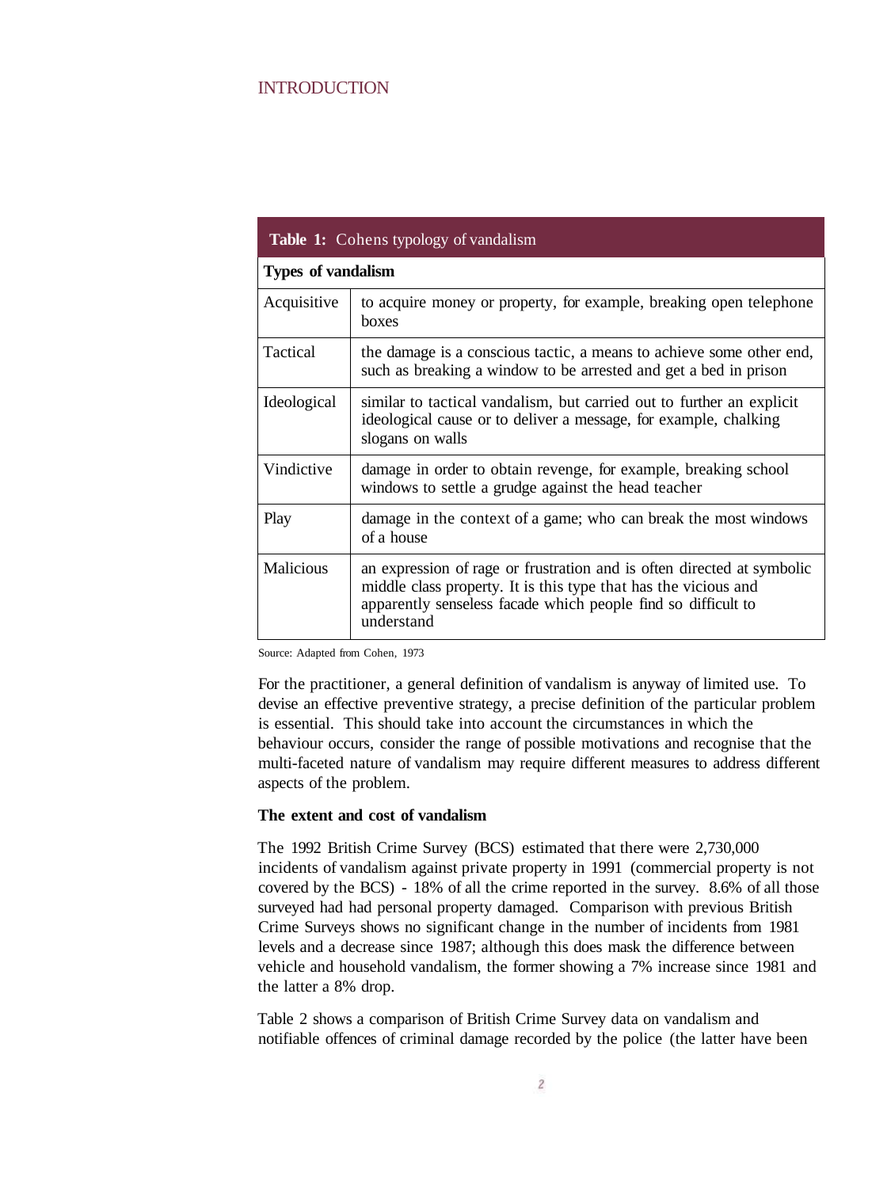**Table 1:** Cohens typology of vandalism

| Types of vandalism | |
|---|---|
| Acquisitive | to acquire money or property, for example, breaking open telephone boxes |
| Tactical | the damage is a conscious tactic, a means to achieve some other end, such as breaking a window to be arrested and get a bed in prison |
| Ideological | similar to tactical vandalism, but carried out to further an explicit ideological cause or to deliver a message, for example, chalking slogans on walls |
| Vindictive | damage in order to obtain revenge, for example, breaking school windows to settle a grudge against the head teacher |
| Play | damage in the context of a game; who can break the most windows of a house |
| Malicious | an expression of rage or frustration and is often directed at symbolic middle class property. It is this type that has the vicious and apparently senseless facade which people find so difficult to understand |

Source: Adapted from Cohen, 1973

For the practitioner, a general definition of vandalism is anyway of limited use. To devise an effective preventive strategy, a precise definition of the particular problem is essential. This should take into account the circumstances in which the behaviour occurs, consider the range of possible motivations and recognise that the multi-faceted nature of vandalism may require different measures to address different aspects of the problem.

**The extent and cost of vandalism**

The 1992 British Crime Survey (BCS) estimated that there were 2,730,000 incidents of vandalism against private property in 1991 (commercial property is not covered by the BCS) - 18% of all the crime reported in the survey. 8.6% of all those surveyed had had personal property damaged. Comparison with previous British Crime Surveys shows no significant change in the number of incidents from 1981 levels and a decrease since 1987; although this does mask the difference between vehicle and household vandalism, the former showing a 7% increase since 1981 and the latter a 8% drop.

Table 2 shows a comparison of British Crime Survey data on vandalism and notifiable offences of criminal damage recorded by the police (the latter have been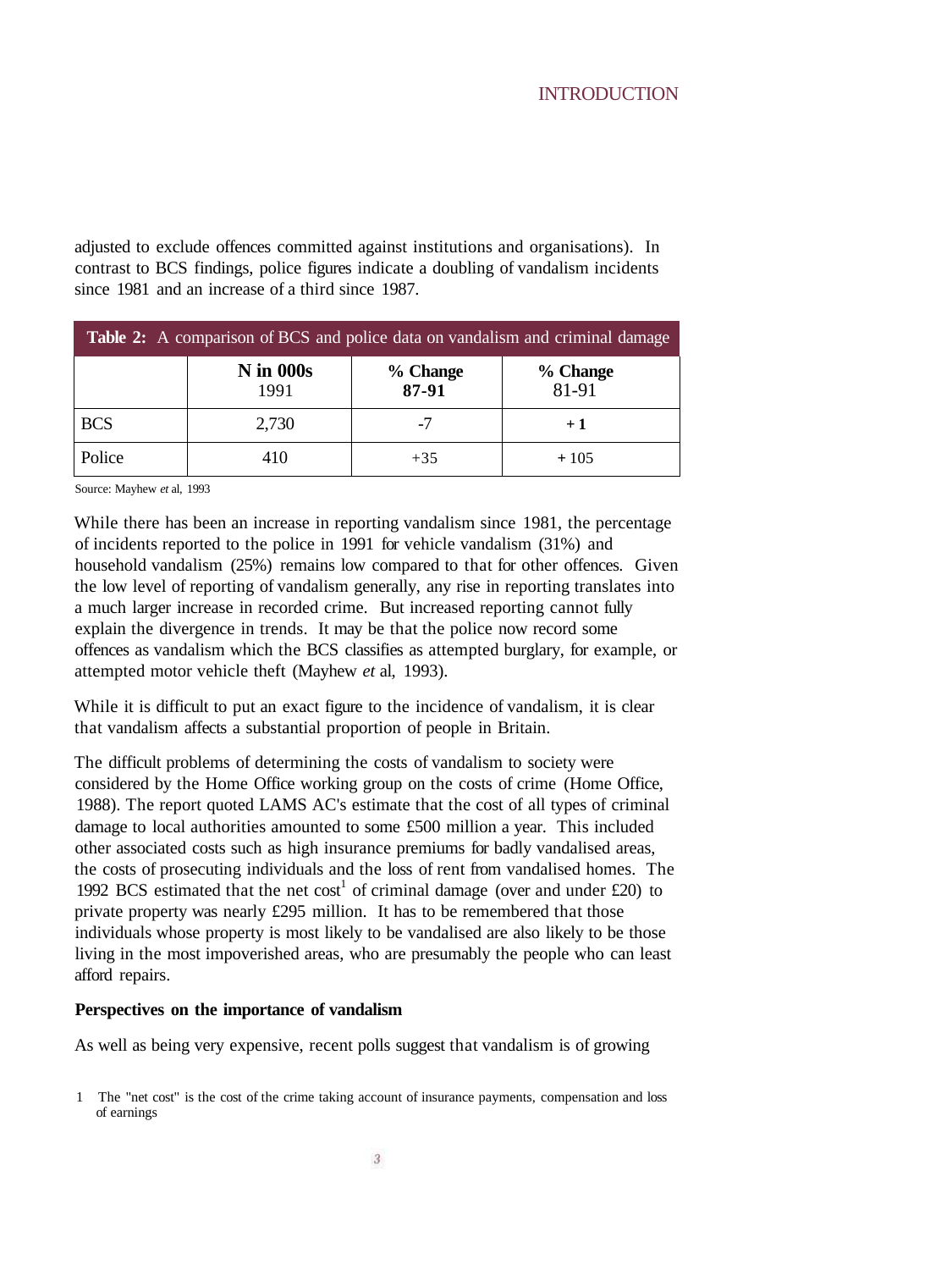adjusted to exclude offences committed against institutions and organisations). In contrast to BCS findings, police figures indicate a doubling of vandalism incidents since 1981 and an increase of a third since 1987.

**Table 2:** A comparison of BCS and police data on vandalism and criminal damage

| | **N in 000s** 1991 | **% Change 87-91** | **% Change** 81-91 |
|---|---|---|---|
| BCS | 2,730 | -7 | **+ 1** |
| Police | 410 | +35 | + 105 |

Source: Mayhew *et* al, 1993

While there has been an increase in reporting vandalism since 1981, the percentage of incidents reported to the police in 1991 for vehicle vandalism (31%) and household vandalism (25%) remains low compared to that for other offences. Given the low level of reporting of vandalism generally, any rise in reporting translates into a much larger increase in recorded crime. But increased reporting cannot fully explain the divergence in trends. It may be that the police now record some offences as vandalism which the BCS classifies as attempted burglary, for example, or attempted motor vehicle theft (Mayhew *et* al, 1993).

While it is difficult to put an exact figure to the incidence of vandalism, it is clear that vandalism affects a substantial proportion of people in Britain.

The difficult problems of determining the costs of vandalism to society were considered by the Home Office working group on the costs of crime (Home Office, 1988). The report quoted LAMS AC's estimate that the cost of all types of criminal damage to local authorities amounted to some £500 million a year. This included other associated costs such as high insurance premiums for badly vandalised areas, the costs of prosecuting individuals and the loss of rent from vandalised homes. The 1992 BCS estimated that the net cost[1] of criminal damage (over and under £20) to private property was nearly £295 million. It has to be remembered that those individuals whose property is most likely to be vandalised are also likely to be those living in the most impoverished areas, who are presumably the people who can least afford repairs.

**Perspectives on the importance of vandalism**

As well as being very expensive, recent polls suggest that vandalism is of growing

1 The "net cost" is the cost of the crime taking account of insurance payments, compensation and loss of earnings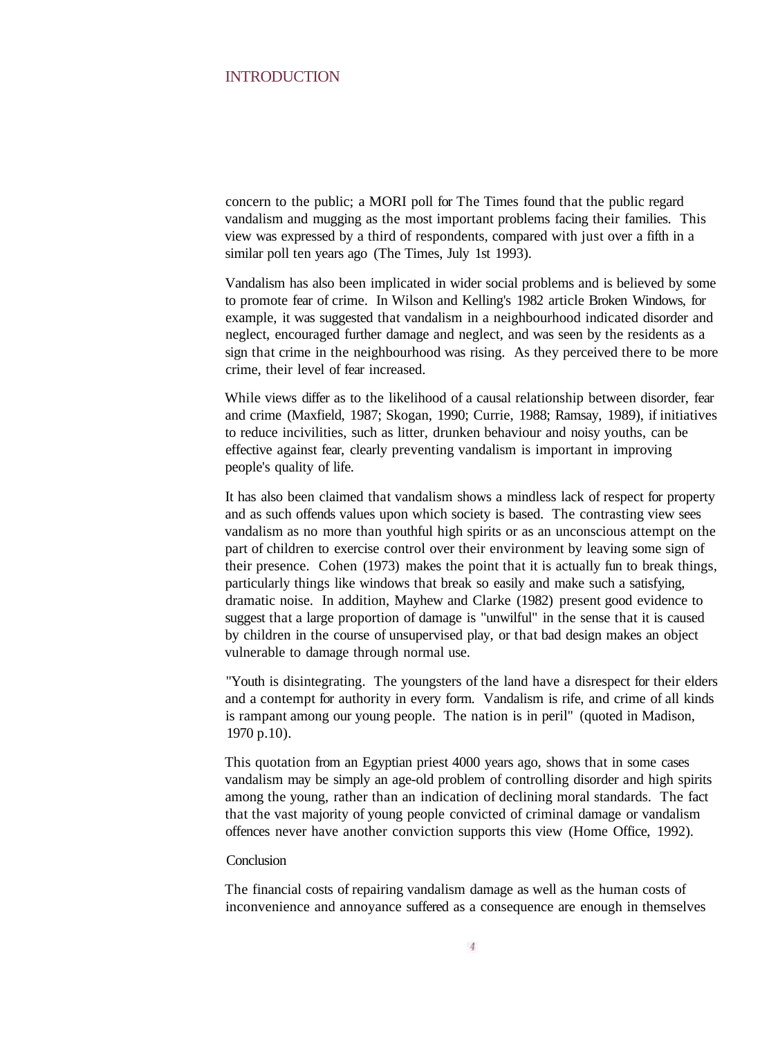concern to the public; a MORI poll for The Times found that the public regard vandalism and mugging as the most important problems facing their families. This view was expressed by a third of respondents, compared with just over a fifth in a similar poll ten years ago (The Times, July 1st 1993).

Vandalism has also been implicated in wider social problems and is believed by some to promote fear of crime. In Wilson and Kelling's 1982 article Broken Windows, for example, it was suggested that vandalism in a neighbourhood indicated disorder and neglect, encouraged further damage and neglect, and was seen by the residents as a sign that crime in the neighbourhood was rising. As they perceived there to be more crime, their level of fear increased.

While views differ as to the likelihood of a causal relationship between disorder, fear and crime (Maxfield, 1987; Skogan, 1990; Currie, 1988; Ramsay, 1989), if initiatives to reduce incivilities, such as litter, drunken behaviour and noisy youths, can be effective against fear, clearly preventing vandalism is important in improving people's quality of life.

It has also been claimed that vandalism shows a mindless lack of respect for property and as such offends values upon which society is based. The contrasting view sees vandalism as no more than youthful high spirits or as an unconscious attempt on the part of children to exercise control over their environment by leaving some sign of their presence. Cohen (1973) makes the point that it is actually fun to break things, particularly things like windows that break so easily and make such a satisfying, dramatic noise. In addition, Mayhew and Clarke (1982) present good evidence to suggest that a large proportion of damage is "unwilful" in the sense that it is caused by children in the course of unsupervised play, or that bad design makes an object vulnerable to damage through normal use.

"Youth is disintegrating. The youngsters of the land have a disrespect for their elders and a contempt for authority in every form. Vandalism is rife, and crime of all kinds is rampant among our young people. The nation is in peril" (quoted in Madison, 1970 p.10).

This quotation from an Egyptian priest 4000 years ago, shows that in some cases vandalism may be simply an age-old problem of controlling disorder and high spirits among the young, rather than an indication of declining moral standards. The fact that the vast majority of young people convicted of criminal damage or vandalism offences never have another conviction supports this view (Home Office, 1992).

### Conclusion

The financial costs of repairing vandalism damage as well as the human costs of inconvenience and annoyance suffered as a consequence are enough in themselves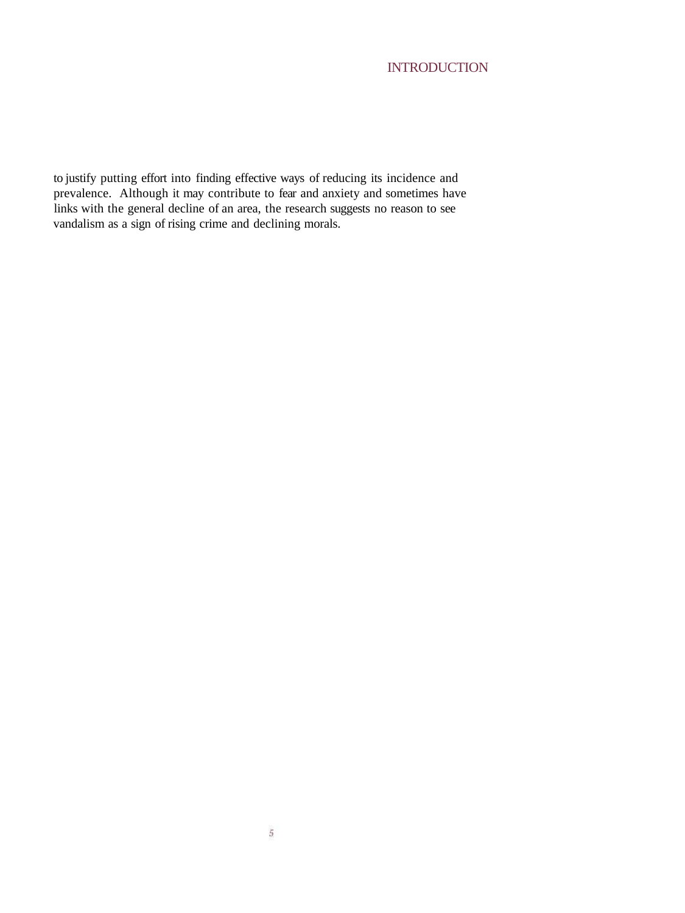to justify putting effort into finding effective ways of reducing its incidence and prevalence. Although it may contribute to fear and anxiety and sometimes have links with the general decline of an area, the research suggests no reason to see vandalism as a sign of rising crime and declining morals.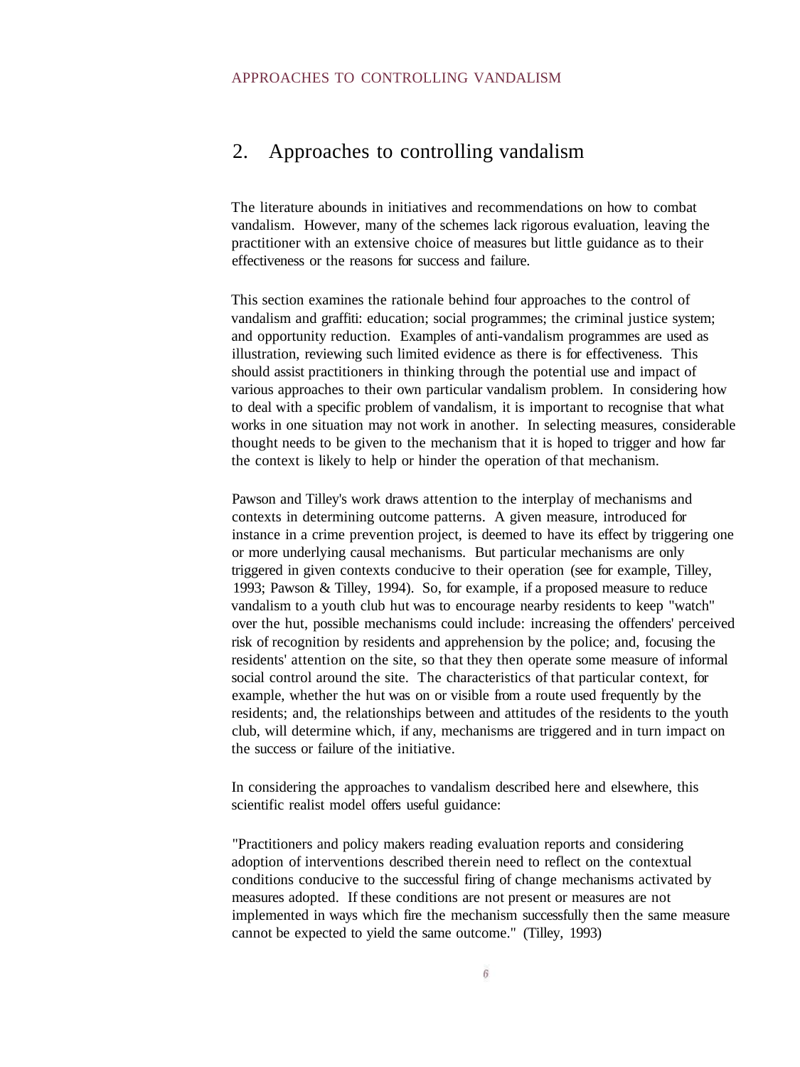## 2. Approaches to controlling vandalism

The literature abounds in initiatives and recommendations on how to combat vandalism. However, many of the schemes lack rigorous evaluation, leaving the practitioner with an extensive choice of measures but little guidance as to their effectiveness or the reasons for success and failure.

This section examines the rationale behind four approaches to the control of vandalism and graffiti: education; social programmes; the criminal justice system; and opportunity reduction. Examples of anti-vandalism programmes are used as illustration, reviewing such limited evidence as there is for effectiveness. This should assist practitioners in thinking through the potential use and impact of various approaches to their own particular vandalism problem. In considering how to deal with a specific problem of vandalism, it is important to recognise that what works in one situation may not work in another. In selecting measures, considerable thought needs to be given to the mechanism that it is hoped to trigger and how far the context is likely to help or hinder the operation of that mechanism.

Pawson and Tilley's work draws attention to the interplay of mechanisms and contexts in determining outcome patterns. A given measure, introduced for instance in a crime prevention project, is deemed to have its effect by triggering one or more underlying causal mechanisms. But particular mechanisms are only triggered in given contexts conducive to their operation (see for example, Tilley, 1993; Pawson & Tilley, 1994). So, for example, if a proposed measure to reduce vandalism to a youth club hut was to encourage nearby residents to keep "watch" over the hut, possible mechanisms could include: increasing the offenders' perceived risk of recognition by residents and apprehension by the police; and, focusing the residents' attention on the site, so that they then operate some measure of informal social control around the site. The characteristics of that particular context, for example, whether the hut was on or visible from a route used frequently by the residents; and, the relationships between and attitudes of the residents to the youth club, will determine which, if any, mechanisms are triggered and in turn impact on the success or failure of the initiative.

In considering the approaches to vandalism described here and elsewhere, this scientific realist model offers useful guidance:

"Practitioners and policy makers reading evaluation reports and considering adoption of interventions described therein need to reflect on the contextual conditions conducive to the successful firing of change mechanisms activated by measures adopted. If these conditions are not present or measures are not implemented in ways which fire the mechanism successfully then the same measure cannot be expected to yield the same outcome." (Tilley, 1993)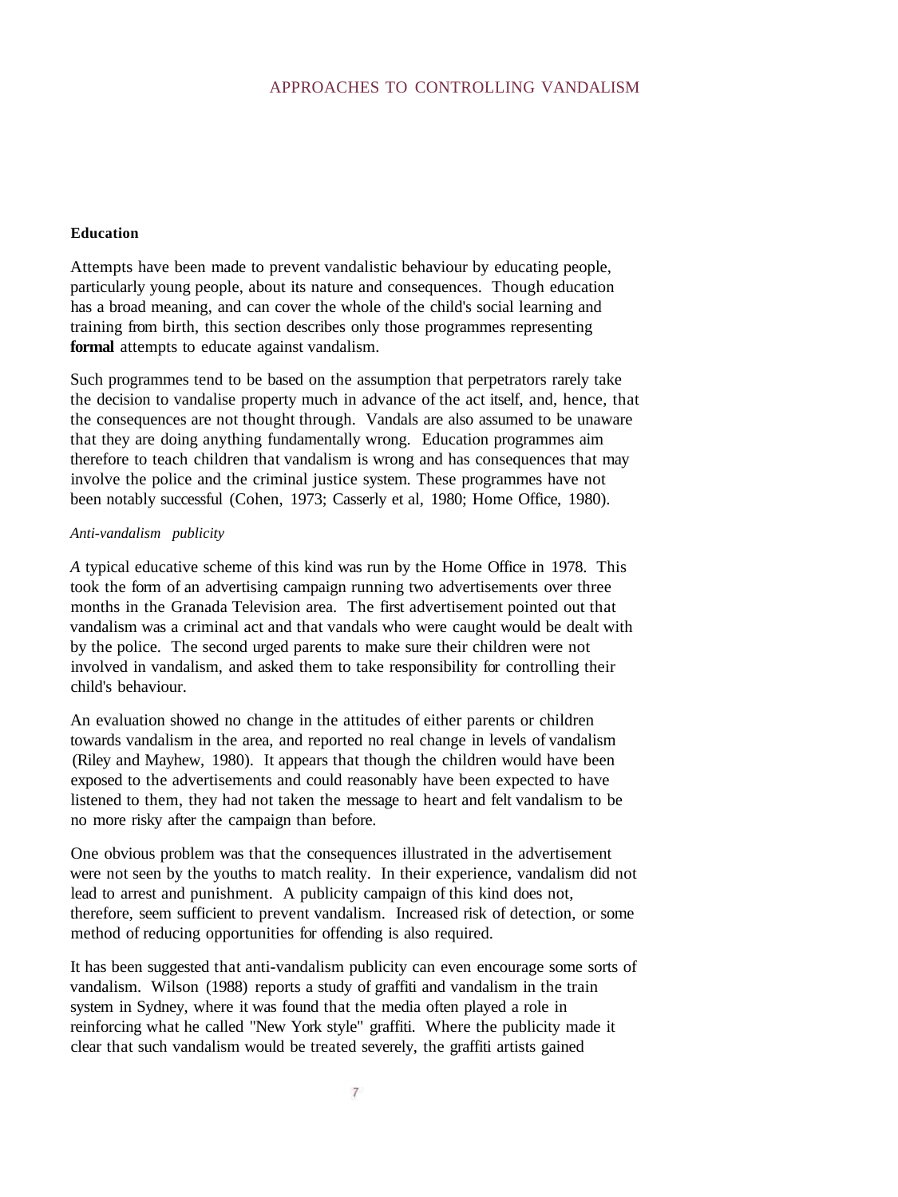## Education

Attempts have been made to prevent vandalistic behaviour by educating people, particularly young people, about its nature and consequences. Though education has a broad meaning, and can cover the whole of the child's social learning and training from birth, this section describes only those programmes representing **formal** attempts to educate against vandalism.

Such programmes tend to be based on the assumption that perpetrators rarely take the decision to vandalise property much in advance of the act itself, and, hence, that the consequences are not thought through. Vandals are also assumed to be unaware that they are doing anything fundamentally wrong. Education programmes aim therefore to teach children that vandalism is wrong and has consequences that may involve the police and the criminal justice system. These programmes have not been notably successful (Cohen, 1973; Casserly et al, 1980; Home Office, 1980).

### *Anti-vandalism publicity*

*A* typical educative scheme of this kind was run by the Home Office in 1978. This took the form of an advertising campaign running two advertisements over three months in the Granada Television area. The first advertisement pointed out that vandalism was a criminal act and that vandals who were caught would be dealt with by the police. The second urged parents to make sure their children were not involved in vandalism, and asked them to take responsibility for controlling their child's behaviour.

An evaluation showed no change in the attitudes of either parents or children towards vandalism in the area, and reported no real change in levels of vandalism (Riley and Mayhew, 1980). It appears that though the children would have been exposed to the advertisements and could reasonably have been expected to have listened to them, they had not taken the message to heart and felt vandalism to be no more risky after the campaign than before.

One obvious problem was that the consequences illustrated in the advertisement were not seen by the youths to match reality. In their experience, vandalism did not lead to arrest and punishment. A publicity campaign of this kind does not, therefore, seem sufficient to prevent vandalism. Increased risk of detection, or some method of reducing opportunities for offending is also required.

It has been suggested that anti-vandalism publicity can even encourage some sorts of vandalism. Wilson (1988) reports a study of graffiti and vandalism in the train system in Sydney, where it was found that the media often played a role in reinforcing what he called "New York style" graffiti. Where the publicity made it clear that such vandalism would be treated severely, the graffiti artists gained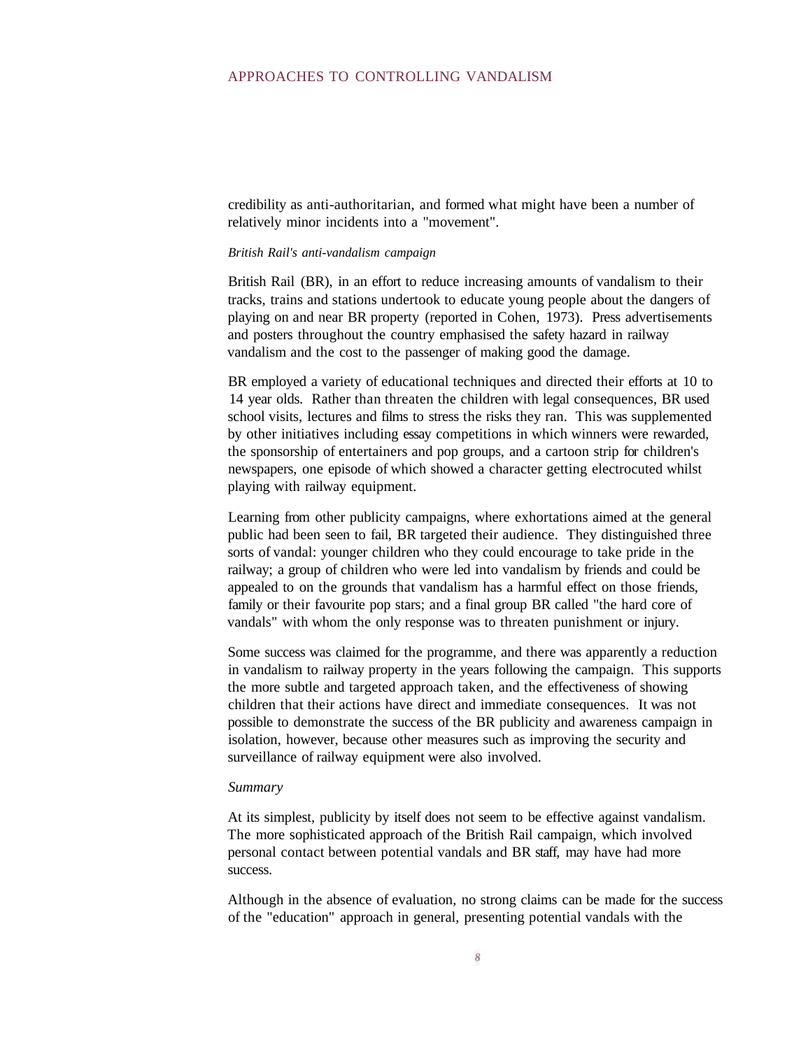credibility as anti-authoritarian, and formed what might have been a number of relatively minor incidents into a "movement".

*British Rail's anti-vandalism campaign*

British Rail (BR), in an effort to reduce increasing amounts of vandalism to their tracks, trains and stations undertook to educate young people about the dangers of playing on and near BR property (reported in Cohen, 1973). Press advertisements and posters throughout the country emphasised the safety hazard in railway vandalism and the cost to the passenger of making good the damage.

BR employed a variety of educational techniques and directed their efforts at 10 to 14 year olds. Rather than threaten the children with legal consequences, BR used school visits, lectures and films to stress the risks they ran. This was supplemented by other initiatives including essay competitions in which winners were rewarded, the sponsorship of entertainers and pop groups, and a cartoon strip for children's newspapers, one episode of which showed a character getting electrocuted whilst playing with railway equipment.

Learning from other publicity campaigns, where exhortations aimed at the general public had been seen to fail, BR targeted their audience. They distinguished three sorts of vandal: younger children who they could encourage to take pride in the railway; a group of children who were led into vandalism by friends and could be appealed to on the grounds that vandalism has a harmful effect on those friends, family or their favourite pop stars; and a final group BR called "the hard core of vandals" with whom the only response was to threaten punishment or injury.

Some success was claimed for the programme, and there was apparently a reduction in vandalism to railway property in the years following the campaign. This supports the more subtle and targeted approach taken, and the effectiveness of showing children that their actions have direct and immediate consequences. It was not possible to demonstrate the success of the BR publicity and awareness campaign in isolation, however, because other measures such as improving the security and surveillance of railway equipment were also involved.

*Summary*

At its simplest, publicity by itself does not seem to be effective against vandalism. The more sophisticated approach of the British Rail campaign, which involved personal contact between potential vandals and BR staff, may have had more success.

Although in the absence of evaluation, no strong claims can be made for the success of the "education" approach in general, presenting potential vandals with the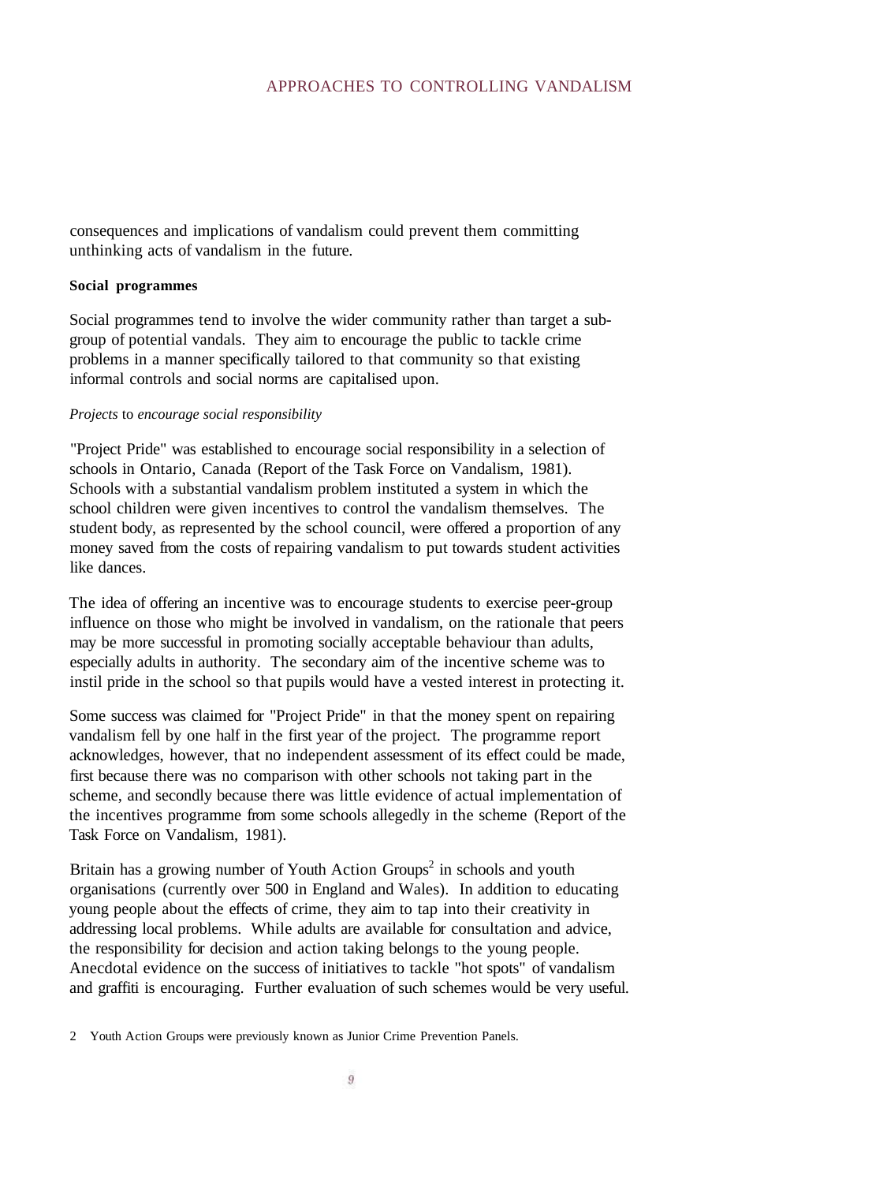consequences and implications of vandalism could prevent them committing unthinking acts of vandalism in the future.

**Social programmes**

Social programmes tend to involve the wider community rather than target a sub-group of potential vandals. They aim to encourage the public to tackle crime problems in a manner specifically tailored to that community so that existing informal controls and social norms are capitalised upon.

*Projects to encourage social responsibility*

"Project Pride" was established to encourage social responsibility in a selection of schools in Ontario, Canada (Report of the Task Force on Vandalism, 1981). Schools with a substantial vandalism problem instituted a system in which the school children were given incentives to control the vandalism themselves. The student body, as represented by the school council, were offered a proportion of any money saved from the costs of repairing vandalism to put towards student activities like dances.

The idea of offering an incentive was to encourage students to exercise peer-group influence on those who might be involved in vandalism, on the rationale that peers may be more successful in promoting socially acceptable behaviour than adults, especially adults in authority. The secondary aim of the incentive scheme was to instil pride in the school so that pupils would have a vested interest in protecting it.

Some success was claimed for "Project Pride" in that the money spent on repairing vandalism fell by one half in the first year of the project. The programme report acknowledges, however, that no independent assessment of its effect could be made, first because there was no comparison with other schools not taking part in the scheme, and secondly because there was little evidence of actual implementation of the incentives programme from some schools allegedly in the scheme (Report of the Task Force on Vandalism, 1981).

Britain has a growing number of Youth Action Groups[2] in schools and youth organisations (currently over 500 in England and Wales). In addition to educating young people about the effects of crime, they aim to tap into their creativity in addressing local problems. While adults are available for consultation and advice, the responsibility for decision and action taking belongs to the young people. Anecdotal evidence on the success of initiatives to tackle "hot spots" of vandalism and graffiti is encouraging. Further evaluation of such schemes would be very useful.

2 Youth Action Groups were previously known as Junior Crime Prevention Panels.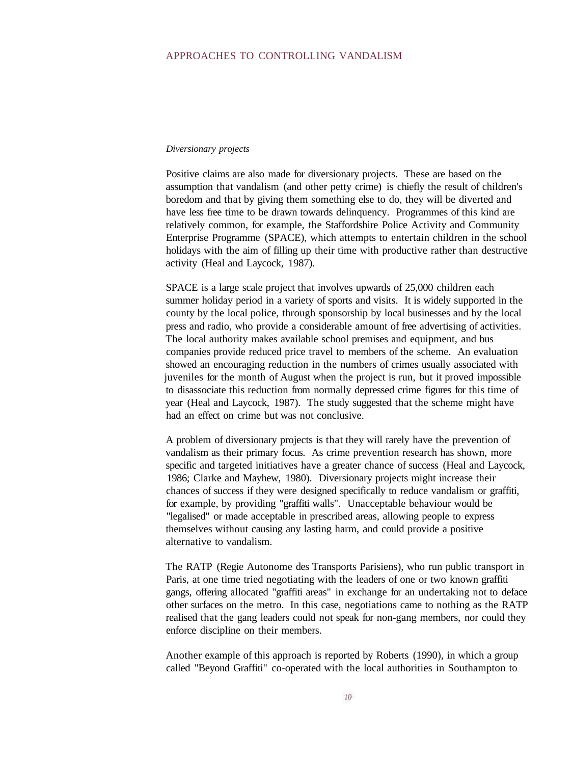*Diversionary projects*

Positive claims are also made for diversionary projects. These are based on the assumption that vandalism (and other petty crime) is chiefly the result of children's boredom and that by giving them something else to do, they will be diverted and have less free time to be drawn towards delinquency. Programmes of this kind are relatively common, for example, the Staffordshire Police Activity and Community Enterprise Programme (SPACE), which attempts to entertain children in the school holidays with the aim of filling up their time with productive rather than destructive activity (Heal and Laycock, 1987).

SPACE is a large scale project that involves upwards of 25,000 children each summer holiday period in a variety of sports and visits. It is widely supported in the county by the local police, through sponsorship by local businesses and by the local press and radio, who provide a considerable amount of free advertising of activities. The local authority makes available school premises and equipment, and bus companies provide reduced price travel to members of the scheme. An evaluation showed an encouraging reduction in the numbers of crimes usually associated with juveniles for the month of August when the project is run, but it proved impossible to disassociate this reduction from normally depressed crime figures for this time of year (Heal and Laycock, 1987). The study suggested that the scheme might have had an effect on crime but was not conclusive.

A problem of diversionary projects is that they will rarely have the prevention of vandalism as their primary focus. As crime prevention research has shown, more specific and targeted initiatives have a greater chance of success (Heal and Laycock, 1986; Clarke and Mayhew, 1980). Diversionary projects might increase their chances of success if they were designed specifically to reduce vandalism or graffiti, for example, by providing "graffiti walls". Unacceptable behaviour would be "legalised" or made acceptable in prescribed areas, allowing people to express themselves without causing any lasting harm, and could provide a positive alternative to vandalism.

The RATP (Regie Autonome des Transports Parisiens), who run public transport in Paris, at one time tried negotiating with the leaders of one or two known graffiti gangs, offering allocated "graffiti areas" in exchange for an undertaking not to deface other surfaces on the metro. In this case, negotiations came to nothing as the RATP realised that the gang leaders could not speak for non-gang members, nor could they enforce discipline on their members.

Another example of this approach is reported by Roberts (1990), in which a group called "Beyond Graffiti" co-operated with the local authorities in Southampton to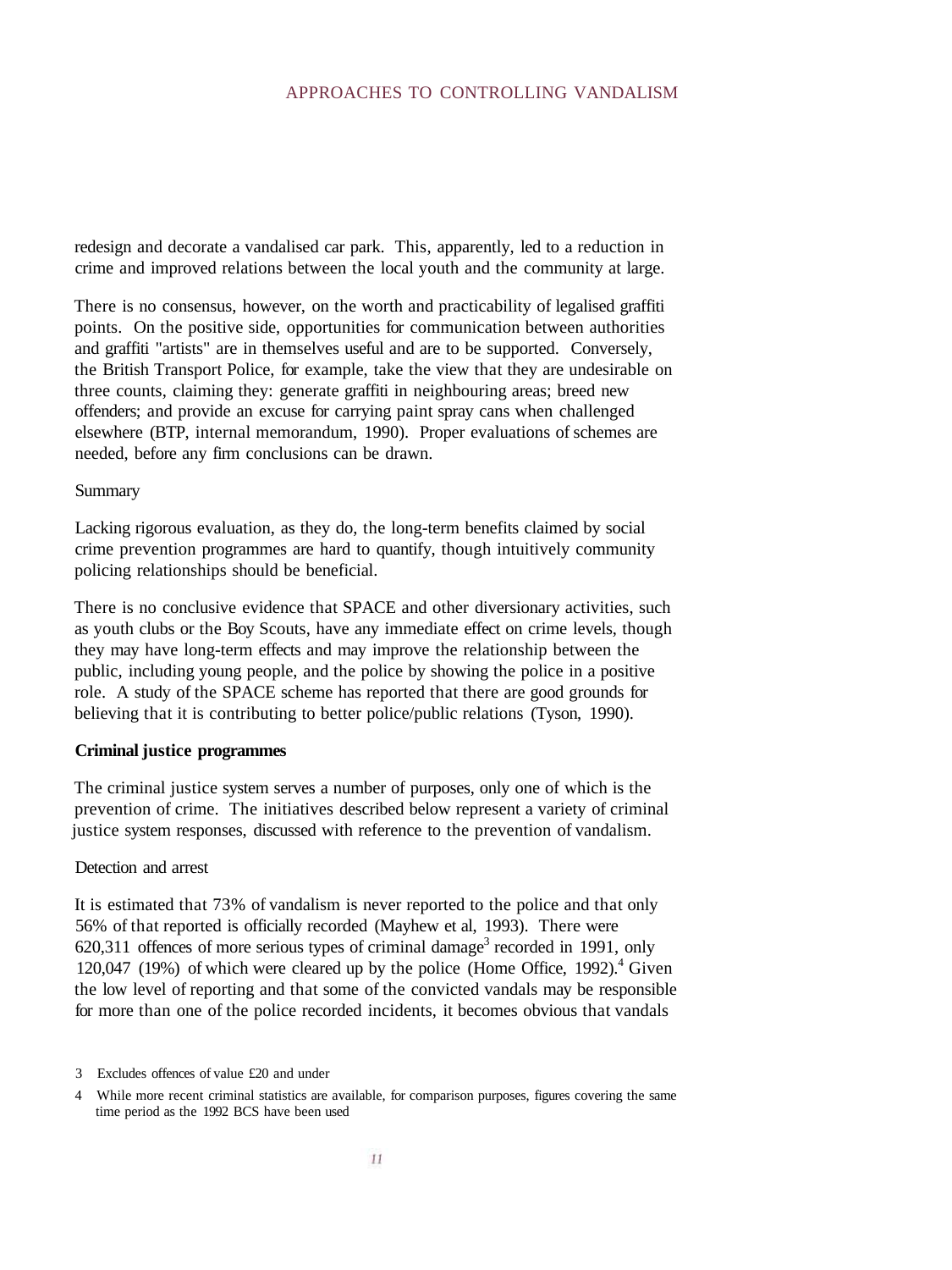redesign and decorate a vandalised car park. This, apparently, led to a reduction in crime and improved relations between the local youth and the community at large.

There is no consensus, however, on the worth and practicability of legalised graffiti points. On the positive side, opportunities for communication between authorities and graffiti "artists" are in themselves useful and are to be supported. Conversely, the British Transport Police, for example, take the view that they are undesirable on three counts, claiming they: generate graffiti in neighbouring areas; breed new offenders; and provide an excuse for carrying paint spray cans when challenged elsewhere (BTP, internal memorandum, 1990). Proper evaluations of schemes are needed, before any firm conclusions can be drawn.

#### Summary

Lacking rigorous evaluation, as they do, the long-term benefits claimed by social crime prevention programmes are hard to quantify, though intuitively community policing relationships should be beneficial.

There is no conclusive evidence that SPACE and other diversionary activities, such as youth clubs or the Boy Scouts, have any immediate effect on crime levels, though they may have long-term effects and may improve the relationship between the public, including young people, and the police by showing the police in a positive role. A study of the SPACE scheme has reported that there are good grounds for believing that it is contributing to better police/public relations (Tyson, 1990).

### Criminal justice programmes

The criminal justice system serves a number of purposes, only one of which is the prevention of crime. The initiatives described below represent a variety of criminal justice system responses, discussed with reference to the prevention of vandalism.

#### Detection and arrest

It is estimated that 73% of vandalism is never reported to the police and that only 56% of that reported is officially recorded (Mayhew et al, 1993). There were 620,311 offences of more serious types of criminal damage[3] recorded in 1991, only 120,047 (19%) of which were cleared up by the police (Home Office, 1992).[4] Given the low level of reporting and that some of the convicted vandals may be responsible for more than one of the police recorded incidents, it becomes obvious that vandals

3 Excludes offences of value £20 and under

4 While more recent criminal statistics are available, for comparison purposes, figures covering the same time period as the 1992 BCS have been used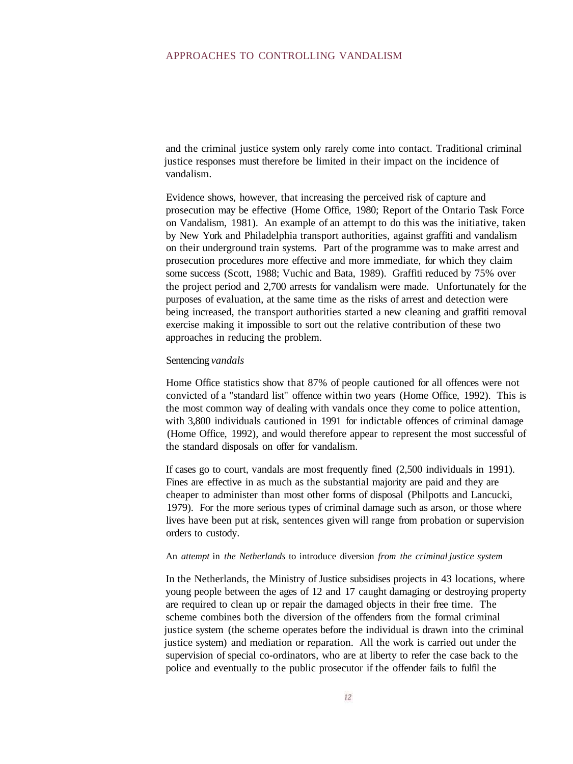and the criminal justice system only rarely come into contact. Traditional criminal justice responses must therefore be limited in their impact on the incidence of vandalism.

Evidence shows, however, that increasing the perceived risk of capture and prosecution may be effective (Home Office, 1980; Report of the Ontario Task Force on Vandalism, 1981). An example of an attempt to do this was the initiative, taken by New York and Philadelphia transport authorities, against graffiti and vandalism on their underground train systems. Part of the programme was to make arrest and prosecution procedures more effective and more immediate, for which they claim some success (Scott, 1988; Vuchic and Bata, 1989). Graffiti reduced by 75% over the project period and 2,700 arrests for vandalism were made. Unfortunately for the purposes of evaluation, at the same time as the risks of arrest and detection were being increased, the transport authorities started a new cleaning and graffiti removal exercise making it impossible to sort out the relative contribution of these two approaches in reducing the problem.

### Sentencing *vandals*

Home Office statistics show that 87% of people cautioned for all offences were not convicted of a "standard list" offence within two years (Home Office, 1992). This is the most common way of dealing with vandals once they come to police attention, with 3,800 individuals cautioned in 1991 for indictable offences of criminal damage (Home Office, 1992), and would therefore appear to represent the most successful of the standard disposals on offer for vandalism.

If cases go to court, vandals are most frequently fined (2,500 individuals in 1991). Fines are effective in as much as the substantial majority are paid and they are cheaper to administer than most other forms of disposal (Philpotts and Lancucki, 1979). For the more serious types of criminal damage such as arson, or those where lives have been put at risk, sentences given will range from probation or supervision orders to custody.

### An *attempt* in *the Netherlands* to introduce diversion *from the criminal justice system*

In the Netherlands, the Ministry of Justice subsidises projects in 43 locations, where young people between the ages of 12 and 17 caught damaging or destroying property are required to clean up or repair the damaged objects in their free time. The scheme combines both the diversion of the offenders from the formal criminal justice system (the scheme operates before the individual is drawn into the criminal justice system) and mediation or reparation. All the work is carried out under the supervision of special co-ordinators, who are at liberty to refer the case back to the police and eventually to the public prosecutor if the offender fails to fulfil the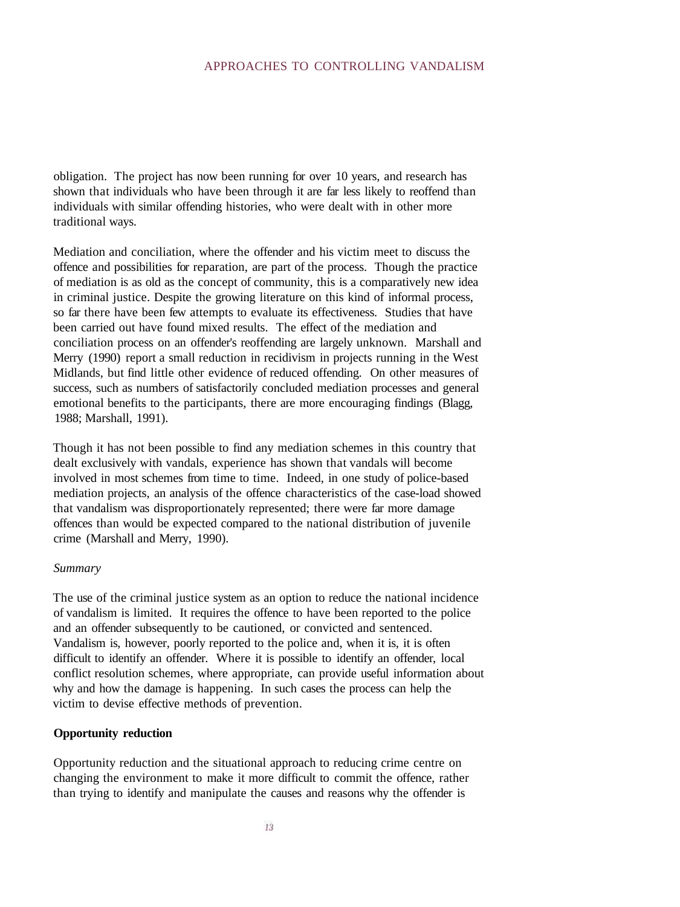obligation. The project has now been running for over 10 years, and research has shown that individuals who have been through it are far less likely to reoffend than individuals with similar offending histories, who were dealt with in other more traditional ways.

Mediation and conciliation, where the offender and his victim meet to discuss the offence and possibilities for reparation, are part of the process. Though the practice of mediation is as old as the concept of community, this is a comparatively new idea in criminal justice. Despite the growing literature on this kind of informal process, so far there have been few attempts to evaluate its effectiveness. Studies that have been carried out have found mixed results. The effect of the mediation and conciliation process on an offender's reoffending are largely unknown. Marshall and Merry (1990) report a small reduction in recidivism in projects running in the West Midlands, but find little other evidence of reduced offending. On other measures of success, such as numbers of satisfactorily concluded mediation processes and general emotional benefits to the participants, there are more encouraging findings (Blagg, 1988; Marshall, 1991).

Though it has not been possible to find any mediation schemes in this country that dealt exclusively with vandals, experience has shown that vandals will become involved in most schemes from time to time. Indeed, in one study of police-based mediation projects, an analysis of the offence characteristics of the case-load showed that vandalism was disproportionately represented; there were far more damage offences than would be expected compared to the national distribution of juvenile crime (Marshall and Merry, 1990).

*Summary*

The use of the criminal justice system as an option to reduce the national incidence of vandalism is limited. It requires the offence to have been reported to the police and an offender subsequently to be cautioned, or convicted and sentenced. Vandalism is, however, poorly reported to the police and, when it is, it is often difficult to identify an offender. Where it is possible to identify an offender, local conflict resolution schemes, where appropriate, can provide useful information about why and how the damage is happening. In such cases the process can help the victim to devise effective methods of prevention.

**Opportunity reduction**

Opportunity reduction and the situational approach to reducing crime centre on changing the environment to make it more difficult to commit the offence, rather than trying to identify and manipulate the causes and reasons why the offender is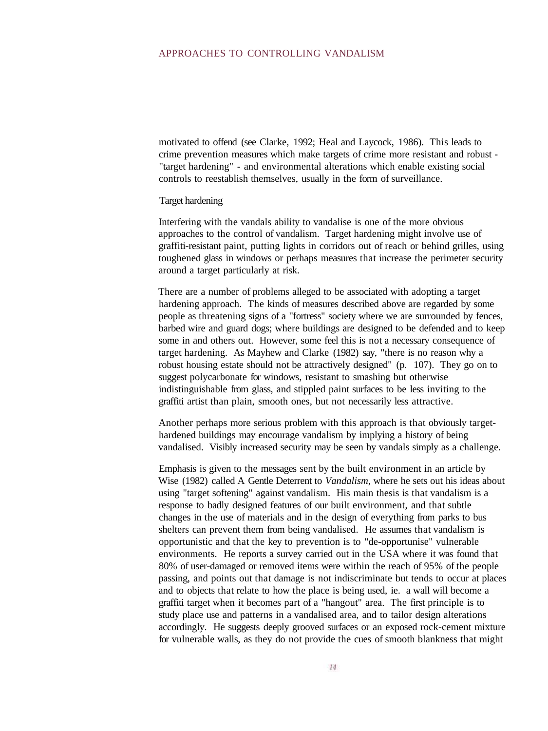motivated to offend (see Clarke, 1992; Heal and Laycock, 1986). This leads to crime prevention measures which make targets of crime more resistant and robust - "target hardening" - and environmental alterations which enable existing social controls to reestablish themselves, usually in the form of surveillance.

### Target hardening

Interfering with the vandals ability to vandalise is one of the more obvious approaches to the control of vandalism. Target hardening might involve use of graffiti-resistant paint, putting lights in corridors out of reach or behind grilles, using toughened glass in windows or perhaps measures that increase the perimeter security around a target particularly at risk.

There are a number of problems alleged to be associated with adopting a target hardening approach. The kinds of measures described above are regarded by some people as threatening signs of a "fortress" society where we are surrounded by fences, barbed wire and guard dogs; where buildings are designed to be defended and to keep some in and others out. However, some feel this is not a necessary consequence of target hardening. As Mayhew and Clarke (1982) say, "there is no reason why a robust housing estate should not be attractively designed" (p. 107). They go on to suggest polycarbonate for windows, resistant to smashing but otherwise indistinguishable from glass, and stippled paint surfaces to be less inviting to the graffiti artist than plain, smooth ones, but not necessarily less attractive.

Another perhaps more serious problem with this approach is that obviously target-hardened buildings may encourage vandalism by implying a history of being vandalised. Visibly increased security may be seen by vandals simply as a challenge.

Emphasis is given to the messages sent by the built environment in an article by Wise (1982) called A Gentle Deterrent to *Vandalism*, where he sets out his ideas about using "target softening" against vandalism. His main thesis is that vandalism is a response to badly designed features of our built environment, and that subtle changes in the use of materials and in the design of everything from parks to bus shelters can prevent them from being vandalised. He assumes that vandalism is opportunistic and that the key to prevention is to "de-opportunise" vulnerable environments. He reports a survey carried out in the USA where it was found that 80% of user-damaged or removed items were within the reach of 95% of the people passing, and points out that damage is not indiscriminate but tends to occur at places and to objects that relate to how the place is being used, ie. a wall will become a graffiti target when it becomes part of a "hangout" area. The first principle is to study place use and patterns in a vandalised area, and to tailor design alterations accordingly. He suggests deeply grooved surfaces or an exposed rock-cement mixture for vulnerable walls, as they do not provide the cues of smooth blankness that might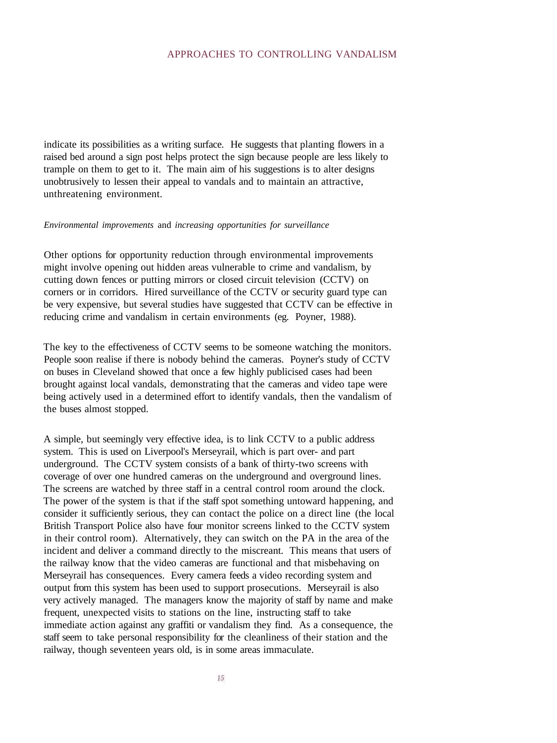indicate its possibilities as a writing surface. He suggests that planting flowers in a raised bed around a sign post helps protect the sign because people are less likely to trample on them to get to it. The main aim of his suggestions is to alter designs unobtrusively to lessen their appeal to vandals and to maintain an attractive, unthreatening environment.

*Environmental improvements* and *increasing opportunities for surveillance*

Other options for opportunity reduction through environmental improvements might involve opening out hidden areas vulnerable to crime and vandalism, by cutting down fences or putting mirrors or closed circuit television (CCTV) on corners or in corridors. Hired surveillance of the CCTV or security guard type can be very expensive, but several studies have suggested that CCTV can be effective in reducing crime and vandalism in certain environments (eg. Poyner, 1988).

The key to the effectiveness of CCTV seems to be someone watching the monitors. People soon realise if there is nobody behind the cameras. Poyner's study of CCTV on buses in Cleveland showed that once a few highly publicised cases had been brought against local vandals, demonstrating that the cameras and video tape were being actively used in a determined effort to identify vandals, then the vandalism of the buses almost stopped.

A simple, but seemingly very effective idea, is to link CCTV to a public address system. This is used on Liverpool's Merseyrail, which is part over- and part underground. The CCTV system consists of a bank of thirty-two screens with coverage of over one hundred cameras on the underground and overground lines. The screens are watched by three staff in a central control room around the clock. The power of the system is that if the staff spot something untoward happening, and consider it sufficiently serious, they can contact the police on a direct line (the local British Transport Police also have four monitor screens linked to the CCTV system in their control room). Alternatively, they can switch on the PA in the area of the incident and deliver a command directly to the miscreant. This means that users of the railway know that the video cameras are functional and that misbehaving on Merseyrail has consequences. Every camera feeds a video recording system and output from this system has been used to support prosecutions. Merseyrail is also very actively managed. The managers know the majority of staff by name and make frequent, unexpected visits to stations on the line, instructing staff to take immediate action against any graffiti or vandalism they find. As a consequence, the staff seem to take personal responsibility for the cleanliness of their station and the railway, though seventeen years old, is in some areas immaculate.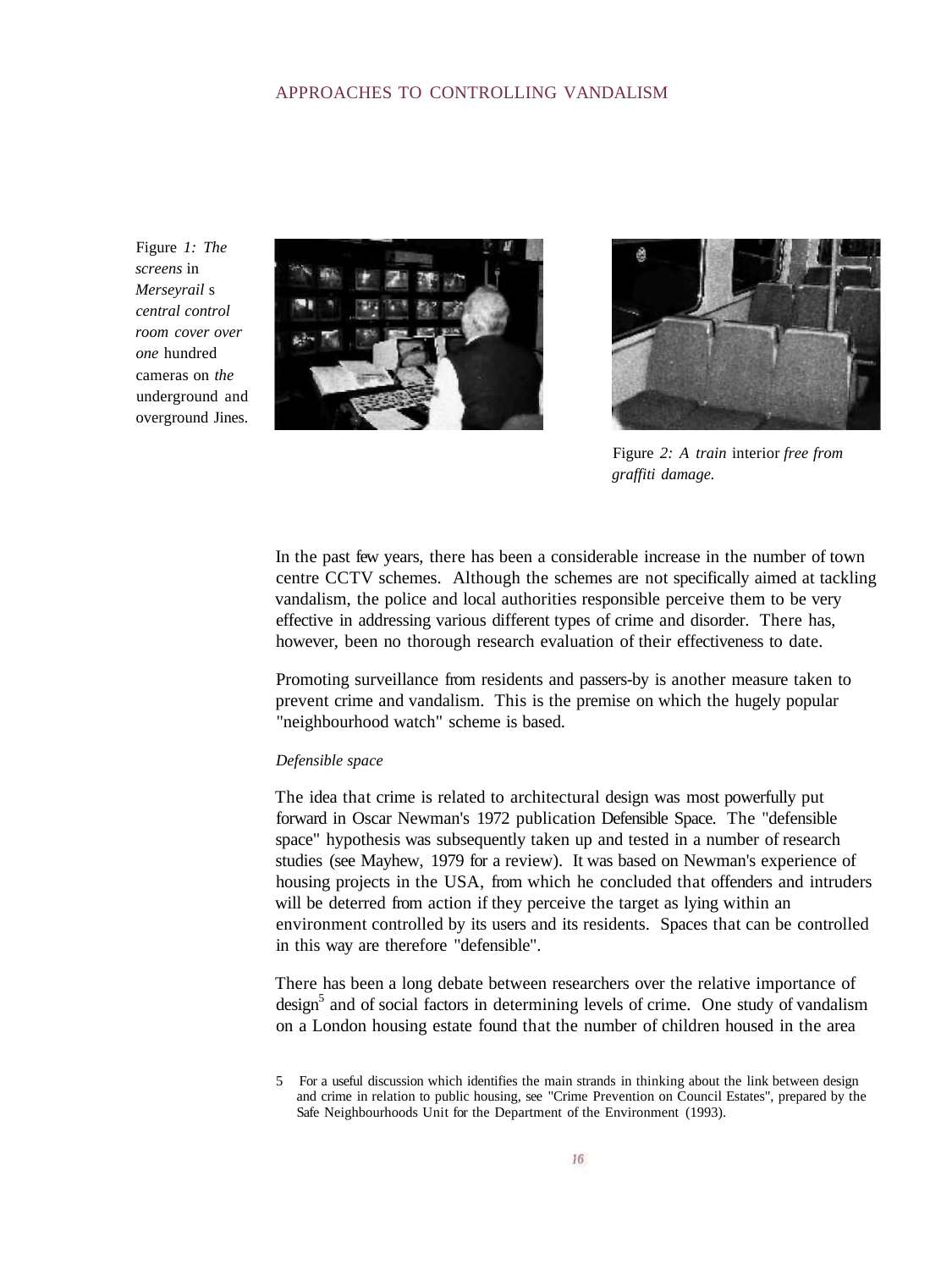Figure *1: The screens* in *Merseyrail* s *central control room cover over one* hundred cameras on *the* underground and overground Jines.

Figure *2: A train* interior *free from graffiti damage.*

In the past few years, there has been a considerable increase in the number of town centre CCTV schemes. Although the schemes are not specifically aimed at tackling vandalism, the police and local authorities responsible perceive them to be very effective in addressing various different types of crime and disorder. There has, however, been no thorough research evaluation of their effectiveness to date.

Promoting surveillance from residents and passers-by is another measure taken to prevent crime and vandalism. This is the premise on which the hugely popular "neighbourhood watch" scheme is based.

*Defensible space*

The idea that crime is related to architectural design was most powerfully put forward in Oscar Newman's 1972 publication Defensible Space. The "defensible space" hypothesis was subsequently taken up and tested in a number of research studies (see Mayhew, 1979 for a review). It was based on Newman's experience of housing projects in the USA, from which he concluded that offenders and intruders will be deterred from action if they perceive the target as lying within an environment controlled by its users and its residents. Spaces that can be controlled in this way are therefore "defensible".

There has been a long debate between researchers over the relative importance of design[5] and of social factors in determining levels of crime. One study of vandalism on a London housing estate found that the number of children housed in the area

5 For a useful discussion which identifies the main strands in thinking about the link between design and crime in relation to public housing, see "Crime Prevention on Council Estates", prepared by the Safe Neighbourhoods Unit for the Department of the Environment (1993).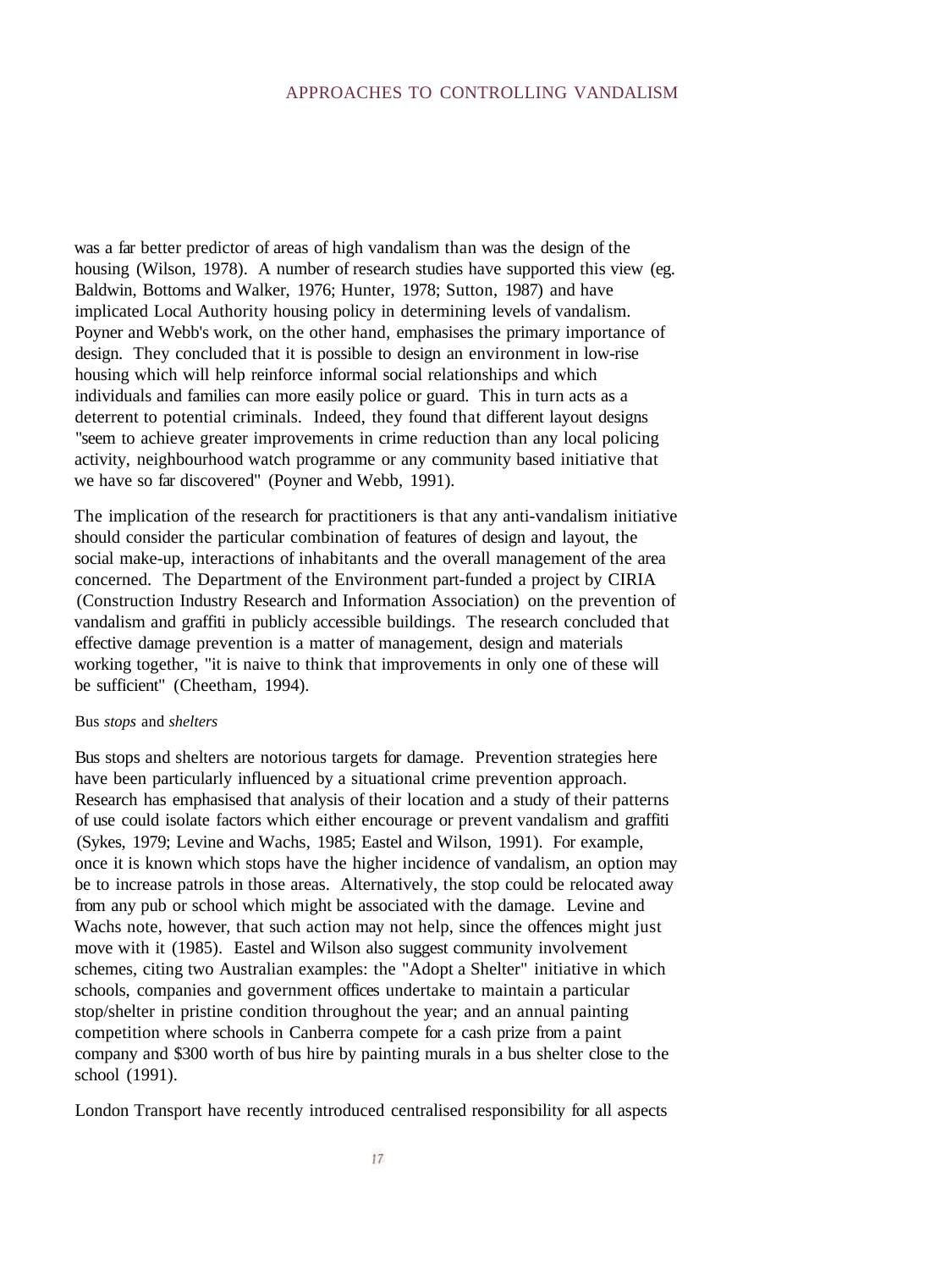was a far better predictor of areas of high vandalism than was the design of the housing (Wilson, 1978). A number of research studies have supported this view (eg. Baldwin, Bottoms and Walker, 1976; Hunter, 1978; Sutton, 1987) and have implicated Local Authority housing policy in determining levels of vandalism. Poyner and Webb's work, on the other hand, emphasises the primary importance of design. They concluded that it is possible to design an environment in low-rise housing which will help reinforce informal social relationships and which individuals and families can more easily police or guard. This in turn acts as a deterrent to potential criminals. Indeed, they found that different layout designs "seem to achieve greater improvements in crime reduction than any local policing activity, neighbourhood watch programme or any community based initiative that we have so far discovered" (Poyner and Webb, 1991).

The implication of the research for practitioners is that any anti-vandalism initiative should consider the particular combination of features of design and layout, the social make-up, interactions of inhabitants and the overall management of the area concerned. The Department of the Environment part-funded a project by CIRIA (Construction Industry Research and Information Association) on the prevention of vandalism and graffiti in publicly accessible buildings. The research concluded that effective damage prevention is a matter of management, design and materials working together, "it is naive to think that improvements in only one of these will be sufficient" (Cheetham, 1994).

### Bus *stops* and *shelters*

Bus stops and shelters are notorious targets for damage. Prevention strategies here have been particularly influenced by a situational crime prevention approach. Research has emphasised that analysis of their location and a study of their patterns of use could isolate factors which either encourage or prevent vandalism and graffiti (Sykes, 1979; Levine and Wachs, 1985; Eastel and Wilson, 1991). For example, once it is known which stops have the higher incidence of vandalism, an option may be to increase patrols in those areas. Alternatively, the stop could be relocated away from any pub or school which might be associated with the damage. Levine and Wachs note, however, that such action may not help, since the offences might just move with it (1985). Eastel and Wilson also suggest community involvement schemes, citing two Australian examples: the "Adopt a Shelter" initiative in which schools, companies and government offices undertake to maintain a particular stop/shelter in pristine condition throughout the year; and an annual painting competition where schools in Canberra compete for a cash prize from a paint company and $300 worth of bus hire by painting murals in a bus shelter close to the school (1991).

London Transport have recently introduced centralised responsibility for all aspects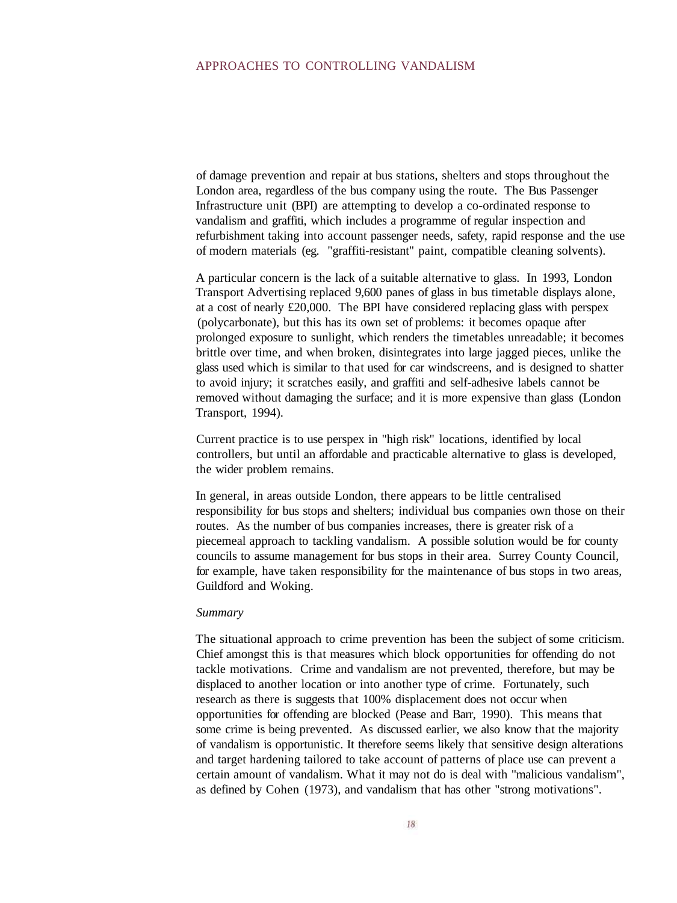of damage prevention and repair at bus stations, shelters and stops throughout the London area, regardless of the bus company using the route. The Bus Passenger Infrastructure unit (BPI) are attempting to develop a co-ordinated response to vandalism and graffiti, which includes a programme of regular inspection and refurbishment taking into account passenger needs, safety, rapid response and the use of modern materials (eg. "graffiti-resistant" paint, compatible cleaning solvents).

A particular concern is the lack of a suitable alternative to glass. In 1993, London Transport Advertising replaced 9,600 panes of glass in bus timetable displays alone, at a cost of nearly £20,000. The BPI have considered replacing glass with perspex (polycarbonate), but this has its own set of problems: it becomes opaque after prolonged exposure to sunlight, which renders the timetables unreadable; it becomes brittle over time, and when broken, disintegrates into large jagged pieces, unlike the glass used which is similar to that used for car windscreens, and is designed to shatter to avoid injury; it scratches easily, and graffiti and self-adhesive labels cannot be removed without damaging the surface; and it is more expensive than glass (London Transport, 1994).

Current practice is to use perspex in "high risk" locations, identified by local controllers, but until an affordable and practicable alternative to glass is developed, the wider problem remains.

In general, in areas outside London, there appears to be little centralised responsibility for bus stops and shelters; individual bus companies own those on their routes. As the number of bus companies increases, there is greater risk of a piecemeal approach to tackling vandalism. A possible solution would be for county councils to assume management for bus stops in their area. Surrey County Council, for example, have taken responsibility for the maintenance of bus stops in two areas, Guildford and Woking.

*Summary*

The situational approach to crime prevention has been the subject of some criticism. Chief amongst this is that measures which block opportunities for offending do not tackle motivations. Crime and vandalism are not prevented, therefore, but may be displaced to another location or into another type of crime. Fortunately, such research as there is suggests that 100% displacement does not occur when opportunities for offending are blocked (Pease and Barr, 1990). This means that some crime is being prevented. As discussed earlier, we also know that the majority of vandalism is opportunistic. It therefore seems likely that sensitive design alterations and target hardening tailored to take account of patterns of place use can prevent a certain amount of vandalism. What it may not do is deal with "malicious vandalism", as defined by Cohen (1973), and vandalism that has other "strong motivations".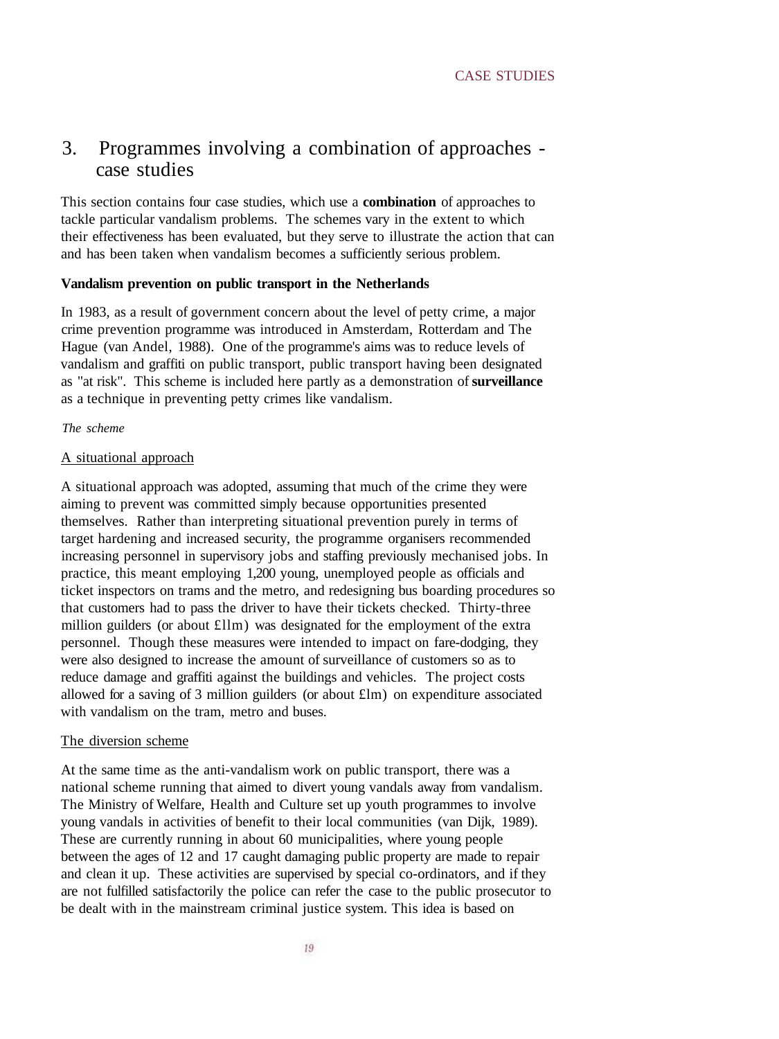# 3. Programmes involving a combination of approaches - case studies

This section contains four case studies, which use a **combination** of approaches to tackle particular vandalism problems. The schemes vary in the extent to which their effectiveness has been evaluated, but they serve to illustrate the action that can and has been taken when vandalism becomes a sufficiently serious problem.

**Vandalism prevention on public transport in the Netherlands**

In 1983, as a result of government concern about the level of petty crime, a major crime prevention programme was introduced in Amsterdam, Rotterdam and The Hague (van Andel, 1988). One of the programme's aims was to reduce levels of vandalism and graffiti on public transport, public transport having been designated as "at risk". This scheme is included here partly as a demonstration of **surveillance** as a technique in preventing petty crimes like vandalism.

*The scheme*

<u>A situational approach</u>

A situational approach was adopted, assuming that much of the crime they were aiming to prevent was committed simply because opportunities presented themselves. Rather than interpreting situational prevention purely in terms of target hardening and increased security, the programme organisers recommended increasing personnel in supervisory jobs and staffing previously mechanised jobs. In practice, this meant employing 1,200 young, unemployed people as officials and ticket inspectors on trams and the metro, and redesigning bus boarding procedures so that customers had to pass the driver to have their tickets checked. Thirty-three million guilders (or about £11m) was designated for the employment of the extra personnel. Though these measures were intended to impact on fare-dodging, they were also designed to increase the amount of surveillance of customers so as to reduce damage and graffiti against the buildings and vehicles. The project costs allowed for a saving of 3 million guilders (or about £1m) on expenditure associated with vandalism on the tram, metro and buses.

<u>The diversion scheme</u>

At the same time as the anti-vandalism work on public transport, there was a national scheme running that aimed to divert young vandals away from vandalism. The Ministry of Welfare, Health and Culture set up youth programmes to involve young vandals in activities of benefit to their local communities (van Dijk, 1989). These are currently running in about 60 municipalities, where young people between the ages of 12 and 17 caught damaging public property are made to repair and clean it up. These activities are supervised by special co-ordinators, and if they are not fulfilled satisfactorily the police can refer the case to the public prosecutor to be dealt with in the mainstream criminal justice system. This idea is based on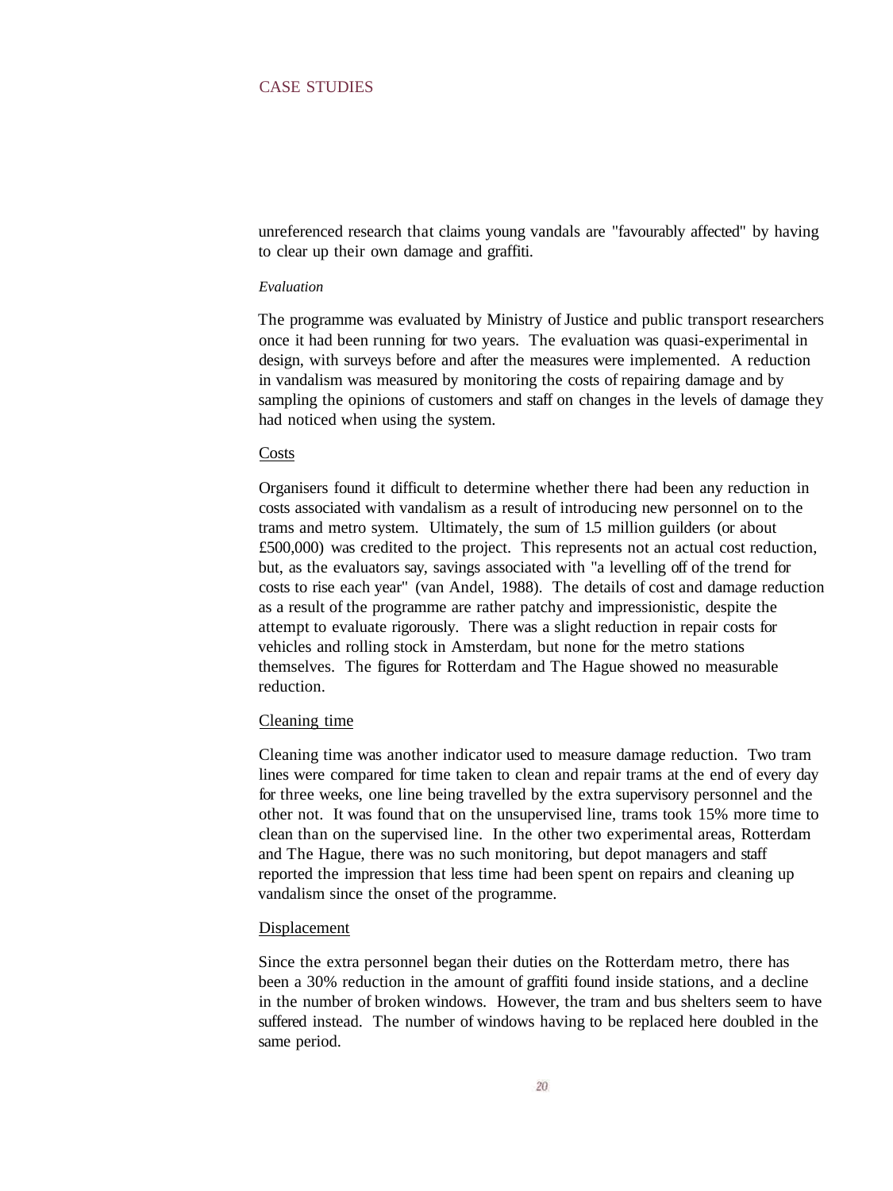unreferenced research that claims young vandals are "favourably affected" by having to clear up their own damage and graffiti.

*Evaluation*

The programme was evaluated by Ministry of Justice and public transport researchers once it had been running for two years. The evaluation was quasi-experimental in design, with surveys before and after the measures were implemented. A reduction in vandalism was measured by monitoring the costs of repairing damage and by sampling the opinions of customers and staff on changes in the levels of damage they had noticed when using the system.

Costs

Organisers found it difficult to determine whether there had been any reduction in costs associated with vandalism as a result of introducing new personnel on to the trams and metro system. Ultimately, the sum of 1.5 million guilders (or about £500,000) was credited to the project. This represents not an actual cost reduction, but, as the evaluators say, savings associated with "a levelling off of the trend for costs to rise each year" (van Andel, 1988). The details of cost and damage reduction as a result of the programme are rather patchy and impressionistic, despite the attempt to evaluate rigorously. There was a slight reduction in repair costs for vehicles and rolling stock in Amsterdam, but none for the metro stations themselves. The figures for Rotterdam and The Hague showed no measurable reduction.

Cleaning time

Cleaning time was another indicator used to measure damage reduction. Two tram lines were compared for time taken to clean and repair trams at the end of every day for three weeks, one line being travelled by the extra supervisory personnel and the other not. It was found that on the unsupervised line, trams took 15% more time to clean than on the supervised line. In the other two experimental areas, Rotterdam and The Hague, there was no such monitoring, but depot managers and staff reported the impression that less time had been spent on repairs and cleaning up vandalism since the onset of the programme.

Displacement

Since the extra personnel began their duties on the Rotterdam metro, there has been a 30% reduction in the amount of graffiti found inside stations, and a decline in the number of broken windows. However, the tram and bus shelters seem to have suffered instead. The number of windows having to be replaced here doubled in the same period.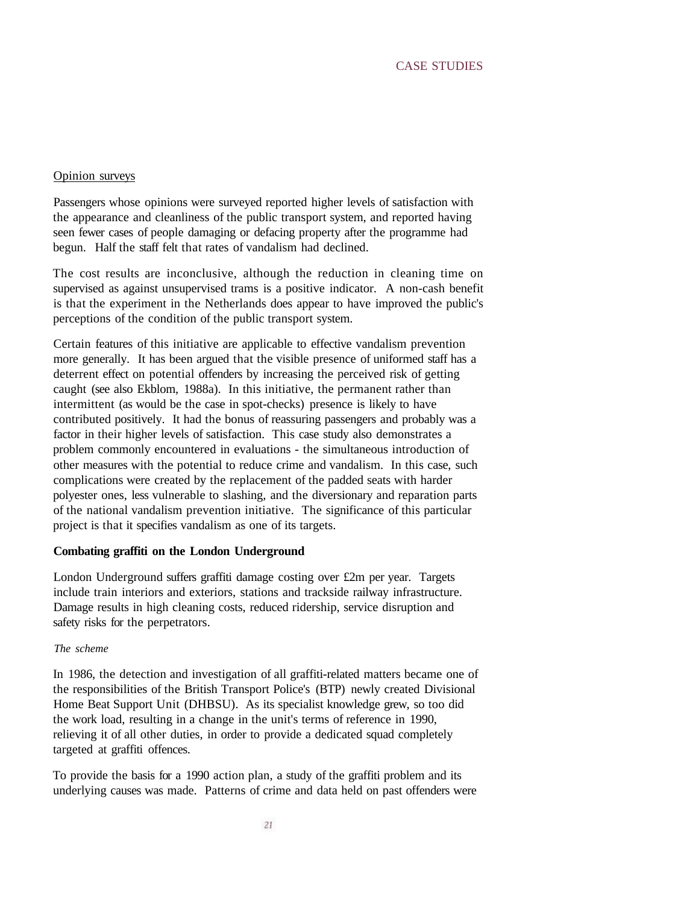Opinion surveys

Passengers whose opinions were surveyed reported higher levels of satisfaction with the appearance and cleanliness of the public transport system, and reported having seen fewer cases of people damaging or defacing property after the programme had begun. Half the staff felt that rates of vandalism had declined.

The cost results are inconclusive, although the reduction in cleaning time on supervised as against unsupervised trams is a positive indicator. A non-cash benefit is that the experiment in the Netherlands does appear to have improved the public's perceptions of the condition of the public transport system.

Certain features of this initiative are applicable to effective vandalism prevention more generally. It has been argued that the visible presence of uniformed staff has a deterrent effect on potential offenders by increasing the perceived risk of getting caught (see also Ekblom, 1988a). In this initiative, the permanent rather than intermittent (as would be the case in spot-checks) presence is likely to have contributed positively. It had the bonus of reassuring passengers and probably was a factor in their higher levels of satisfaction. This case study also demonstrates a problem commonly encountered in evaluations - the simultaneous introduction of other measures with the potential to reduce crime and vandalism. In this case, such complications were created by the replacement of the padded seats with harder polyester ones, less vulnerable to slashing, and the diversionary and reparation parts of the national vandalism prevention initiative. The significance of this particular project is that it specifies vandalism as one of its targets.

**Combating graffiti on the London Underground**

London Underground suffers graffiti damage costing over £2m per year. Targets include train interiors and exteriors, stations and trackside railway infrastructure. Damage results in high cleaning costs, reduced ridership, service disruption and safety risks for the perpetrators.

*The scheme*

In 1986, the detection and investigation of all graffiti-related matters became one of the responsibilities of the British Transport Police's (BTP) newly created Divisional Home Beat Support Unit (DHBSU). As its specialist knowledge grew, so too did the work load, resulting in a change in the unit's terms of reference in 1990, relieving it of all other duties, in order to provide a dedicated squad completely targeted at graffiti offences.

To provide the basis for a 1990 action plan, a study of the graffiti problem and its underlying causes was made. Patterns of crime and data held on past offenders were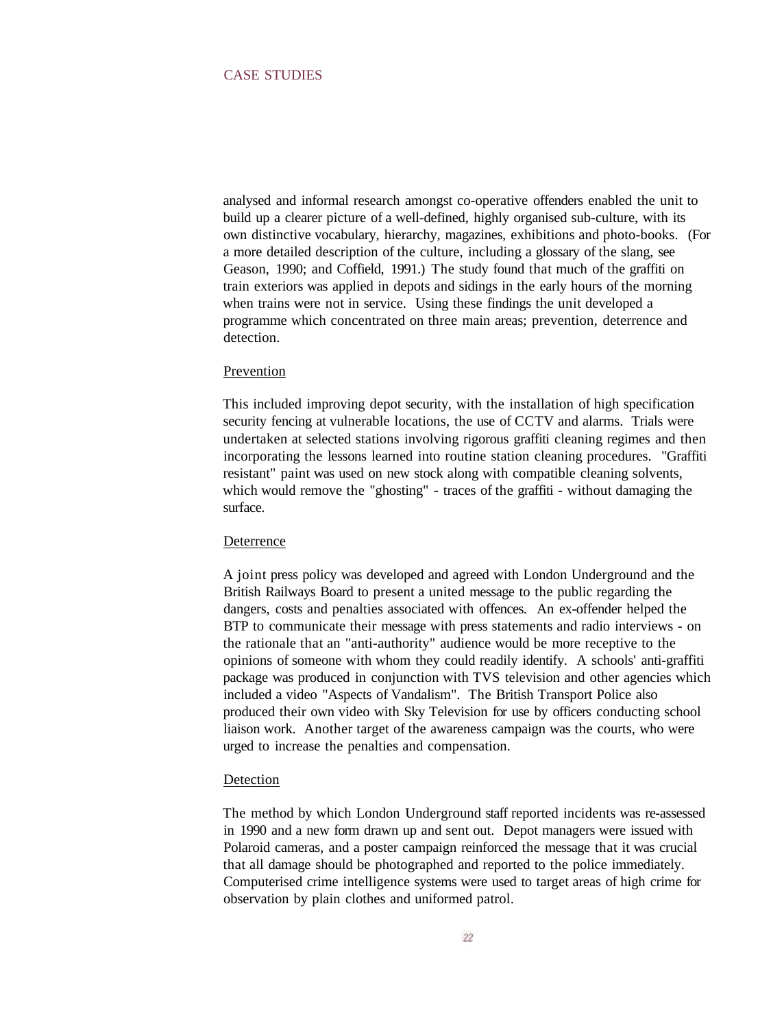analysed and informal research amongst co-operative offenders enabled the unit to build up a clearer picture of a well-defined, highly organised sub-culture, with its own distinctive vocabulary, hierarchy, magazines, exhibitions and photo-books. (For a more detailed description of the culture, including a glossary of the slang, see Geason, 1990; and Coffield, 1991.) The study found that much of the graffiti on train exteriors was applied in depots and sidings in the early hours of the morning when trains were not in service. Using these findings the unit developed a programme which concentrated on three main areas; prevention, deterrence and detection.

Prevention

This included improving depot security, with the installation of high specification security fencing at vulnerable locations, the use of CCTV and alarms. Trials were undertaken at selected stations involving rigorous graffiti cleaning regimes and then incorporating the lessons learned into routine station cleaning procedures. "Graffiti resistant" paint was used on new stock along with compatible cleaning solvents, which would remove the "ghosting" - traces of the graffiti - without damaging the surface.

Deterrence

A joint press policy was developed and agreed with London Underground and the British Railways Board to present a united message to the public regarding the dangers, costs and penalties associated with offences. An ex-offender helped the BTP to communicate their message with press statements and radio interviews - on the rationale that an "anti-authority" audience would be more receptive to the opinions of someone with whom they could readily identify. A schools' anti-graffiti package was produced in conjunction with TVS television and other agencies which included a video "Aspects of Vandalism". The British Transport Police also produced their own video with Sky Television for use by officers conducting school liaison work. Another target of the awareness campaign was the courts, who were urged to increase the penalties and compensation.

Detection

The method by which London Underground staff reported incidents was re-assessed in 1990 and a new form drawn up and sent out. Depot managers were issued with Polaroid cameras, and a poster campaign reinforced the message that it was crucial that all damage should be photographed and reported to the police immediately. Computerised crime intelligence systems were used to target areas of high crime for observation by plain clothes and uniformed patrol.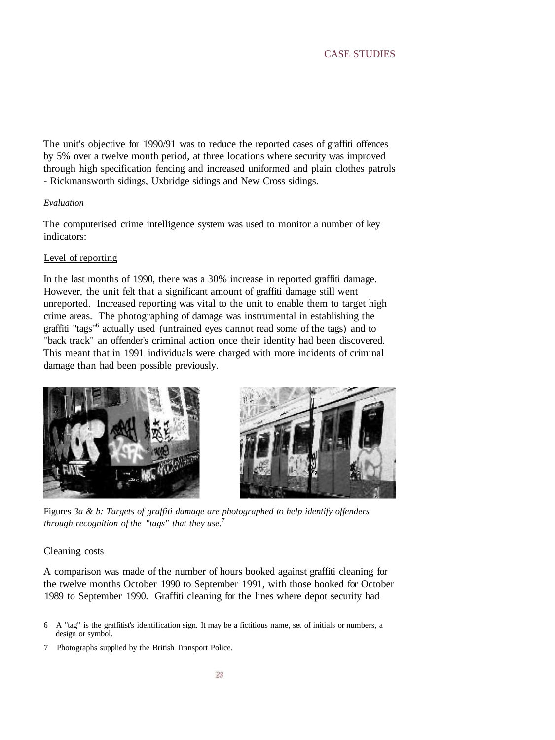The unit's objective for 1990/91 was to reduce the reported cases of graffiti offences by 5% over a twelve month period, at three locations where security was improved through high specification fencing and increased uniformed and plain clothes patrols - Rickmansworth sidings, Uxbridge sidings and New Cross sidings.

*Evaluation*

The computerised crime intelligence system was used to monitor a number of key indicators:

Level of reporting

In the last months of 1990, there was a 30% increase in reported graffiti damage. However, the unit felt that a significant amount of graffiti damage still went unreported. Increased reporting was vital to the unit to enable them to target high crime areas. The photographing of damage was instrumental in establishing the graffiti "tags"[6] actually used (untrained eyes cannot read some of the tags) and to "back track" an offender's criminal action once their identity had been discovered. This meant that in 1991 individuals were charged with more incidents of criminal damage than had been possible previously.

Figures *3a & b: Targets of graffiti damage are photographed to help identify offenders through recognition of the "tags" that they use.*[7]

Cleaning costs

A comparison was made of the number of hours booked against graffiti cleaning for the twelve months October 1990 to September 1991, with those booked for October 1989 to September 1990. Graffiti cleaning for the lines where depot security had

6 A "tag" is the graffitist's identification sign. It may be a fictitious name, set of initials or numbers, a design or symbol.

7 Photographs supplied by the British Transport Police.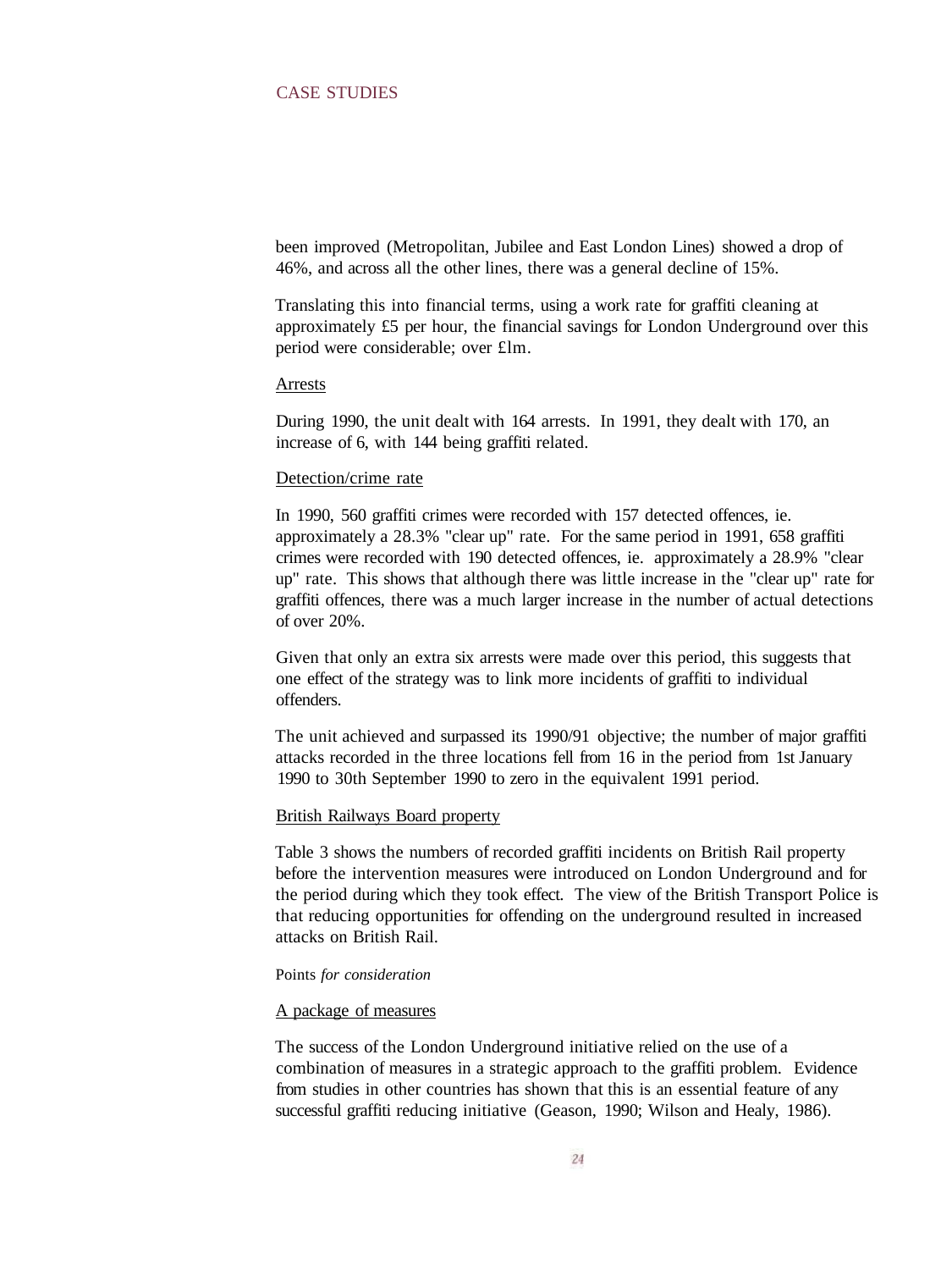been improved (Metropolitan, Jubilee and East London Lines) showed a drop of 46%, and across all the other lines, there was a general decline of 15%.

Translating this into financial terms, using a work rate for graffiti cleaning at approximately £5 per hour, the financial savings for London Underground over this period were considerable; over £1m.

<u>Arrests</u>

During 1990, the unit dealt with 164 arrests. In 1991, they dealt with 170, an increase of 6, with 144 being graffiti related.

<u>Detection/crime rate</u>

In 1990, 560 graffiti crimes were recorded with 157 detected offences, ie. approximately a 28.3% "clear up" rate. For the same period in 1991, 658 graffiti crimes were recorded with 190 detected offences, ie. approximately a 28.9% "clear up" rate. This shows that although there was little increase in the "clear up" rate for graffiti offences, there was a much larger increase in the number of actual detections of over 20%.

Given that only an extra six arrests were made over this period, this suggests that one effect of the strategy was to link more incidents of graffiti to individual offenders.

The unit achieved and surpassed its 1990/91 objective; the number of major graffiti attacks recorded in the three locations fell from 16 in the period from 1st January 1990 to 30th September 1990 to zero in the equivalent 1991 period.

<u>British Railways Board property</u>

Table 3 shows the numbers of recorded graffiti incidents on British Rail property before the intervention measures were introduced on London Underground and for the period during which they took effect. The view of the British Transport Police is that reducing opportunities for offending on the underground resulted in increased attacks on British Rail.

Points *for consideration*

<u>A package of measures</u>

The success of the London Underground initiative relied on the use of a combination of measures in a strategic approach to the graffiti problem. Evidence from studies in other countries has shown that this is an essential feature of any successful graffiti reducing initiative (Geason, 1990; Wilson and Healy, 1986).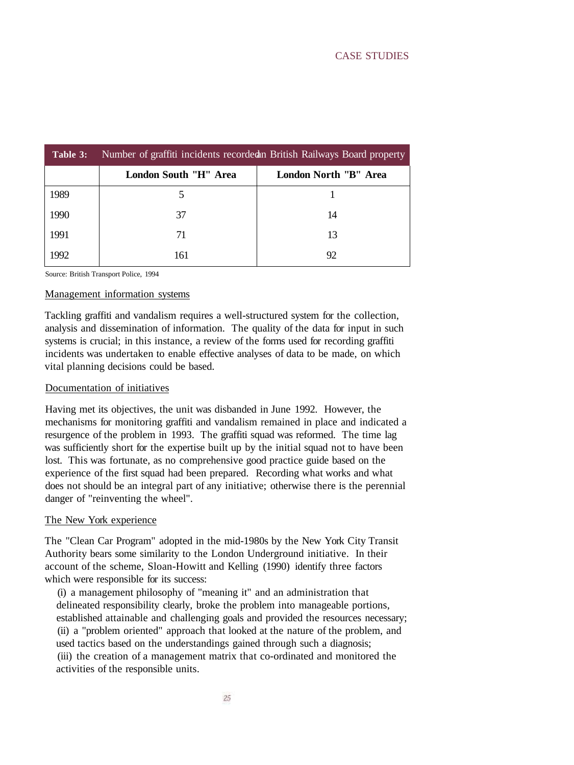| Table 3: | Number of graffiti incidents recorded on British Railways Board property | |
|---|---|---|
| | **London South "H" Area** | **London North "B" Area** |
| 1989 | 5 | 1 |
| 1990 | 37 | 14 |
| 1991 | 71 | 13 |
| 1992 | 161 | 92 |

Source: British Transport Police, 1994

Management information systems

Tackling graffiti and vandalism requires a well-structured system for the collection, analysis and dissemination of information. The quality of the data for input in such systems is crucial; in this instance, a review of the forms used for recording graffiti incidents was undertaken to enable effective analyses of data to be made, on which vital planning decisions could be based.

Documentation of initiatives

Having met its objectives, the unit was disbanded in June 1992. However, the mechanisms for monitoring graffiti and vandalism remained in place and indicated a resurgence of the problem in 1993. The graffiti squad was reformed. The time lag was sufficiently short for the expertise built up by the initial squad not to have been lost. This was fortunate, as no comprehensive good practice guide based on the experience of the first squad had been prepared. Recording what works and what does not should be an integral part of any initiative; otherwise there is the perennial danger of "reinventing the wheel".

The New York experience

The "Clean Car Program" adopted in the mid-1980s by the New York City Transit Authority bears some similarity to the London Underground initiative. In their account of the scheme, Sloan-Howitt and Kelling (1990) identify three factors which were responsible for its success:

(i) a management philosophy of "meaning it" and an administration that delineated responsibility clearly, broke the problem into manageable portions, established attainable and challenging goals and provided the resources necessary;
(ii) a "problem oriented" approach that looked at the nature of the problem, and used tactics based on the understandings gained through such a diagnosis;
(iii) the creation of a management matrix that co-ordinated and monitored the activities of the responsible units.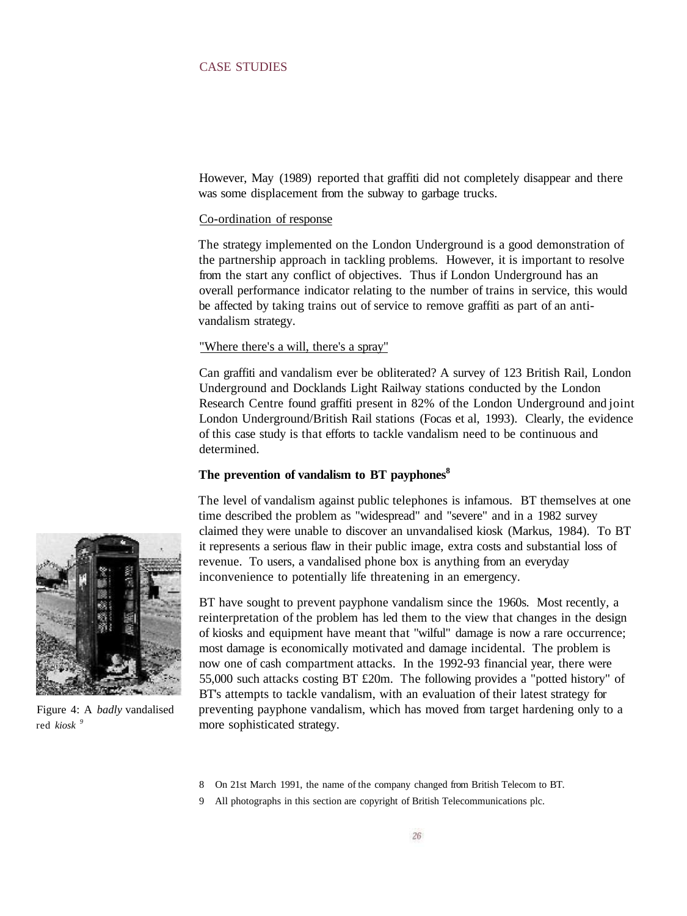However, May (1989) reported that graffiti did not completely disappear and there was some displacement from the subway to garbage trucks.

Co-ordination of response

The strategy implemented on the London Underground is a good demonstration of the partnership approach in tackling problems. However, it is important to resolve from the start any conflict of objectives. Thus if London Underground has an overall performance indicator relating to the number of trains in service, this would be affected by taking trains out of service to remove graffiti as part of an anti-vandalism strategy.

"Where there's a will, there's a spray"

Can graffiti and vandalism ever be obliterated? A survey of 123 British Rail, London Underground and Docklands Light Railway stations conducted by the London Research Centre found graffiti present in 82% of the London Underground and joint London Underground/British Rail stations (Focas et al, 1993). Clearly, the evidence of this case study is that efforts to tackle vandalism need to be continuous and determined.

**The prevention of vandalism to BT payphones[8]**

The level of vandalism against public telephones is infamous. BT themselves at one time described the problem as "widespread" and "severe" and in a 1982 survey claimed they were unable to discover an unvandalised kiosk (Markus, 1984). To BT it represents a serious flaw in their public image, extra costs and substantial loss of revenue. To users, a vandalised phone box is anything from an everyday inconvenience to potentially life threatening in an emergency.

Figure 4: A *badly* vandalised red *kiosk* [9]

BT have sought to prevent payphone vandalism since the 1960s. Most recently, a reinterpretation of the problem has led them to the view that changes in the design of kiosks and equipment have meant that "wilful" damage is now a rare occurrence; most damage is economically motivated and damage incidental. The problem is now one of cash compartment attacks. In the 1992-93 financial year, there were 55,000 such attacks costing BT £20m. The following provides a "potted history" of BT's attempts to tackle vandalism, with an evaluation of their latest strategy for preventing payphone vandalism, which has moved from target hardening only to a more sophisticated strategy.

8 On 21st March 1991, the name of the company changed from British Telecom to BT.

9 All photographs in this section are copyright of British Telecommunications plc.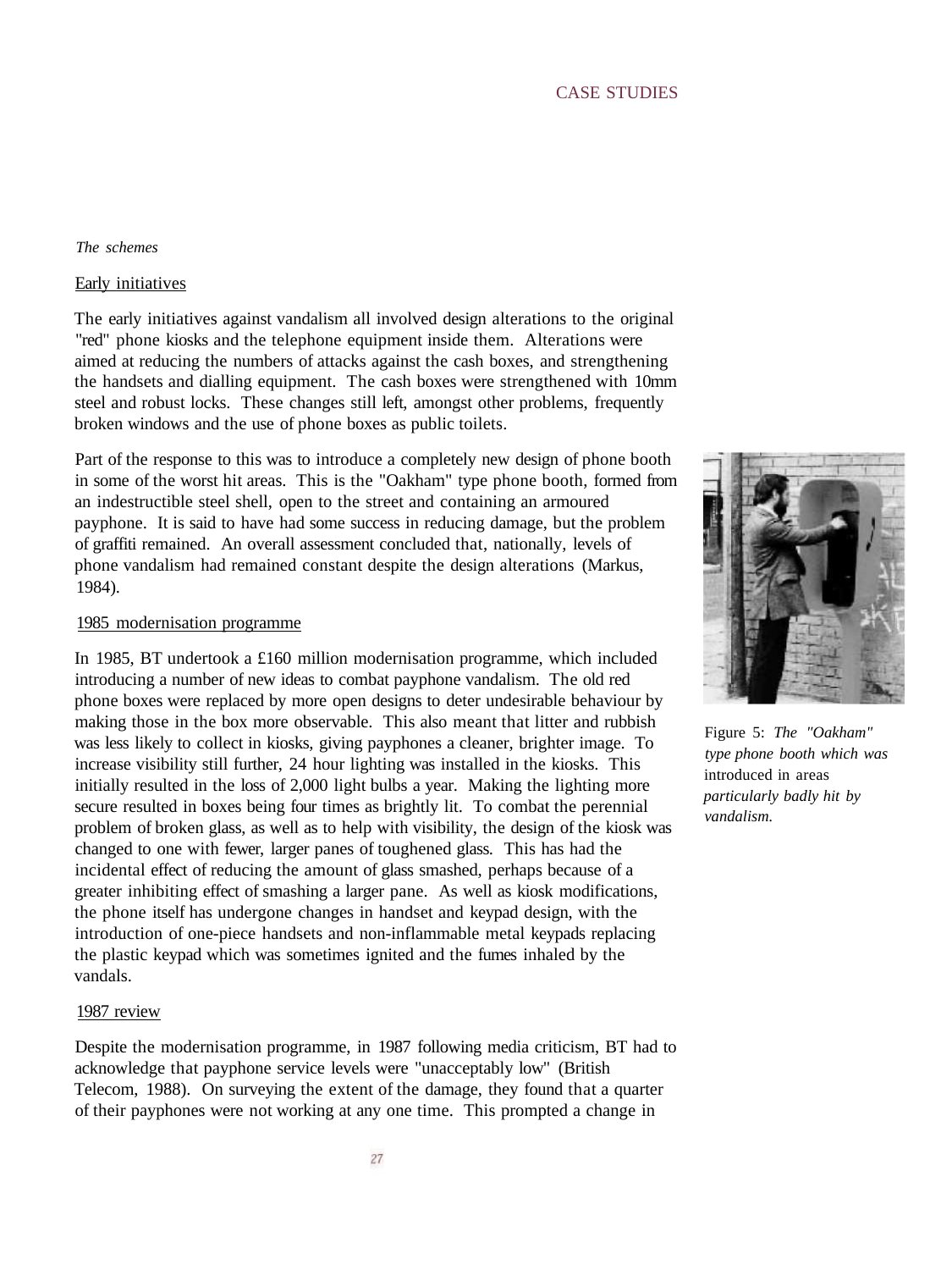*The schemes*

Early initiatives

The early initiatives against vandalism all involved design alterations to the original "red" phone kiosks and the telephone equipment inside them. Alterations were aimed at reducing the numbers of attacks against the cash boxes, and strengthening the handsets and dialling equipment. The cash boxes were strengthened with 10mm steel and robust locks. These changes still left, amongst other problems, frequently broken windows and the use of phone boxes as public toilets.

Part of the response to this was to introduce a completely new design of phone booth in some of the worst hit areas. This is the "Oakham" type phone booth, formed from an indestructible steel shell, open to the street and containing an armoured payphone. It is said to have had some success in reducing damage, but the problem of graffiti remained. An overall assessment concluded that, nationally, levels of phone vandalism had remained constant despite the design alterations (Markus, 1984).

Figure 5: *The "Oakham" type phone booth which was introduced in areas particularly badly hit by vandalism.*

1985 modernisation programme

In 1985, BT undertook a £160 million modernisation programme, which included introducing a number of new ideas to combat payphone vandalism. The old red phone boxes were replaced by more open designs to deter undesirable behaviour by making those in the box more observable. This also meant that litter and rubbish was less likely to collect in kiosks, giving payphones a cleaner, brighter image. To increase visibility still further, 24 hour lighting was installed in the kiosks. This initially resulted in the loss of 2,000 light bulbs a year. Making the lighting more secure resulted in boxes being four times as brightly lit. To combat the perennial problem of broken glass, as well as to help with visibility, the design of the kiosk was changed to one with fewer, larger panes of toughened glass. This has had the incidental effect of reducing the amount of glass smashed, perhaps because of a greater inhibiting effect of smashing a larger pane. As well as kiosk modifications, the phone itself has undergone changes in handset and keypad design, with the introduction of one-piece handsets and non-inflammable metal keypads replacing the plastic keypad which was sometimes ignited and the fumes inhaled by the vandals.

1987 review

Despite the modernisation programme, in 1987 following media criticism, BT had to acknowledge that payphone service levels were "unacceptably low" (British Telecom, 1988). On surveying the extent of the damage, they found that a quarter of their payphones were not working at any one time. This prompted a change in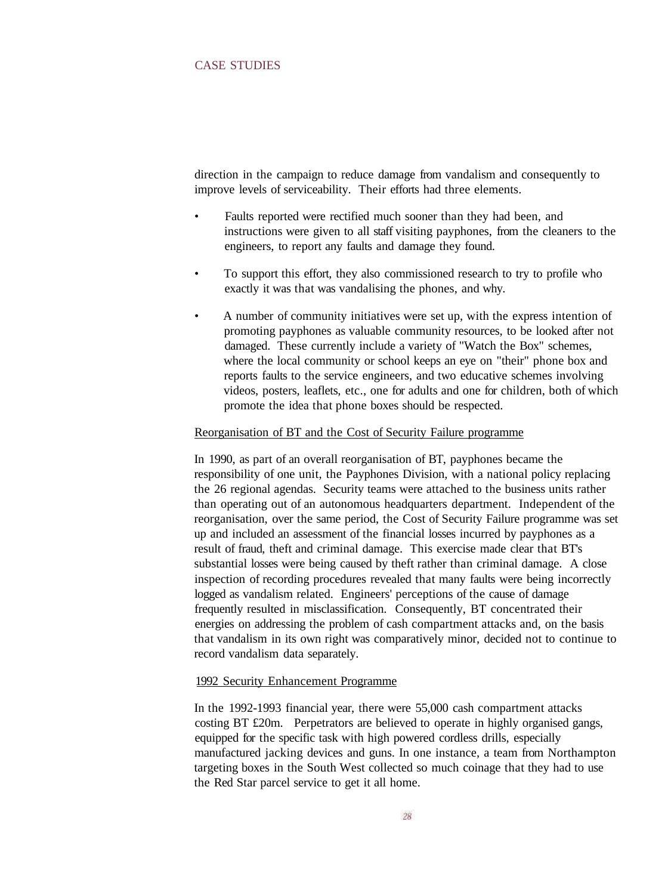direction in the campaign to reduce damage from vandalism and consequently to improve levels of serviceability. Their efforts had three elements.

- Faults reported were rectified much sooner than they had been, and instructions were given to all staff visiting payphones, from the cleaners to the engineers, to report any faults and damage they found.
- To support this effort, they also commissioned research to try to profile who exactly it was that was vandalising the phones, and why.
- A number of community initiatives were set up, with the express intention of promoting payphones as valuable community resources, to be looked after not damaged. These currently include a variety of "Watch the Box" schemes, where the local community or school keeps an eye on "their" phone box and reports faults to the service engineers, and two educative schemes involving videos, posters, leaflets, etc., one for adults and one for children, both of which promote the idea that phone boxes should be respected.

<u>Reorganisation of BT and the Cost of Security Failure programme</u>

In 1990, as part of an overall reorganisation of BT, payphones became the responsibility of one unit, the Payphones Division, with a national policy replacing the 26 regional agendas. Security teams were attached to the business units rather than operating out of an autonomous headquarters department. Independent of the reorganisation, over the same period, the Cost of Security Failure programme was set up and included an assessment of the financial losses incurred by payphones as a result of fraud, theft and criminal damage. This exercise made clear that BT's substantial losses were being caused by theft rather than criminal damage. A close inspection of recording procedures revealed that many faults were being incorrectly logged as vandalism related. Engineers' perceptions of the cause of damage frequently resulted in misclassification. Consequently, BT concentrated their energies on addressing the problem of cash compartment attacks and, on the basis that vandalism in its own right was comparatively minor, decided not to continue to record vandalism data separately.

<u>1992 Security Enhancement Programme</u>

In the 1992-1993 financial year, there were 55,000 cash compartment attacks costing BT £20m. Perpetrators are believed to operate in highly organised gangs, equipped for the specific task with high powered cordless drills, especially manufactured jacking devices and guns. In one instance, a team from Northampton targeting boxes in the South West collected so much coinage that they had to use the Red Star parcel service to get it all home.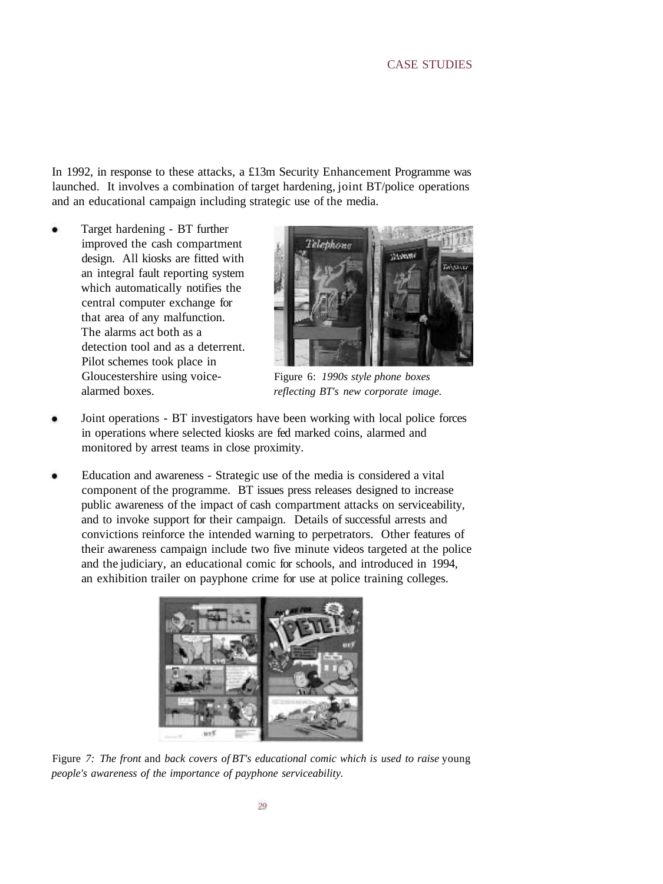In 1992, in response to these attacks, a £13m Security Enhancement Programme was launched. It involves a combination of target hardening, joint BT/police operations and an educational campaign including strategic use of the media.

- Target hardening - BT further improved the cash compartment design. All kiosks are fitted with an integral fault reporting system which automatically notifies the central computer exchange for that area of any malfunction. The alarms act both as a detection tool and as a deterrent. Pilot schemes took place in Gloucestershire using voice-alarmed boxes.

Figure 6: *1990s style phone boxes reflecting BT's new corporate image.*

- Joint operations - BT investigators have been working with local police forces in operations where selected kiosks are fed marked coins, alarmed and monitored by arrest teams in close proximity.

- Education and awareness - Strategic use of the media is considered a vital component of the programme. BT issues press releases designed to increase public awareness of the impact of cash compartment attacks on serviceability, and to invoke support for their campaign. Details of successful arrests and convictions reinforce the intended warning to perpetrators. Other features of their awareness campaign include two five minute videos targeted at the police and the judiciary, an educational comic for schools, and introduced in 1994, an exhibition trailer on payphone crime for use at police training colleges.

Figure 7: *The front* and *back covers of BT's educational comic which is used to raise* young *people's awareness of the importance of payphone serviceability.*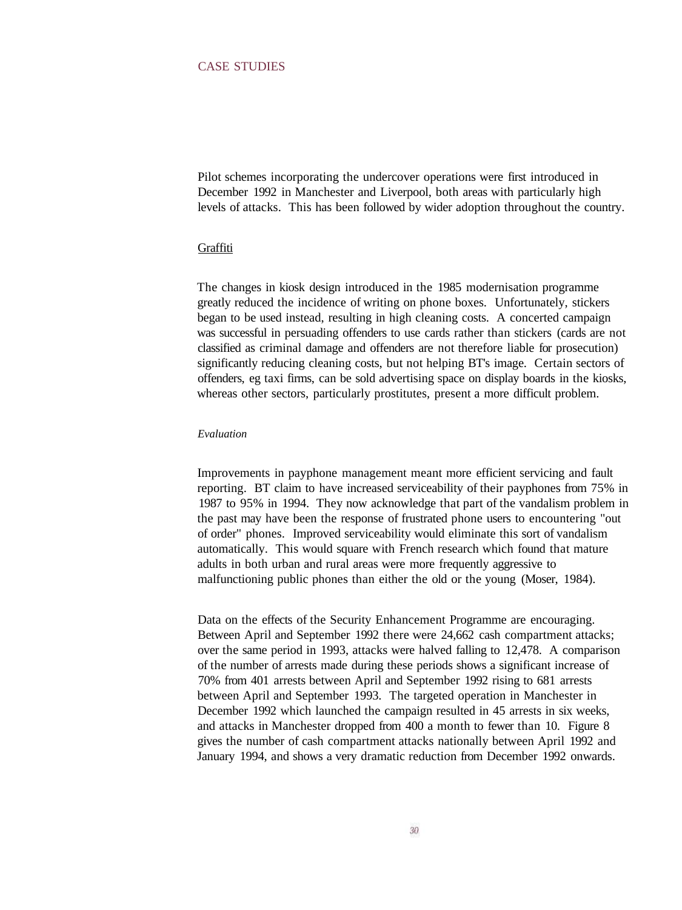Pilot schemes incorporating the undercover operations were first introduced in December 1992 in Manchester and Liverpool, both areas with particularly high levels of attacks. This has been followed by wider adoption throughout the country.

### Graffiti

The changes in kiosk design introduced in the 1985 modernisation programme greatly reduced the incidence of writing on phone boxes. Unfortunately, stickers began to be used instead, resulting in high cleaning costs. A concerted campaign was successful in persuading offenders to use cards rather than stickers (cards are not classified as criminal damage and offenders are not therefore liable for prosecution) significantly reducing cleaning costs, but not helping BT's image. Certain sectors of offenders, eg taxi firms, can be sold advertising space on display boards in the kiosks, whereas other sectors, particularly prostitutes, present a more difficult problem.

#### *Evaluation*

Improvements in payphone management meant more efficient servicing and fault reporting. BT claim to have increased serviceability of their payphones from 75% in 1987 to 95% in 1994. They now acknowledge that part of the vandalism problem in the past may have been the response of frustrated phone users to encountering "out of order" phones. Improved serviceability would eliminate this sort of vandalism automatically. This would square with French research which found that mature adults in both urban and rural areas were more frequently aggressive to malfunctioning public phones than either the old or the young (Moser, 1984).

Data on the effects of the Security Enhancement Programme are encouraging. Between April and September 1992 there were 24,662 cash compartment attacks; over the same period in 1993, attacks were halved falling to 12,478. A comparison of the number of arrests made during these periods shows a significant increase of 70% from 401 arrests between April and September 1992 rising to 681 arrests between April and September 1993. The targeted operation in Manchester in December 1992 which launched the campaign resulted in 45 arrests in six weeks, and attacks in Manchester dropped from 400 a month to fewer than 10. Figure 8 gives the number of cash compartment attacks nationally between April 1992 and January 1994, and shows a very dramatic reduction from December 1992 onwards.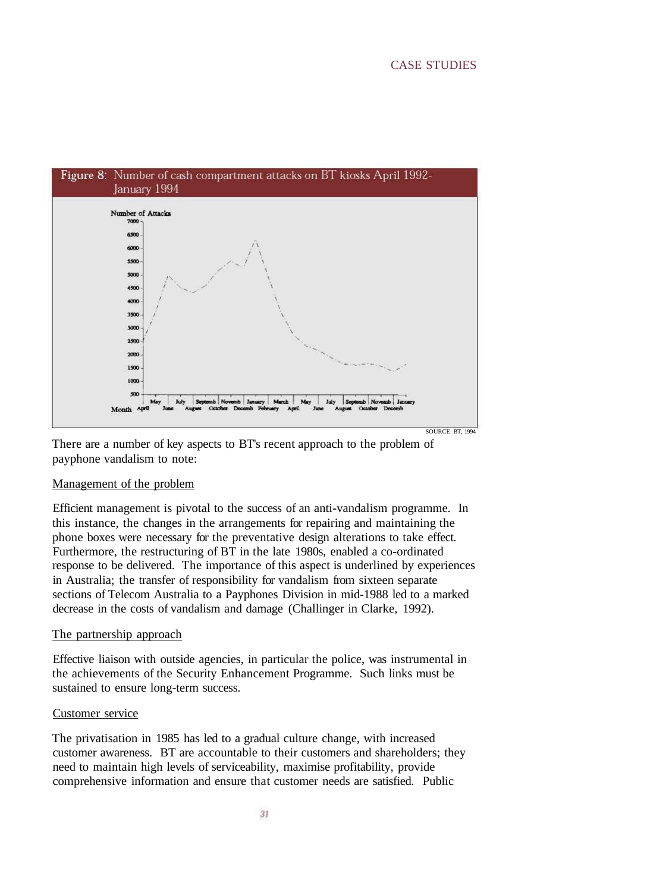Figure 8: Number of cash compartment attacks on BT kiosks April 1992-January 1994

SOURCE: BT, 1994

There are a number of key aspects to BT's recent approach to the problem of payphone vandalism to note:

Management of the problem

Efficient management is pivotal to the success of an anti-vandalism programme. In this instance, the changes in the arrangements for repairing and maintaining the phone boxes were necessary for the preventative design alterations to take effect. Furthermore, the restructuring of BT in the late 1980s, enabled a co-ordinated response to be delivered. The importance of this aspect is underlined by experiences in Australia; the transfer of responsibility for vandalism from sixteen separate sections of Telecom Australia to a Payphones Division in mid-1988 led to a marked decrease in the costs of vandalism and damage (Challinger in Clarke, 1992).

The partnership approach

Effective liaison with outside agencies, in particular the police, was instrumental in the achievements of the Security Enhancement Programme. Such links must be sustained to ensure long-term success.

Customer service

The privatisation in 1985 has led to a gradual culture change, with increased customer awareness. BT are accountable to their customers and shareholders; they need to maintain high levels of serviceability, maximise profitability, provide comprehensive information and ensure that customer needs are satisfied. Public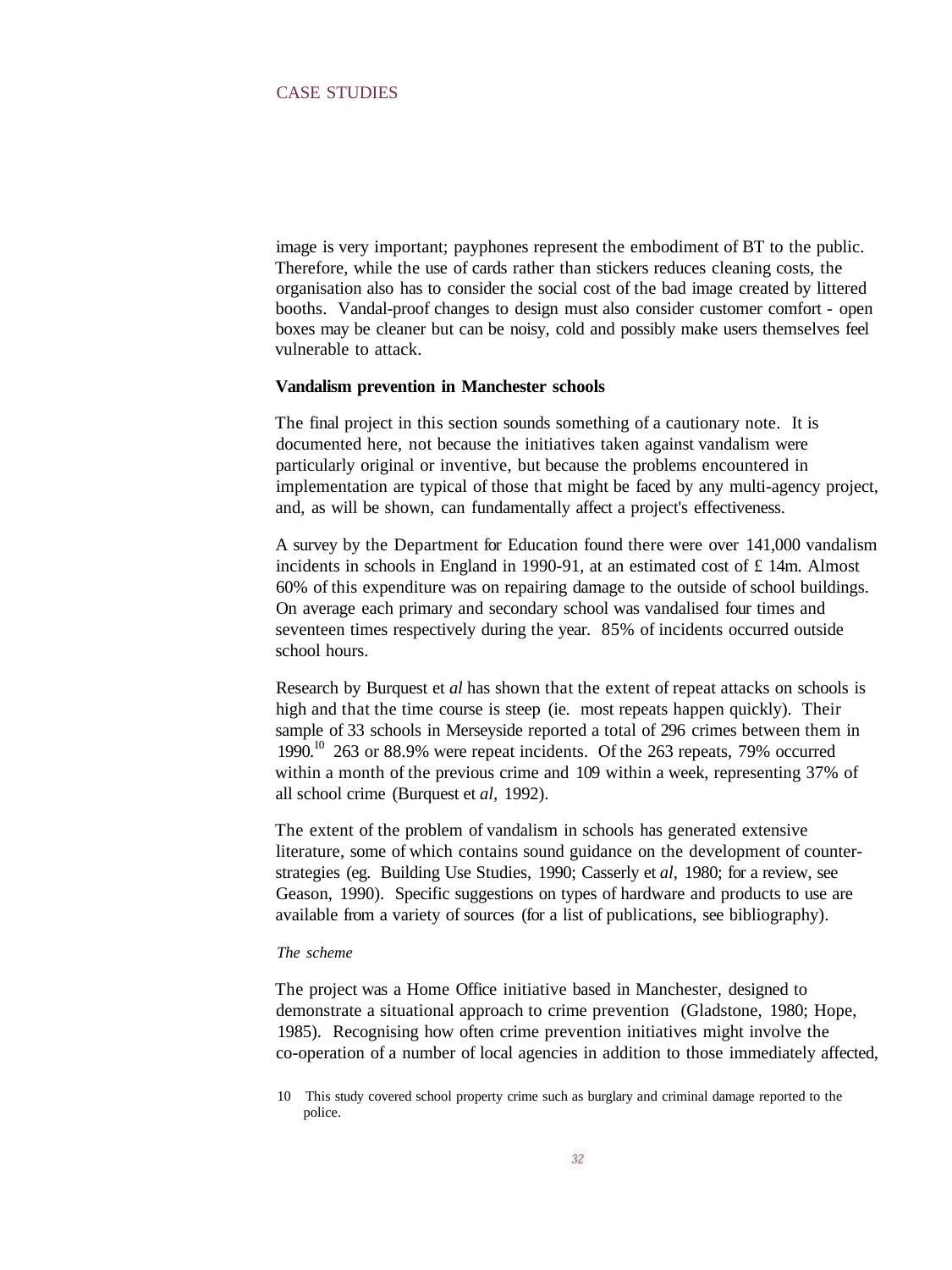image is very important; payphones represent the embodiment of BT to the public. Therefore, while the use of cards rather than stickers reduces cleaning costs, the organisation also has to consider the social cost of the bad image created by littered booths. Vandal-proof changes to design must also consider customer comfort - open boxes may be cleaner but can be noisy, cold and possibly make users themselves feel vulnerable to attack.

**Vandalism prevention in Manchester schools**

The final project in this section sounds something of a cautionary note. It is documented here, not because the initiatives taken against vandalism were particularly original or inventive, but because the problems encountered in implementation are typical of those that might be faced by any multi-agency project, and, as will be shown, can fundamentally affect a project's effectiveness.

A survey by the Department for Education found there were over 141,000 vandalism incidents in schools in England in 1990-91, at an estimated cost of £ 14m. Almost 60% of this expenditure was on repairing damage to the outside of school buildings. On average each primary and secondary school was vandalised four times and seventeen times respectively during the year. 85% of incidents occurred outside school hours.

Research by Burquest et *al* has shown that the extent of repeat attacks on schools is high and that the time course is steep (ie. most repeats happen quickly). Their sample of 33 schools in Merseyside reported a total of 296 crimes between them in 1990.[10] 263 or 88.9% were repeat incidents. Of the 263 repeats, 79% occurred within a month of the previous crime and 109 within a week, representing 37% of all school crime (Burquest et *al*, 1992).

The extent of the problem of vandalism in schools has generated extensive literature, some of which contains sound guidance on the development of counter-strategies (eg. Building Use Studies, 1990; Casserly et *al*, 1980; for a review, see Geason, 1990). Specific suggestions on types of hardware and products to use are available from a variety of sources (for a list of publications, see bibliography).

*The scheme*

The project was a Home Office initiative based in Manchester, designed to demonstrate a situational approach to crime prevention (Gladstone, 1980; Hope, 1985). Recognising how often crime prevention initiatives might involve the co-operation of a number of local agencies in addition to those immediately affected,

10 This study covered school property crime such as burglary and criminal damage reported to the police.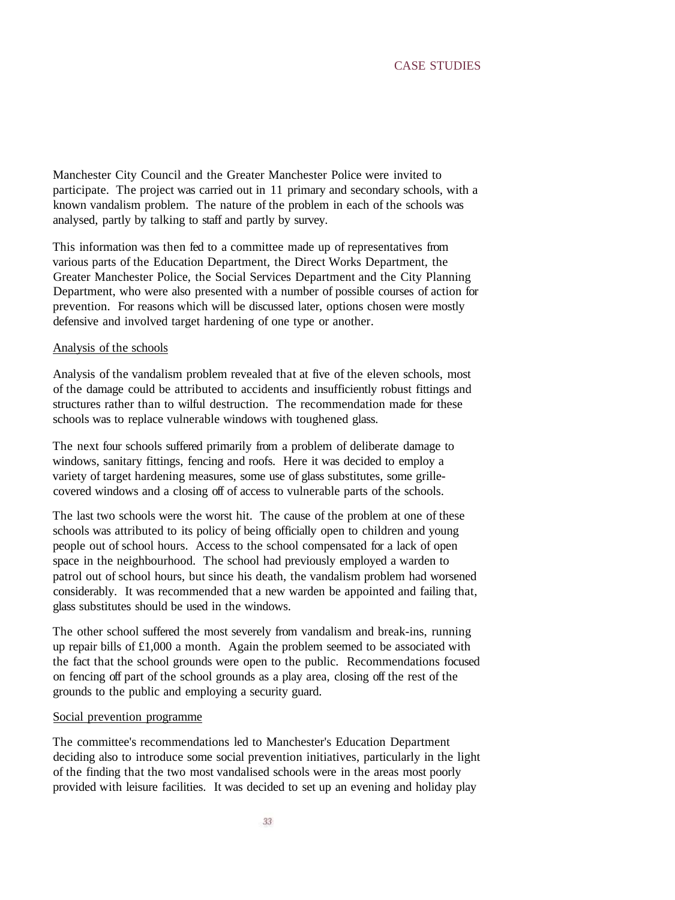Manchester City Council and the Greater Manchester Police were invited to participate. The project was carried out in 11 primary and secondary schools, with a known vandalism problem. The nature of the problem in each of the schools was analysed, partly by talking to staff and partly by survey.

This information was then fed to a committee made up of representatives from various parts of the Education Department, the Direct Works Department, the Greater Manchester Police, the Social Services Department and the City Planning Department, who were also presented with a number of possible courses of action for prevention. For reasons which will be discussed later, options chosen were mostly defensive and involved target hardening of one type or another.

Analysis of the schools

Analysis of the vandalism problem revealed that at five of the eleven schools, most of the damage could be attributed to accidents and insufficiently robust fittings and structures rather than to wilful destruction. The recommendation made for these schools was to replace vulnerable windows with toughened glass.

The next four schools suffered primarily from a problem of deliberate damage to windows, sanitary fittings, fencing and roofs. Here it was decided to employ a variety of target hardening measures, some use of glass substitutes, some grille-covered windows and a closing off of access to vulnerable parts of the schools.

The last two schools were the worst hit. The cause of the problem at one of these schools was attributed to its policy of being officially open to children and young people out of school hours. Access to the school compensated for a lack of open space in the neighbourhood. The school had previously employed a warden to patrol out of school hours, but since his death, the vandalism problem had worsened considerably. It was recommended that a new warden be appointed and failing that, glass substitutes should be used in the windows.

The other school suffered the most severely from vandalism and break-ins, running up repair bills of £1,000 a month. Again the problem seemed to be associated with the fact that the school grounds were open to the public. Recommendations focused on fencing off part of the school grounds as a play area, closing off the rest of the grounds to the public and employing a security guard.

Social prevention programme

The committee's recommendations led to Manchester's Education Department deciding also to introduce some social prevention initiatives, particularly in the light of the finding that the two most vandalised schools were in the areas most poorly provided with leisure facilities. It was decided to set up an evening and holiday play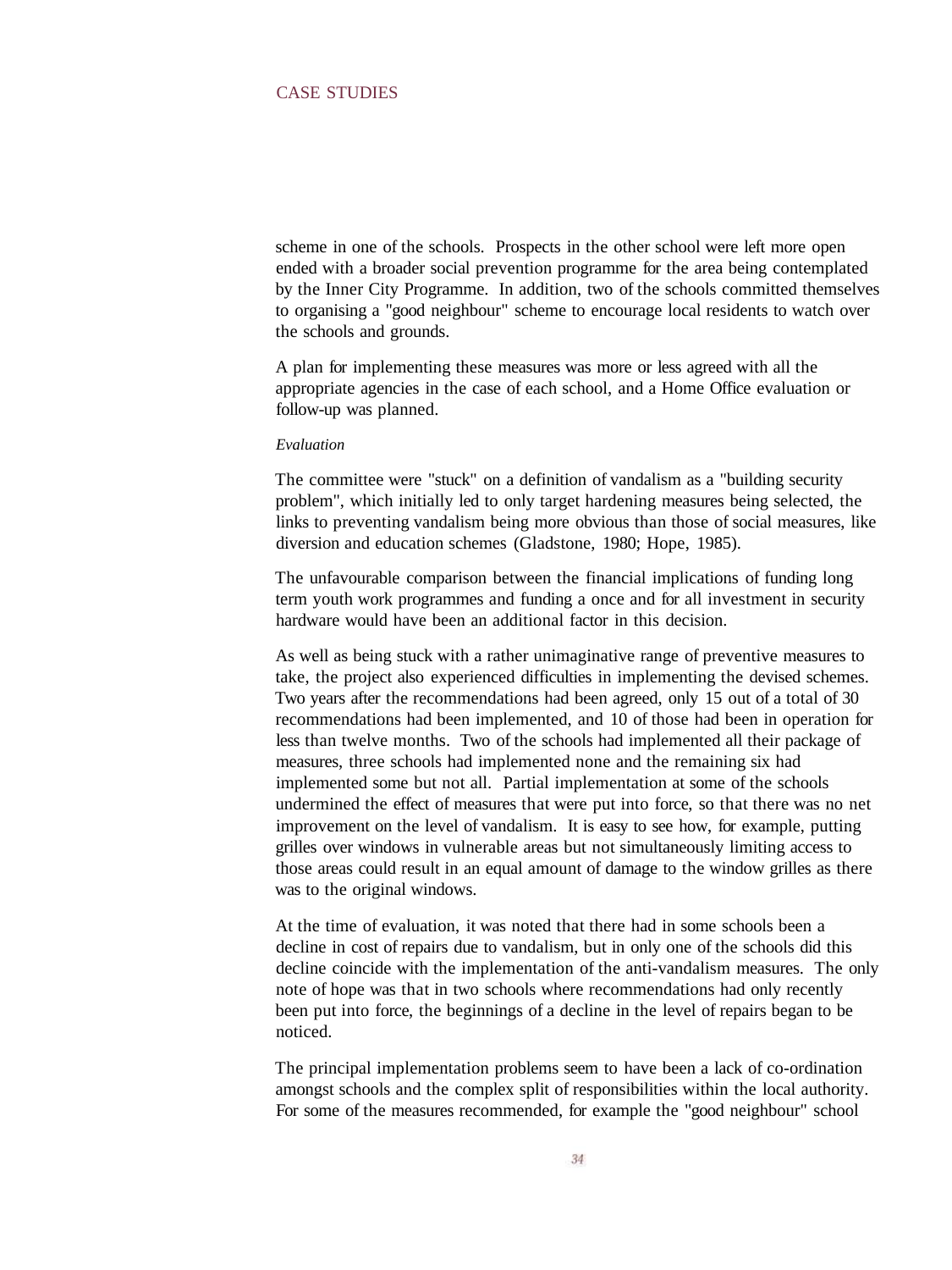scheme in one of the schools. Prospects in the other school were left more open ended with a broader social prevention programme for the area being contemplated by the Inner City Programme. In addition, two of the schools committed themselves to organising a "good neighbour" scheme to encourage local residents to watch over the schools and grounds.

A plan for implementing these measures was more or less agreed with all the appropriate agencies in the case of each school, and a Home Office evaluation or follow-up was planned.

*Evaluation*

The committee were "stuck" on a definition of vandalism as a "building security problem", which initially led to only target hardening measures being selected, the links to preventing vandalism being more obvious than those of social measures, like diversion and education schemes (Gladstone, 1980; Hope, 1985).

The unfavourable comparison between the financial implications of funding long term youth work programmes and funding a once and for all investment in security hardware would have been an additional factor in this decision.

As well as being stuck with a rather unimaginative range of preventive measures to take, the project also experienced difficulties in implementing the devised schemes. Two years after the recommendations had been agreed, only 15 out of a total of 30 recommendations had been implemented, and 10 of those had been in operation for less than twelve months. Two of the schools had implemented all their package of measures, three schools had implemented none and the remaining six had implemented some but not all. Partial implementation at some of the schools undermined the effect of measures that were put into force, so that there was no net improvement on the level of vandalism. It is easy to see how, for example, putting grilles over windows in vulnerable areas but not simultaneously limiting access to those areas could result in an equal amount of damage to the window grilles as there was to the original windows.

At the time of evaluation, it was noted that there had in some schools been a decline in cost of repairs due to vandalism, but in only one of the schools did this decline coincide with the implementation of the anti-vandalism measures. The only note of hope was that in two schools where recommendations had only recently been put into force, the beginnings of a decline in the level of repairs began to be noticed.

The principal implementation problems seem to have been a lack of co-ordination amongst schools and the complex split of responsibilities within the local authority. For some of the measures recommended, for example the "good neighbour" school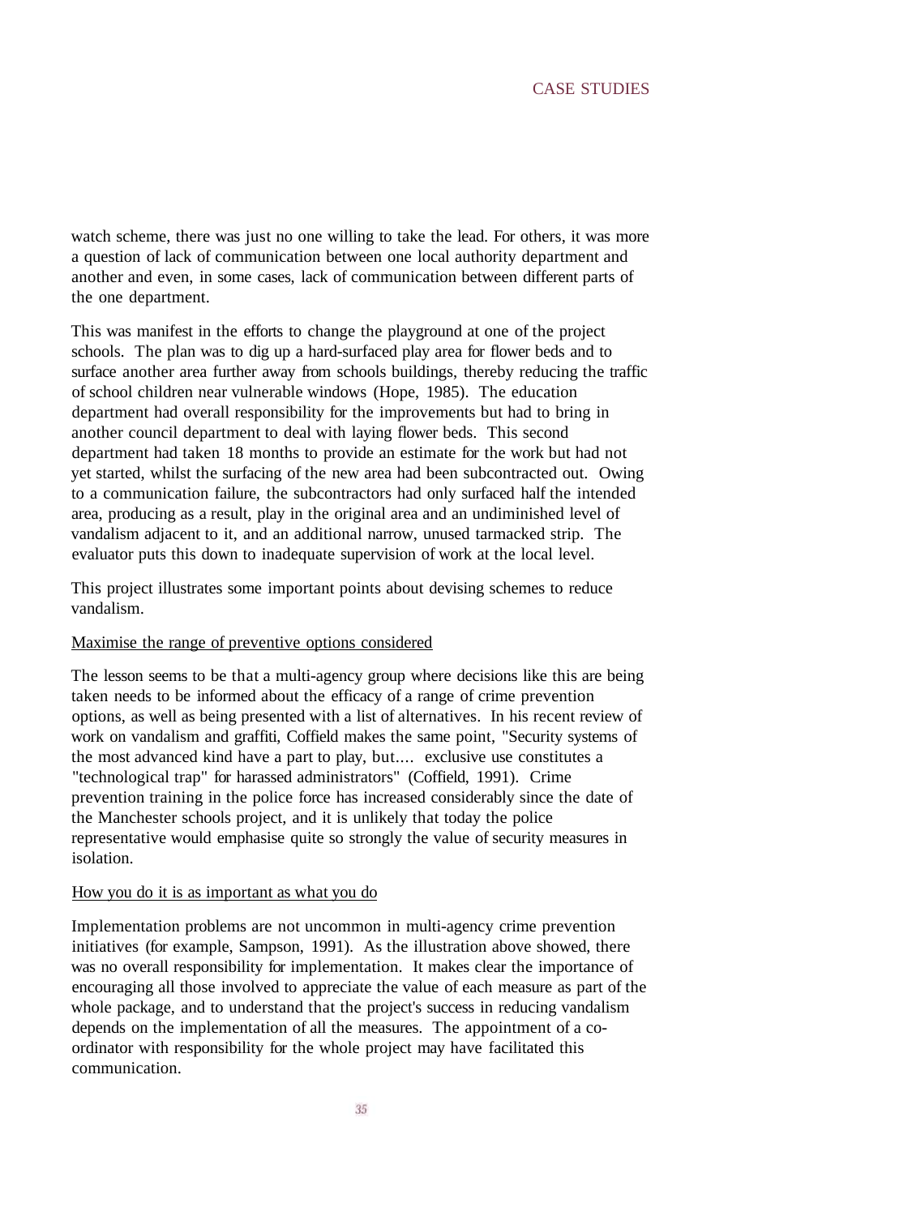watch scheme, there was just no one willing to take the lead. For others, it was more a question of lack of communication between one local authority department and another and even, in some cases, lack of communication between different parts of the one department.

This was manifest in the efforts to change the playground at one of the project schools. The plan was to dig up a hard-surfaced play area for flower beds and to surface another area further away from schools buildings, thereby reducing the traffic of school children near vulnerable windows (Hope, 1985). The education department had overall responsibility for the improvements but had to bring in another council department to deal with laying flower beds. This second department had taken 18 months to provide an estimate for the work but had not yet started, whilst the surfacing of the new area had been subcontracted out. Owing to a communication failure, the subcontractors had only surfaced half the intended area, producing as a result, play in the original area and an undiminished level of vandalism adjacent to it, and an additional narrow, unused tarmacked strip. The evaluator puts this down to inadequate supervision of work at the local level.

This project illustrates some important points about devising schemes to reduce vandalism.

<u>Maximise the range of preventive options considered</u>

The lesson seems to be that a multi-agency group where decisions like this are being taken needs to be informed about the efficacy of a range of crime prevention options, as well as being presented with a list of alternatives. In his recent review of work on vandalism and graffiti, Coffield makes the same point, "Security systems of the most advanced kind have a part to play, but.... exclusive use constitutes a "technological trap" for harassed administrators" (Coffield, 1991). Crime prevention training in the police force has increased considerably since the date of the Manchester schools project, and it is unlikely that today the police representative would emphasise quite so strongly the value of security measures in isolation.

<u>How you do it is as important as what you do</u>

Implementation problems are not uncommon in multi-agency crime prevention initiatives (for example, Sampson, 1991). As the illustration above showed, there was no overall responsibility for implementation. It makes clear the importance of encouraging all those involved to appreciate the value of each measure as part of the whole package, and to understand that the project's success in reducing vandalism depends on the implementation of all the measures. The appointment of a co-ordinator with responsibility for the whole project may have facilitated this communication.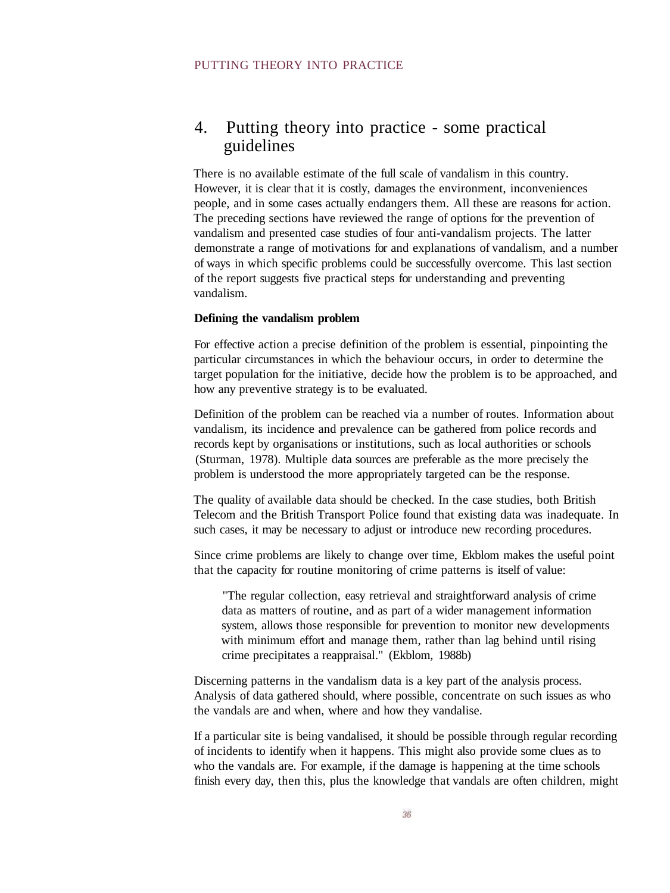# 4. Putting theory into practice - some practical guidelines

There is no available estimate of the full scale of vandalism in this country. However, it is clear that it is costly, damages the environment, inconveniences people, and in some cases actually endangers them. All these are reasons for action. The preceding sections have reviewed the range of options for the prevention of vandalism and presented case studies of four anti-vandalism projects. The latter demonstrate a range of motivations for and explanations of vandalism, and a number of ways in which specific problems could be successfully overcome. This last section of the report suggests five practical steps for understanding and preventing vandalism.

**Defining the vandalism problem**

For effective action a precise definition of the problem is essential, pinpointing the particular circumstances in which the behaviour occurs, in order to determine the target population for the initiative, decide how the problem is to be approached, and how any preventive strategy is to be evaluated.

Definition of the problem can be reached via a number of routes. Information about vandalism, its incidence and prevalence can be gathered from police records and records kept by organisations or institutions, such as local authorities or schools (Sturman, 1978). Multiple data sources are preferable as the more precisely the problem is understood the more appropriately targeted can be the response.

The quality of available data should be checked. In the case studies, both British Telecom and the British Transport Police found that existing data was inadequate. In such cases, it may be necessary to adjust or introduce new recording procedures.

Since crime problems are likely to change over time, Ekblom makes the useful point that the capacity for routine monitoring of crime patterns is itself of value:

> "The regular collection, easy retrieval and straightforward analysis of crime data as matters of routine, and as part of a wider management information system, allows those responsible for prevention to monitor new developments with minimum effort and manage them, rather than lag behind until rising crime precipitates a reappraisal." (Ekblom, 1988b)

Discerning patterns in the vandalism data is a key part of the analysis process. Analysis of data gathered should, where possible, concentrate on such issues as who the vandals are and when, where and how they vandalise.

If a particular site is being vandalised, it should be possible through regular recording of incidents to identify when it happens. This might also provide some clues as to who the vandals are. For example, if the damage is happening at the time schools finish every day, then this, plus the knowledge that vandals are often children, might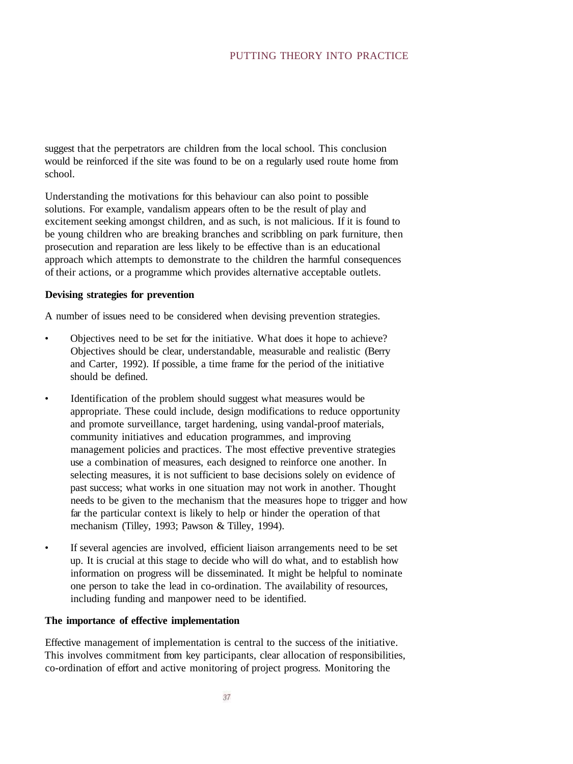suggest that the perpetrators are children from the local school. This conclusion would be reinforced if the site was found to be on a regularly used route home from school.

Understanding the motivations for this behaviour can also point to possible solutions. For example, vandalism appears often to be the result of play and excitement seeking amongst children, and as such, is not malicious. If it is found to be young children who are breaking branches and scribbling on park furniture, then prosecution and reparation are less likely to be effective than is an educational approach which attempts to demonstrate to the children the harmful consequences of their actions, or a programme which provides alternative acceptable outlets.

**Devising strategies for prevention**

A number of issues need to be considered when devising prevention strategies.

- Objectives need to be set for the initiative. What does it hope to achieve? Objectives should be clear, understandable, measurable and realistic (Berry and Carter, 1992). If possible, a time frame for the period of the initiative should be defined.

- Identification of the problem should suggest what measures would be appropriate. These could include, design modifications to reduce opportunity and promote surveillance, target hardening, using vandal-proof materials, community initiatives and education programmes, and improving management policies and practices. The most effective preventive strategies use a combination of measures, each designed to reinforce one another. In selecting measures, it is not sufficient to base decisions solely on evidence of past success; what works in one situation may not work in another. Thought needs to be given to the mechanism that the measures hope to trigger and how far the particular context is likely to help or hinder the operation of that mechanism (Tilley, 1993; Pawson & Tilley, 1994).

- If several agencies are involved, efficient liaison arrangements need to be set up. It is crucial at this stage to decide who will do what, and to establish how information on progress will be disseminated. It might be helpful to nominate one person to take the lead in co-ordination. The availability of resources, including funding and manpower need to be identified.

**The importance of effective implementation**

Effective management of implementation is central to the success of the initiative. This involves commitment from key participants, clear allocation of responsibilities, co-ordination of effort and active monitoring of project progress. Monitoring the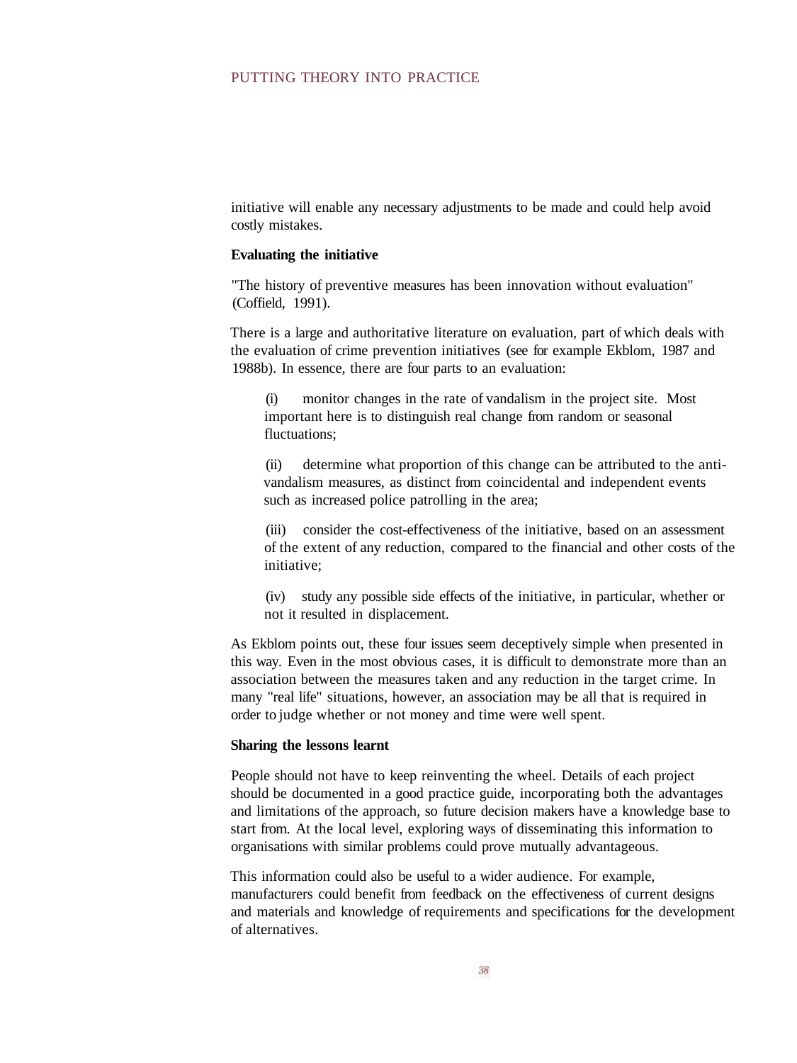initiative will enable any necessary adjustments to be made and could help avoid costly mistakes.

**Evaluating the initiative**

"The history of preventive measures has been innovation without evaluation" (Coffield, 1991).

There is a large and authoritative literature on evaluation, part of which deals with the evaluation of crime prevention initiatives (see for example Ekblom, 1987 and 1988b). In essence, there are four parts to an evaluation:

(i) monitor changes in the rate of vandalism in the project site. Most important here is to distinguish real change from random or seasonal fluctuations;

(ii) determine what proportion of this change can be attributed to the anti-vandalism measures, as distinct from coincidental and independent events such as increased police patrolling in the area;

(iii) consider the cost-effectiveness of the initiative, based on an assessment of the extent of any reduction, compared to the financial and other costs of the initiative;

(iv) study any possible side effects of the initiative, in particular, whether or not it resulted in displacement.

As Ekblom points out, these four issues seem deceptively simple when presented in this way. Even in the most obvious cases, it is difficult to demonstrate more than an association between the measures taken and any reduction in the target crime. In many "real life" situations, however, an association may be all that is required in order to judge whether or not money and time were well spent.

**Sharing the lessons learnt**

People should not have to keep reinventing the wheel. Details of each project should be documented in a good practice guide, incorporating both the advantages and limitations of the approach, so future decision makers have a knowledge base to start from. At the local level, exploring ways of disseminating this information to organisations with similar problems could prove mutually advantageous.

This information could also be useful to a wider audience. For example, manufacturers could benefit from feedback on the effectiveness of current designs and materials and knowledge of requirements and specifications for the development of alternatives.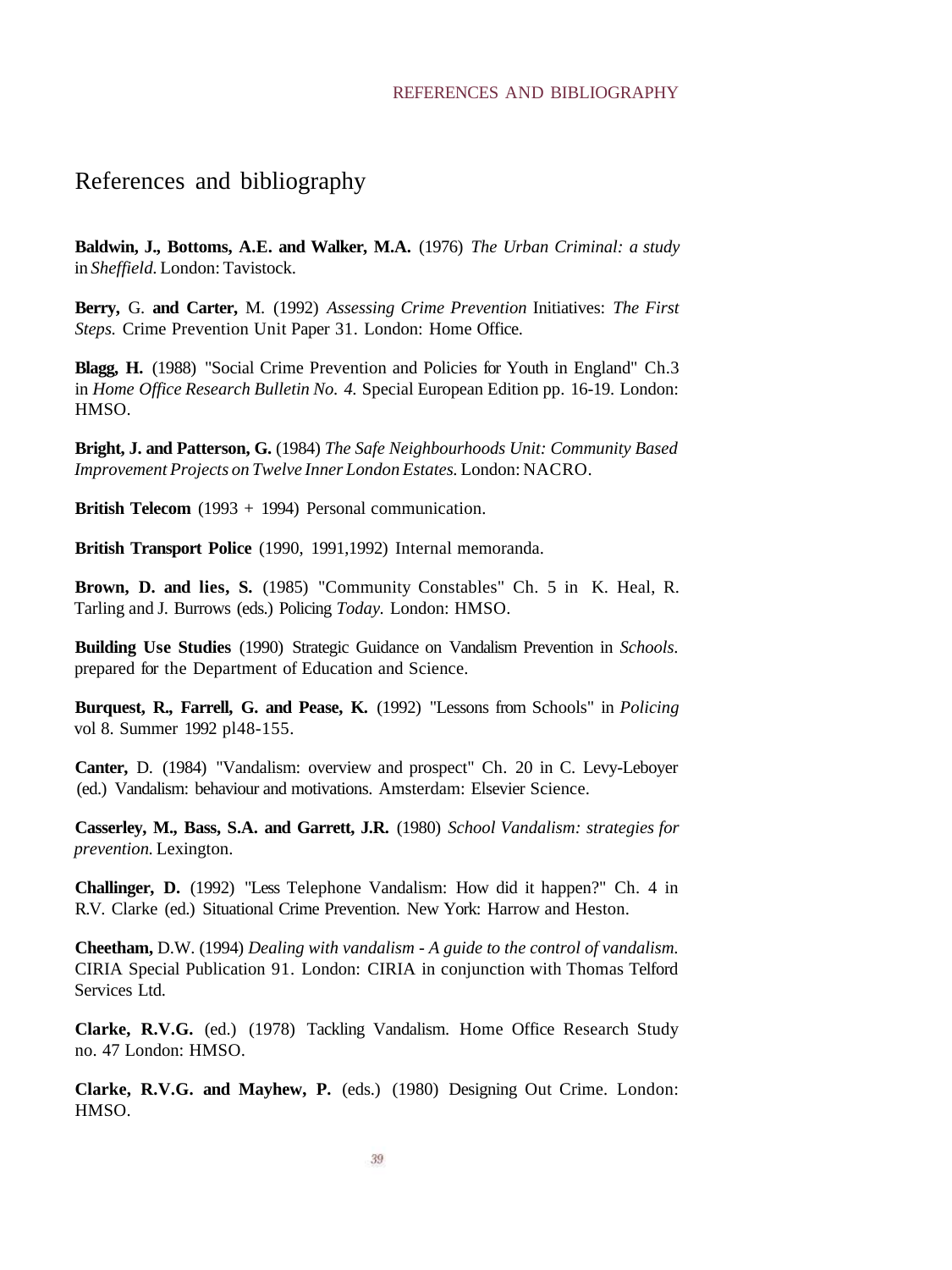# References and bibliography

**Baldwin, J., Bottoms, A.E. and Walker, M.A.** (1976) *The Urban Criminal: a study in Sheffield.* London: Tavistock.

**Berry,** G. **and Carter,** M. (1992) *Assessing Crime Prevention* Initiatives: *The First Steps.* Crime Prevention Unit Paper 31. London: Home Office.

**Blagg, H.** (1988) "Social Crime Prevention and Policies for Youth in England" Ch.3 in *Home Office Research Bulletin No. 4.* Special European Edition pp. 16-19. London: HMSO.

**Bright, J. and Patterson, G.** (1984) *The Safe Neighbourhoods Unit: Community Based Improvement Projects on Twelve Inner London Estates.* London: NACRO.

**British Telecom** (1993 + 1994) Personal communication.

**British Transport Police** (1990, 1991,1992) Internal memoranda.

**Brown, D. and lies, S.** (1985) "Community Constables" Ch. 5 in K. Heal, R. Tarling and J. Burrows (eds.) Policing *Today.* London: HMSO.

**Building Use Studies** (1990) Strategic Guidance on Vandalism Prevention in *Schools.* prepared for the Department of Education and Science.

**Burquest, R., Farrell, G. and Pease, K.** (1992) "Lessons from Schools" in *Policing* vol 8. Summer 1992 pl48-155.

**Canter,** D. (1984) "Vandalism: overview and prospect" Ch. 20 in C. Levy-Leboyer (ed.) Vandalism: behaviour and motivations. Amsterdam: Elsevier Science.

**Casserley, M., Bass, S.A. and Garrett, J.R.** (1980) *School Vandalism: strategies for prevention.* Lexington.

**Challinger, D.** (1992) "Less Telephone Vandalism: How did it happen?" Ch. 4 in R.V. Clarke (ed.) Situational Crime Prevention. New York: Harrow and Heston.

**Cheetham,** D.W. (1994) *Dealing with vandalism - A guide to the control of vandalism.* CIRIA Special Publication 91. London: CIRIA in conjunction with Thomas Telford Services Ltd.

**Clarke, R.V.G.** (ed.) (1978) Tackling Vandalism. Home Office Research Study no. 47 London: HMSO.

**Clarke, R.V.G. and Mayhew, P.** (eds.) (1980) Designing Out Crime. London: HMSO.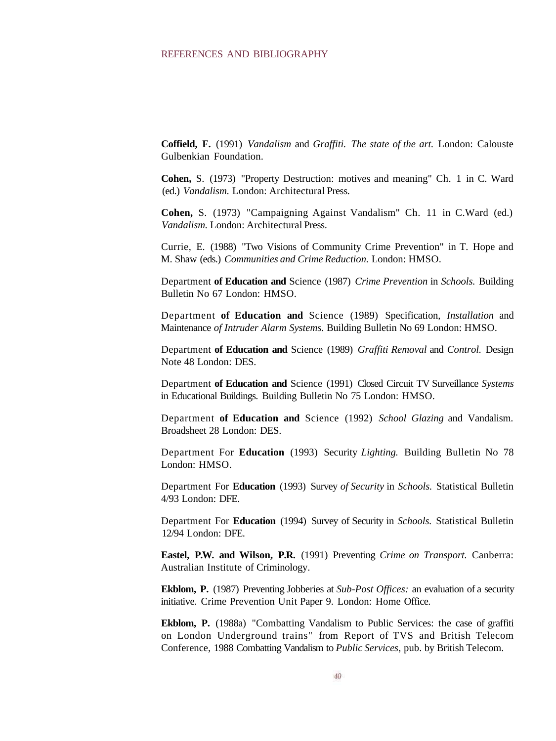## REFERENCES AND BIBLIOGRAPHY

**Coffield, F.** (1991) *Vandalism* and *Graffiti. The state of the art.* London: Calouste Gulbenkian Foundation.

**Cohen,** S. (1973) "Property Destruction: motives and meaning" Ch. 1 in C. Ward (ed.) *Vandalism.* London: Architectural Press.

**Cohen,** S. (1973) "Campaigning Against Vandalism" Ch. 11 in C.Ward (ed.) *Vandalism.* London: Architectural Press.

Currie, E. (1988) "Two Visions of Community Crime Prevention" in T. Hope and M. Shaw (eds.) *Communities and Crime Reduction.* London: HMSO.

Department **of Education and** Science (1987) *Crime Prevention* in *Schools.* Building Bulletin No 67 London: HMSO.

Department **of Education and** Science (1989) Specification, *Installation* and Maintenance *of Intruder Alarm Systems.* Building Bulletin No 69 London: HMSO.

Department **of Education and** Science (1989) *Graffiti Removal* and *Control.* Design Note 48 London: DES.

Department **of Education and** Science (1991) Closed Circuit TV Surveillance *Systems* in Educational Buildings. Building Bulletin No 75 London: HMSO.

Department **of Education and** Science (1992) *School Glazing* and Vandalism. Broadsheet 28 London: DES.

Department For **Education** (1993) Security *Lighting.* Building Bulletin No 78 London: HMSO.

Department For **Education** (1993) Survey *of Security* in *Schools.* Statistical Bulletin 4/93 London: DFE.

Department For **Education** (1994) Survey of Security in *Schools.* Statistical Bulletin 12/94 London: DFE.

**Eastel, P.W. and Wilson, P.R.** (1991) Preventing *Crime on Transport.* Canberra: Australian Institute of Criminology.

**Ekblom, P.** (1987) Preventing Jobberies at *Sub-Post Offices:* an evaluation of a security initiative. Crime Prevention Unit Paper 9. London: Home Office.

**Ekblom, P.** (1988a) "Combatting Vandalism to Public Services: the case of graffiti on London Underground trains" from Report of TVS and British Telecom Conference, 1988 Combatting Vandalism to *Public Services,* pub. by British Telecom.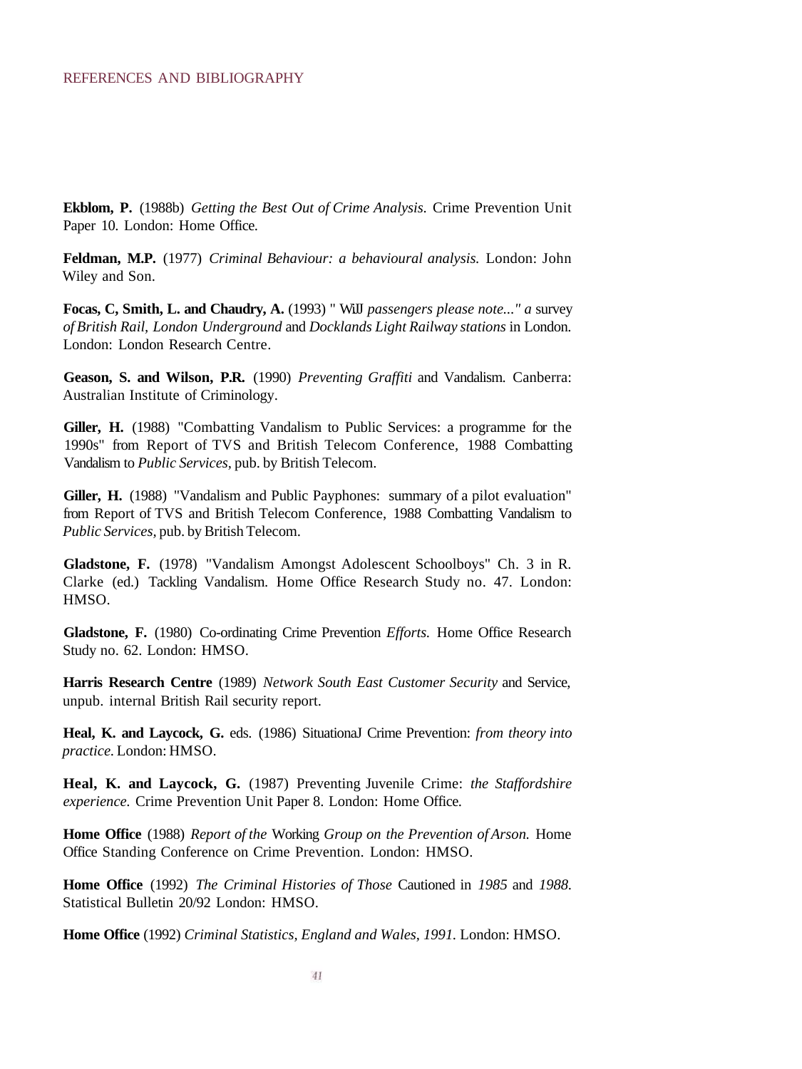**Ekblom, P.** (1988b) *Getting the Best Out of Crime Analysis.* Crime Prevention Unit Paper 10. London: Home Office.

**Feldman, M.P.** (1977) *Criminal Behaviour: a behavioural analysis.* London: John Wiley and Son.

**Focas, C, Smith, L. and Chaudry, A.** (1993) " WiJJ *passengers please note..." a* survey *of British Rail, London Underground* and *Docklands Light Railway stations* in London. London: London Research Centre.

**Geason, S. and Wilson, P.R.** (1990) *Preventing Graffiti* and Vandalism. Canberra: Australian Institute of Criminology.

**Giller, H.** (1988) "Combatting Vandalism to Public Services: a programme for the 1990s" from Report of TVS and British Telecom Conference, 1988 Combatting Vandalism to *Public Services,* pub. by British Telecom.

**Giller, H.** (1988) "Vandalism and Public Payphones: summary of a pilot evaluation" from Report of TVS and British Telecom Conference, 1988 Combatting Vandalism to *Public Services,* pub. by British Telecom.

**Gladstone, F.** (1978) "Vandalism Amongst Adolescent Schoolboys" Ch. 3 in R. Clarke (ed.) Tackling Vandalism. Home Office Research Study no. 47. London: HMSO.

**Gladstone, F.** (1980) Co-ordinating Crime Prevention *Efforts.* Home Office Research Study no. 62. London: HMSO.

**Harris Research Centre** (1989) *Network South East Customer Security* and Service, unpub. internal British Rail security report.

**Heal, K. and Laycock, G.** eds. (1986) SituationaJ Crime Prevention: *from theory into practice.* London: HMSO.

**Heal, K. and Laycock, G.** (1987) Preventing Juvenile Crime: *the Staffordshire experience.* Crime Prevention Unit Paper 8. London: Home Office.

**Home Office** (1988) *Report of the* Working *Group on the Prevention of Arson.* Home Office Standing Conference on Crime Prevention. London: HMSO.

**Home Office** (1992) *The Criminal Histories of Those* Cautioned in *1985* and *1988.* Statistical Bulletin 20/92 London: HMSO.

**Home Office** (1992) *Criminal Statistics, England and Wales, 1991.* London: HMSO.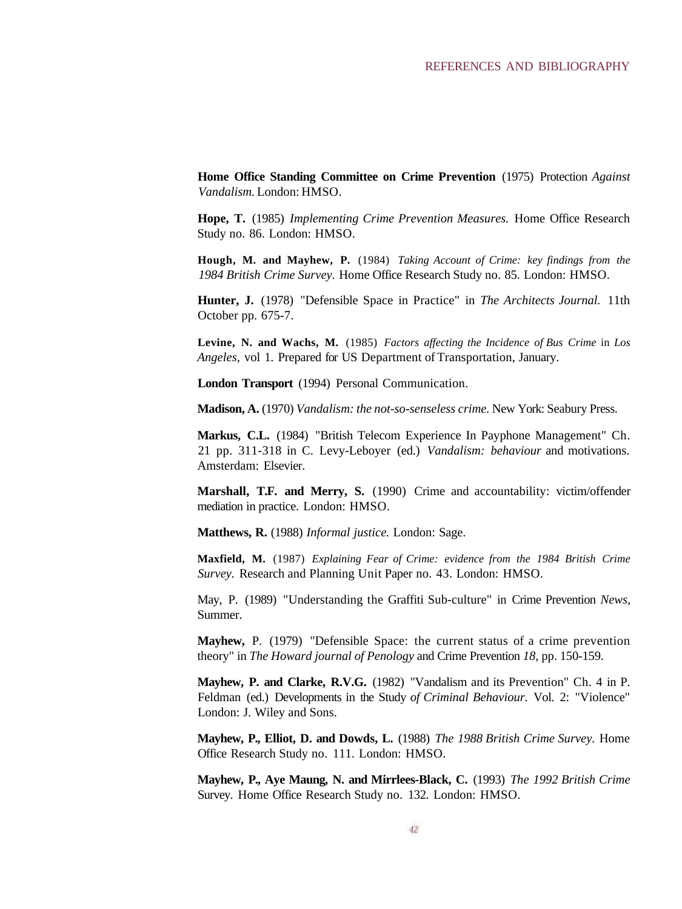**Home Office Standing Committee on Crime Prevention** (1975) Protection *Against Vandalism.* London: HMSO.

**Hope, T.** (1985) *Implementing Crime Prevention Measures.* Home Office Research Study no. 86. London: HMSO.

**Hough, M. and Mayhew, P.** (1984) *Taking Account of Crime: key findings from the 1984 British Crime Survey.* Home Office Research Study no. 85. London: HMSO.

**Hunter, J.** (1978) "Defensible Space in Practice" in *The Architects Journal.* 11th October pp. 675-7.

**Levine, N. and Wachs, M.** (1985) *Factors affecting the Incidence of Bus Crime* in *Los Angeles,* vol 1. Prepared for US Department of Transportation, January.

**London Transport** (1994) Personal Communication.

**Madison, A.** (1970) *Vandalism: the not-so-senseless crime.* New York: Seabury Press.

**Markus, C.L.** (1984) "British Telecom Experience In Payphone Management" Ch. 21 pp. 311-318 in C. Levy-Leboyer (ed.) *Vandalism: behaviour* and motivations. Amsterdam: Elsevier.

**Marshall, T.F. and Merry, S.** (1990) Crime and accountability: victim/offender mediation in practice. London: HMSO.

**Matthews, R.** (1988) *Informal justice.* London: Sage.

**Maxfield, M.** (1987) *Explaining Fear of Crime: evidence from the 1984 British Crime Survey.* Research and Planning Unit Paper no. 43. London: HMSO.

May, P. (1989) "Understanding the Graffiti Sub-culture" in Crime Prevention *News,* Summer.

**Mayhew,** P. (1979) "Defensible Space: the current status of a crime prevention theory" in *The Howard journal of Penology* and Crime Prevention *18*, pp. 150-159.

**Mayhew, P. and Clarke, R.V.G.** (1982) "Vandalism and its Prevention" Ch. 4 in P. Feldman (ed.) Developments in the Study *of Criminal Behaviour.* Vol. 2: "Violence" London: J. Wiley and Sons.

**Mayhew, P., Elliot, D. and Dowds, L.** (1988) *The 1988 British Crime Survey.* Home Office Research Study no. 111. London: HMSO.

**Mayhew, P., Aye Maung, N. and Mirrlees-Black, C.** (1993) *The 1992 British Crime* Survey. Home Office Research Study no. 132. London: HMSO.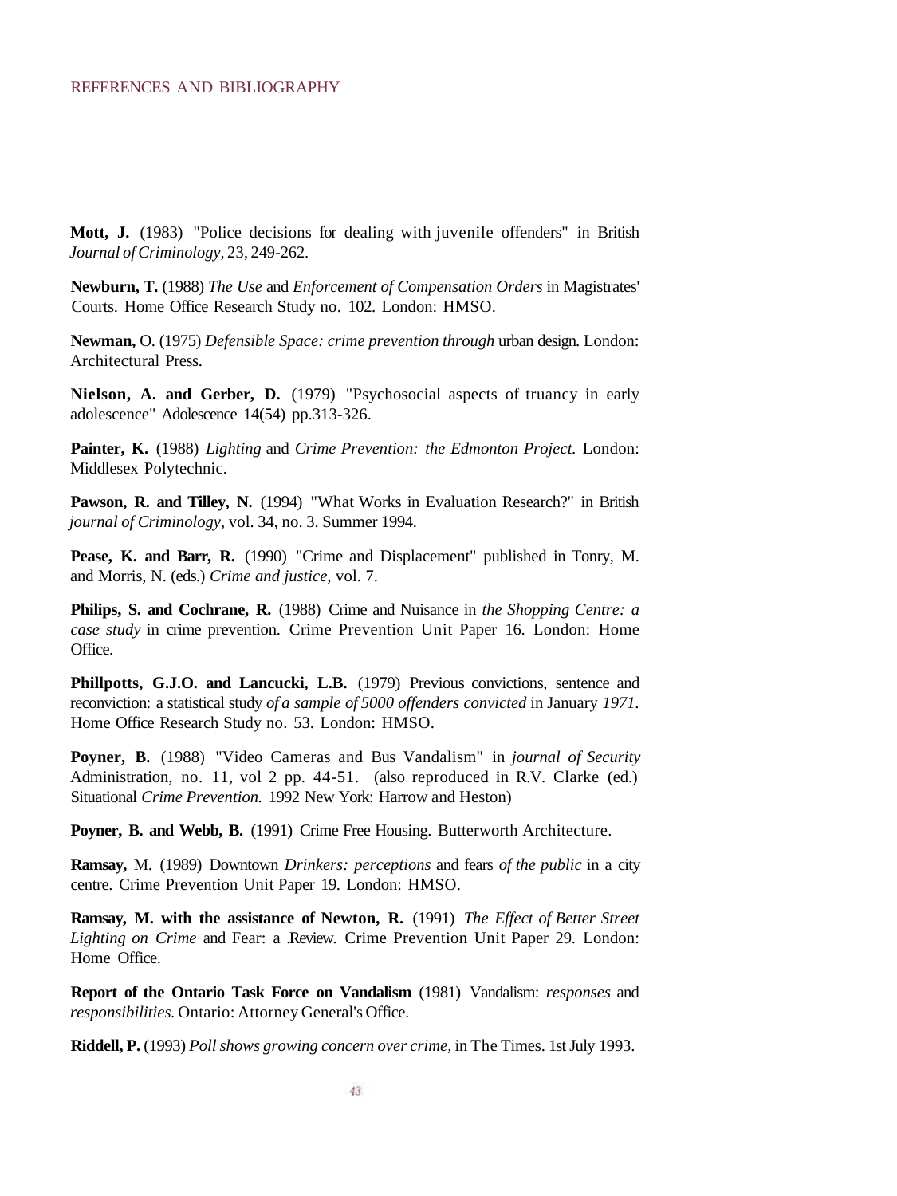**Mott, J.** (1983) "Police decisions for dealing with juvenile offenders" in British *Journal of Criminology,* 23, 249-262.

**Newburn, T.** (1988) *The Use* and *Enforcement of Compensation Orders* in Magistrates' Courts. Home Office Research Study no. 102. London: HMSO.

**Newman,** O. (1975) *Defensible Space: crime prevention through* urban design. London: Architectural Press.

**Nielson, A. and Gerber, D.** (1979) "Psychosocial aspects of truancy in early adolescence" Adolescence 14(54) pp.313-326.

**Painter, K.** (1988) *Lighting* and *Crime Prevention: the Edmonton Project.* London: Middlesex Polytechnic.

**Pawson, R. and Tilley, N.** (1994) "What Works in Evaluation Research?" in British *journal of Criminology,* vol. 34, no. 3. Summer 1994.

**Pease, K. and Barr, R.** (1990) "Crime and Displacement" published in Tonry, M. and Morris, N. (eds.) *Crime and justice,* vol. 7.

**Philips, S. and Cochrane, R.** (1988) Crime and Nuisance in *the Shopping Centre: a case study* in crime prevention. Crime Prevention Unit Paper 16. London: Home Office.

**Phillpotts, G.J.O. and Lancucki, L.B.** (1979) Previous convictions, sentence and reconviction: a statistical study *of a sample of 5000 offenders convicted* in January *1971.* Home Office Research Study no. 53. London: HMSO.

**Poyner, B.** (1988) "Video Cameras and Bus Vandalism" in *journal of Security* Administration, no. 11, vol 2 pp. 44-51. (also reproduced in R.V. Clarke (ed.) Situational *Crime Prevention.* 1992 New York: Harrow and Heston)

**Poyner, B. and Webb, B.** (1991) Crime Free Housing. Butterworth Architecture.

**Ramsay,** M. (1989) Downtown *Drinkers: perceptions* and fears *of the public* in a city centre. Crime Prevention Unit Paper 19. London: HMSO.

**Ramsay, M. with the assistance of Newton, R.** (1991) *The Effect of Better Street Lighting on Crime* and Fear: a .Review. Crime Prevention Unit Paper 29. London: Home Office.

**Report of the Ontario Task Force on Vandalism** (1981) Vandalism: *responses* and *responsibilities.* Ontario: Attorney General's Office.

**Riddell, P.** (1993) *Poll shows growing concern over crime,* in The Times. 1st July 1993.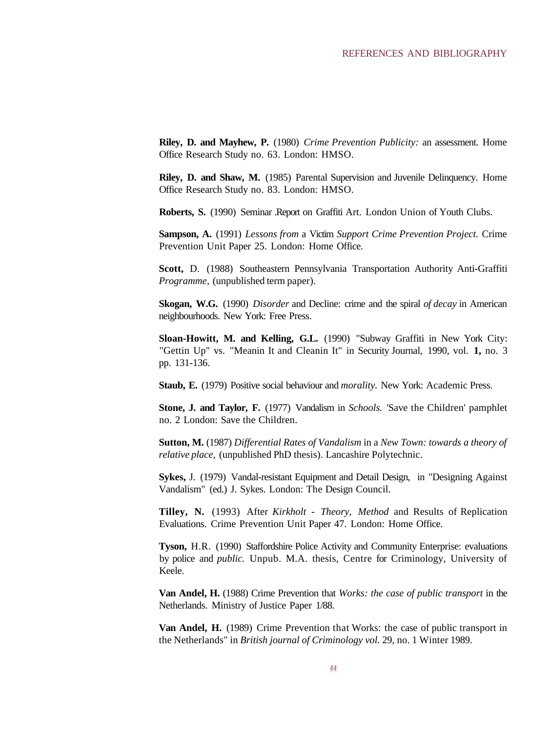**Riley, D. and Mayhew, P.** (1980) *Crime Prevention Publicity:* an assessment. Home Office Research Study no. 63. London: HMSO.

**Riley, D. and Shaw, M.** (1985) Parental Supervision and Juvenile Delinquency. Home Office Research Study no. 83. London: HMSO.

**Roberts, S.** (1990) Seminar .Report on Graffiti Art. London Union of Youth Clubs.

**Sampson, A.** (1991) *Lessons from* a Victim *Support Crime Prevention Project.* Crime Prevention Unit Paper 25. London: Home Office.

**Scott,** D. (1988) Southeastern Pennsylvania Transportation Authority Anti-Graffiti *Programme,* (unpublished term paper).

**Skogan, W.G.** (1990) *Disorder* and Decline: crime and the spiral *of decay* in American neighbourhoods. New York: Free Press.

**Sloan-Howitt, M. and Kelling, G.L.** (1990) "Subway Graffiti in New York City: "Gettin Up" vs. "Meanin It and Cleanin It" in Security Journal, 1990, vol. **1,** no. 3 pp. 131-136.

**Staub, E.** (1979) Positive social behaviour and *morality.* New York: Academic Press.

**Stone, J. and Taylor, F.** (1977) Vandalism in *Schools.* 'Save the Children' pamphlet no. 2 London: Save the Children.

**Sutton, M.** (1987) *Differential Rates of Vandalism* in a *New Town: towards a theory of relative place,* (unpublished PhD thesis). Lancashire Polytechnic.

**Sykes,** J. (1979) Vandal-resistant Equipment and Detail Design, in "Designing Against Vandalism" (ed.) J. Sykes. London: The Design Council.

**Tilley, N.** (1993) After *Kirkholt - Theory, Method* and Results of Replication Evaluations. Crime Prevention Unit Paper 47. London: Home Office.

**Tyson,** H.R. (1990) Staffordshire Police Activity and Community Enterprise: evaluations by police and *public.* Unpub. M.A. thesis, Centre for Criminology, University of Keele.

**Van Andel, H.** (1988) Crime Prevention that *Works: the case of public transport* in the Netherlands. Ministry of Justice Paper 1/88.

**Van Andel, H.** (1989) Crime Prevention that Works: the case of public transport in the Netherlands" in *British journal of Criminology vol.* 29, no. 1 Winter 1989.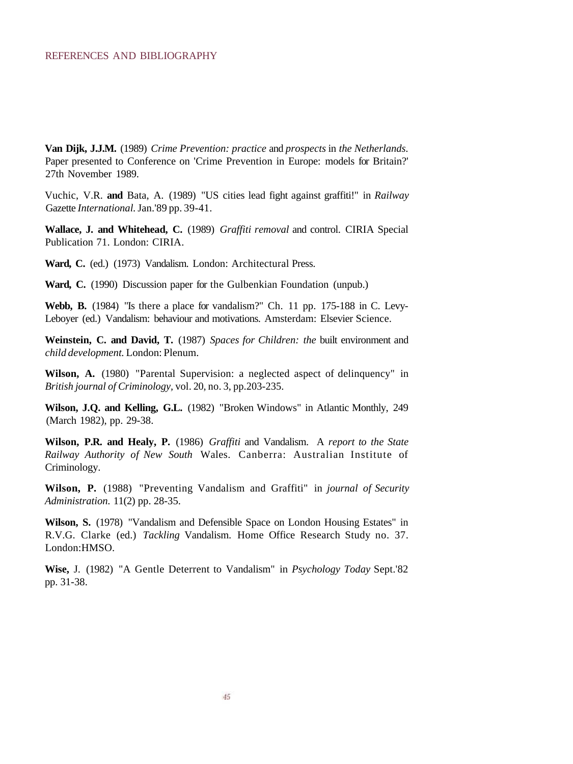**Van Dijk, J.J.M.** (1989) *Crime Prevention: practice* and *prospects* in *the Netherlands*. Paper presented to Conference on 'Crime Prevention in Europe: models for Britain?' 27th November 1989.

Vuchic, V.R. **and** Bata, A. (1989) "US cities lead fight against graffiti!" in *Railway* Gazette *International*. Jan.'89 pp. 39-41.

**Wallace, J. and Whitehead, C.** (1989) *Graffiti removal* and control. CIRIA Special Publication 71. London: CIRIA.

**Ward, C.** (ed.) (1973) Vandalism. London: Architectural Press.

**Ward, C.** (1990) Discussion paper for the Gulbenkian Foundation (unpub.)

**Webb, B.** (1984) "Is there a place for vandalism?" Ch. 11 pp. 175-188 in C. Levy-Leboyer (ed.) Vandalism: behaviour and motivations. Amsterdam: Elsevier Science.

**Weinstein, C. and David, T.** (1987) *Spaces for Children: the* built environment and *child development*. London: Plenum.

**Wilson, A.** (1980) "Parental Supervision: a neglected aspect of delinquency" in *British journal of Criminology*, vol. 20, no. 3, pp.203-235.

**Wilson, J.Q. and Kelling, G.L.** (1982) "Broken Windows" in Atlantic Monthly, 249 (March 1982), pp. 29-38.

**Wilson, P.R. and Healy, P.** (1986) *Graffiti* and Vandalism. A *report to the State Railway Authority of New South* Wales. Canberra: Australian Institute of Criminology.

**Wilson, P.** (1988) "Preventing Vandalism and Graffiti" in *journal of Security Administration*. 11(2) pp. 28-35.

**Wilson, S.** (1978) "Vandalism and Defensible Space on London Housing Estates" in R.V.G. Clarke (ed.) *Tackling* Vandalism. Home Office Research Study no. 37. London:HMSO.

**Wise,** J. (1982) "A Gentle Deterrent to Vandalism" in *Psychology Today* Sept.'82 pp. 31-38.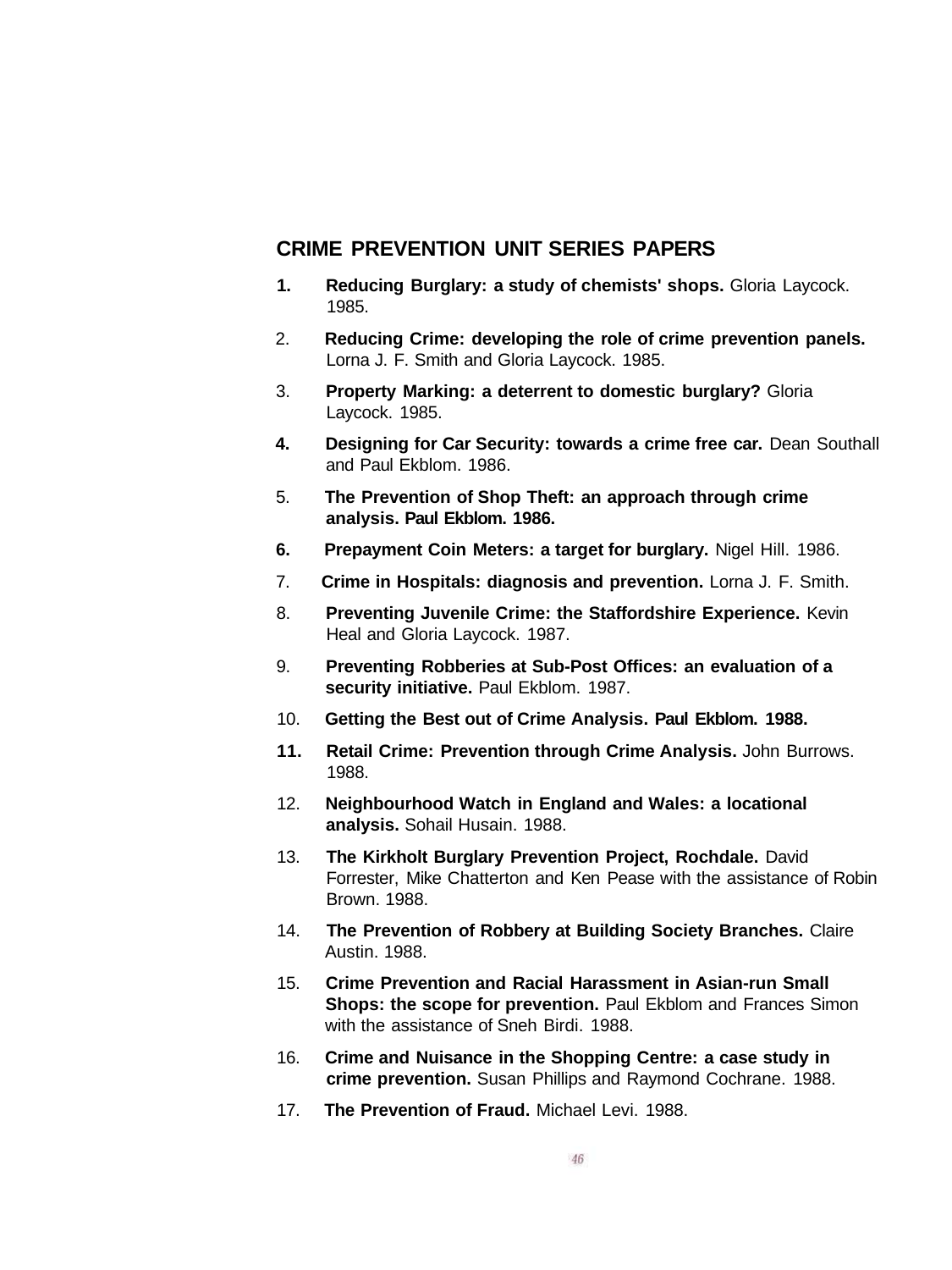## CRIME PREVENTION UNIT SERIES PAPERS

1. **Reducing Burglary: a study of chemists' shops.** Gloria Laycock. 1985.
2. **Reducing Crime: developing the role of crime prevention panels.** Lorna J. F. Smith and Gloria Laycock. 1985.
3. **Property Marking: a deterrent to domestic burglary?** Gloria Laycock. 1985.
4. **Designing for Car Security: towards a crime free car.** Dean Southall and Paul Ekblom. 1986.
5. **The Prevention of Shop Theft: an approach through crime analysis. Paul Ekblom. 1986.**
6. **Prepayment Coin Meters: a target for burglary.** Nigel Hill. 1986.
7. **Crime in Hospitals: diagnosis and prevention.** Lorna J. F. Smith.
8. **Preventing Juvenile Crime: the Staffordshire Experience.** Kevin Heal and Gloria Laycock. 1987.
9. **Preventing Robberies at Sub-Post Offices: an evaluation of a security initiative.** Paul Ekblom. 1987.
10. **Getting the Best out of Crime Analysis. Paul Ekblom. 1988.**
11. **Retail Crime: Prevention through Crime Analysis.** John Burrows. 1988.
12. **Neighbourhood Watch in England and Wales: a locational analysis.** Sohail Husain. 1988.
13. **The Kirkholt Burglary Prevention Project, Rochdale.** David Forrester, Mike Chatterton and Ken Pease with the assistance of Robin Brown. 1988.
14. **The Prevention of Robbery at Building Society Branches.** Claire Austin. 1988.
15. **Crime Prevention and Racial Harassment in Asian-run Small Shops: the scope for prevention.** Paul Ekblom and Frances Simon with the assistance of Sneh Birdi. 1988.
16. **Crime and Nuisance in the Shopping Centre: a case study in crime prevention.** Susan Phillips and Raymond Cochrane. 1988.
17. **The Prevention of Fraud.** Michael Levi. 1988.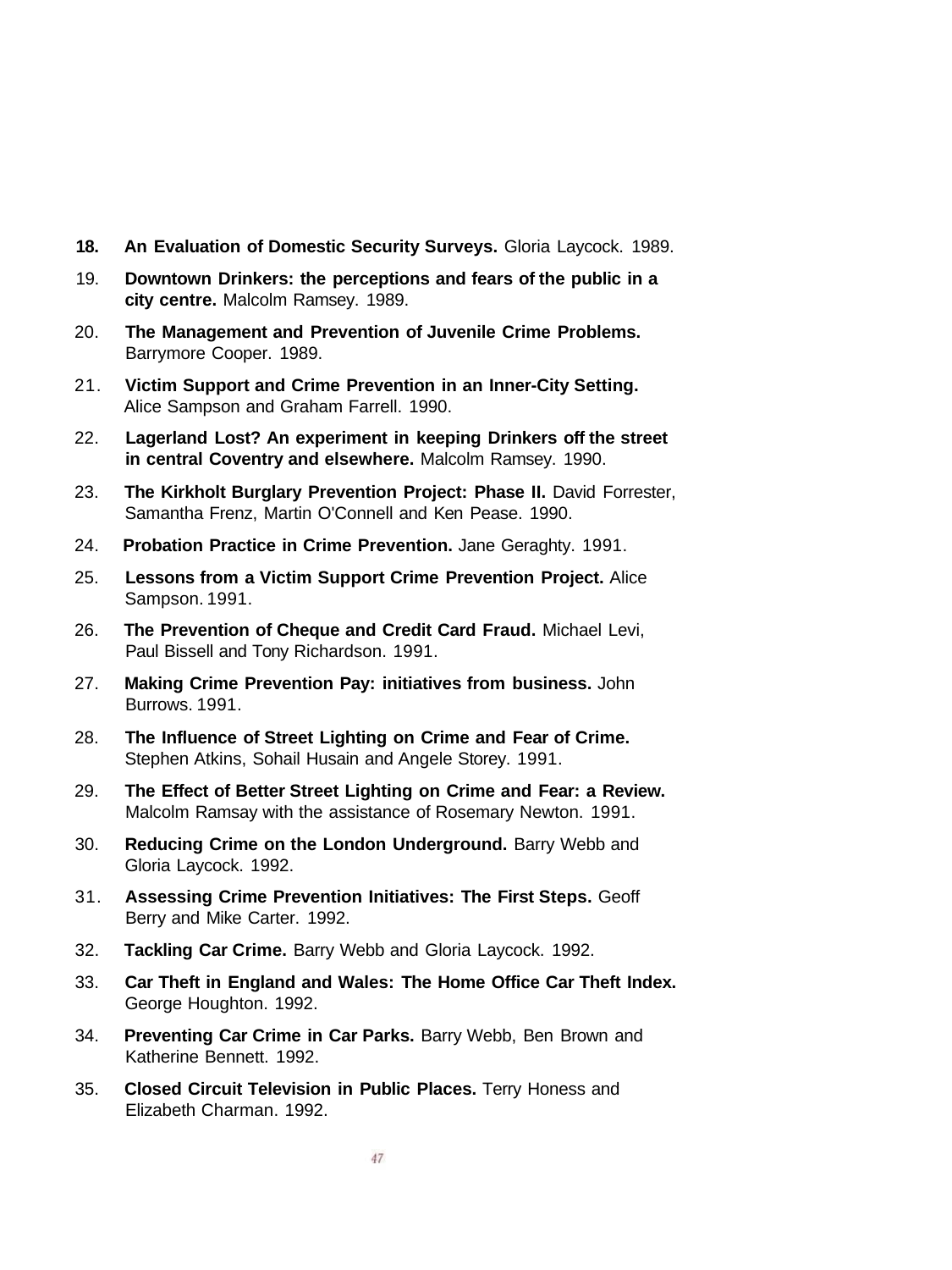18. **An Evaluation of Domestic Security Surveys.** Gloria Laycock. 1989.

19. **Downtown Drinkers: the perceptions and fears of the public in a city centre.** Malcolm Ramsey. 1989.

20. **The Management and Prevention of Juvenile Crime Problems.** Barrymore Cooper. 1989.

21. **Victim Support and Crime Prevention in an Inner-City Setting.** Alice Sampson and Graham Farrell. 1990.

22. **Lagerland Lost? An experiment in keeping Drinkers off the street in central Coventry and elsewhere.** Malcolm Ramsey. 1990.

23. **The Kirkholt Burglary Prevention Project: Phase II.** David Forrester, Samantha Frenz, Martin O'Connell and Ken Pease. 1990.

24. **Probation Practice in Crime Prevention.** Jane Geraghty. 1991.

25. **Lessons from a Victim Support Crime Prevention Project.** Alice Sampson. 1991.

26. **The Prevention of Cheque and Credit Card Fraud.** Michael Levi, Paul Bissell and Tony Richardson. 1991.

27. **Making Crime Prevention Pay: initiatives from business.** John Burrows. 1991.

28. **The Influence of Street Lighting on Crime and Fear of Crime.** Stephen Atkins, Sohail Husain and Angele Storey. 1991.

29. **The Effect of Better Street Lighting on Crime and Fear: a Review.** Malcolm Ramsay with the assistance of Rosemary Newton. 1991.

30. **Reducing Crime on the London Underground.** Barry Webb and Gloria Laycock. 1992.

31. **Assessing Crime Prevention Initiatives: The First Steps.** Geoff Berry and Mike Carter. 1992.

32. **Tackling Car Crime.** Barry Webb and Gloria Laycock. 1992.

33. **Car Theft in England and Wales: The Home Office Car Theft Index.** George Houghton. 1992.

34. **Preventing Car Crime in Car Parks.** Barry Webb, Ben Brown and Katherine Bennett. 1992.

35. **Closed Circuit Television in Public Places.** Terry Honess and Elizabeth Charman. 1992.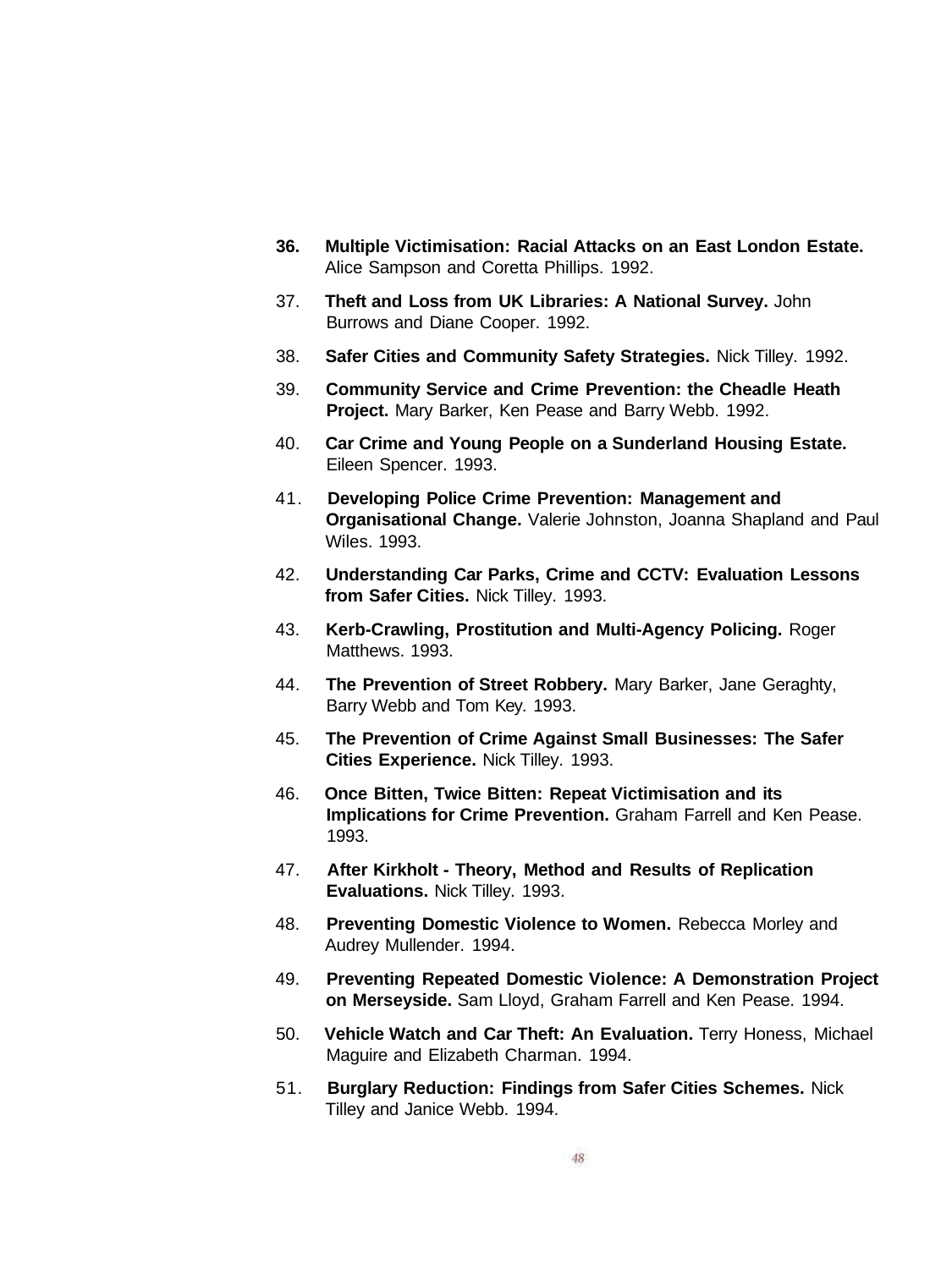36. **Multiple Victimisation: Racial Attacks on an East London Estate.** Alice Sampson and Coretta Phillips. 1992.

37. **Theft and Loss from UK Libraries: A National Survey.** John Burrows and Diane Cooper. 1992.

38. **Safer Cities and Community Safety Strategies.** Nick Tilley. 1992.

39. **Community Service and Crime Prevention: the Cheadle Heath Project.** Mary Barker, Ken Pease and Barry Webb. 1992.

40. **Car Crime and Young People on a Sunderland Housing Estate.** Eileen Spencer. 1993.

41. **Developing Police Crime Prevention: Management and Organisational Change.** Valerie Johnston, Joanna Shapland and Paul Wiles. 1993.

42. **Understanding Car Parks, Crime and CCTV: Evaluation Lessons from Safer Cities.** Nick Tilley. 1993.

43. **Kerb-Crawling, Prostitution and Multi-Agency Policing.** Roger Matthews. 1993.

44. **The Prevention of Street Robbery.** Mary Barker, Jane Geraghty, Barry Webb and Tom Key. 1993.

45. **The Prevention of Crime Against Small Businesses: The Safer Cities Experience.** Nick Tilley. 1993.

46. **Once Bitten, Twice Bitten: Repeat Victimisation and its Implications for Crime Prevention.** Graham Farrell and Ken Pease. 1993.

47. **After Kirkholt - Theory, Method and Results of Replication Evaluations.** Nick Tilley. 1993.

48. **Preventing Domestic Violence to Women.** Rebecca Morley and Audrey Mullender. 1994.

49. **Preventing Repeated Domestic Violence: A Demonstration Project on Merseyside.** Sam Lloyd, Graham Farrell and Ken Pease. 1994.

50. **Vehicle Watch and Car Theft: An Evaluation.** Terry Honess, Michael Maguire and Elizabeth Charman. 1994.

51. **Burglary Reduction: Findings from Safer Cities Schemes.** Nick Tilley and Janice Webb. 1994.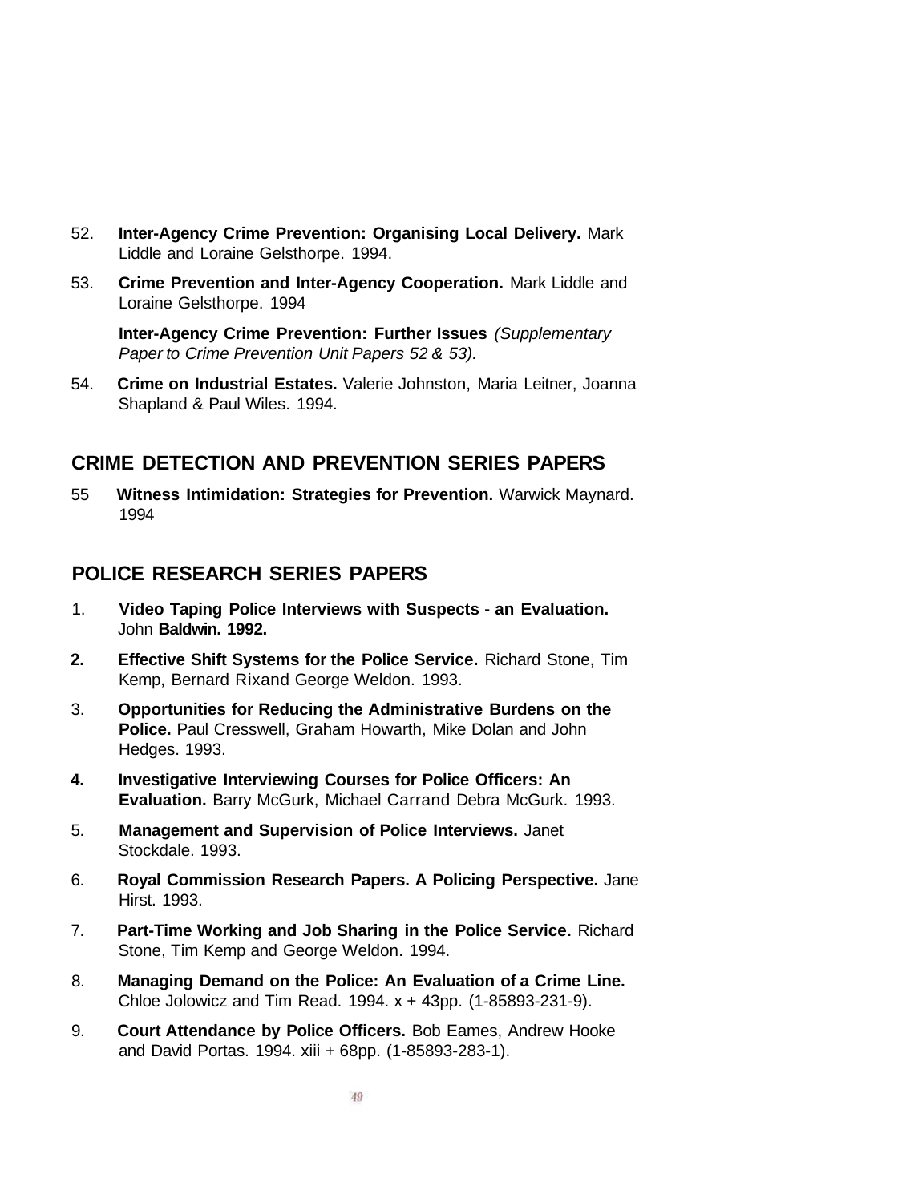52. **Inter-Agency Crime Prevention: Organising Local Delivery.** Mark Liddle and Loraine Gelsthorpe. 1994.

53. **Crime Prevention and Inter-Agency Cooperation.** Mark Liddle and Loraine Gelsthorpe. 1994

    **Inter-Agency Crime Prevention: Further Issues** *(Supplementary Paper to Crime Prevention Unit Papers 52 & 53).*

54. **Crime on Industrial Estates.** Valerie Johnston, Maria Leitner, Joanna Shapland & Paul Wiles. 1994.

## CRIME DETECTION AND PREVENTION SERIES PAPERS

55 **Witness Intimidation: Strategies for Prevention.** Warwick Maynard. 1994

## POLICE RESEARCH SERIES PAPERS

1. **Video Taping Police Interviews with Suspects - an Evaluation.** John **Baldwin. 1992.**
2. **Effective Shift Systems for the Police Service.** Richard Stone, Tim Kemp, Bernard Rixand George Weldon. 1993.
3. **Opportunities for Reducing the Administrative Burdens on the Police.** Paul Cresswell, Graham Howarth, Mike Dolan and John Hedges. 1993.
4. **Investigative Interviewing Courses for Police Officers: An Evaluation.** Barry McGurk, Michael Carrand Debra McGurk. 1993.
5. **Management and Supervision of Police Interviews.** Janet Stockdale. 1993.
6. **Royal Commission Research Papers. A Policing Perspective.** Jane Hirst. 1993.
7. **Part-Time Working and Job Sharing in the Police Service.** Richard Stone, Tim Kemp and George Weldon. 1994.
8. **Managing Demand on the Police: An Evaluation of a Crime Line.** Chloe Jolowicz and Tim Read. 1994. x + 43pp. (1-85893-231-9).
9. **Court Attendance by Police Officers.** Bob Eames, Andrew Hooke and David Portas. 1994. xiii + 68pp. (1-85893-283-1).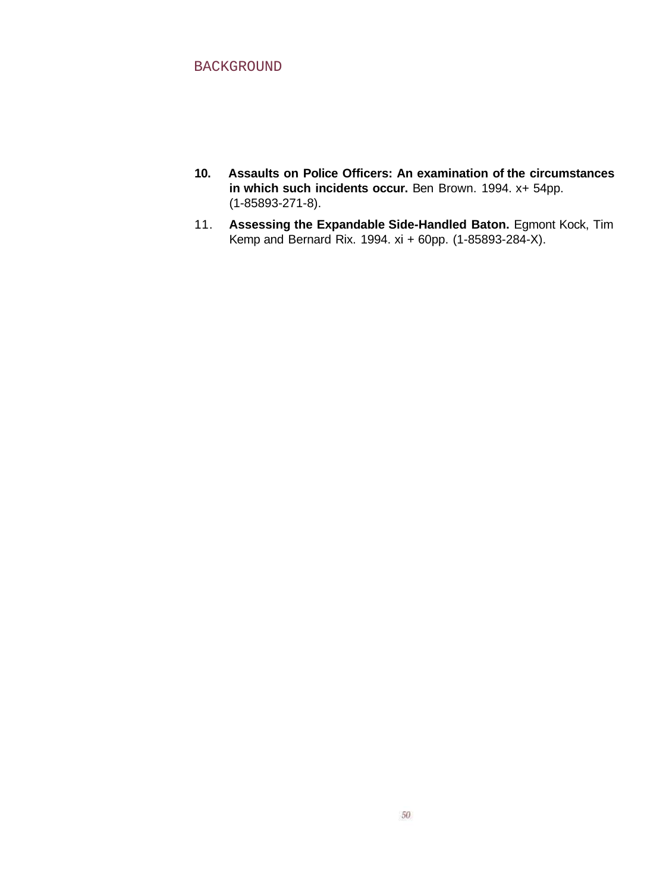10. **Assaults on Police Officers: An examination of the circumstances in which such incidents occur.** Ben Brown. 1994. x+ 54pp. (1-85893-271-8).

11. **Assessing the Expandable Side-Handled Baton.** Egmont Kock, Tim Kemp and Bernard Rix. 1994. xi + 60pp. (1-85893-284-X).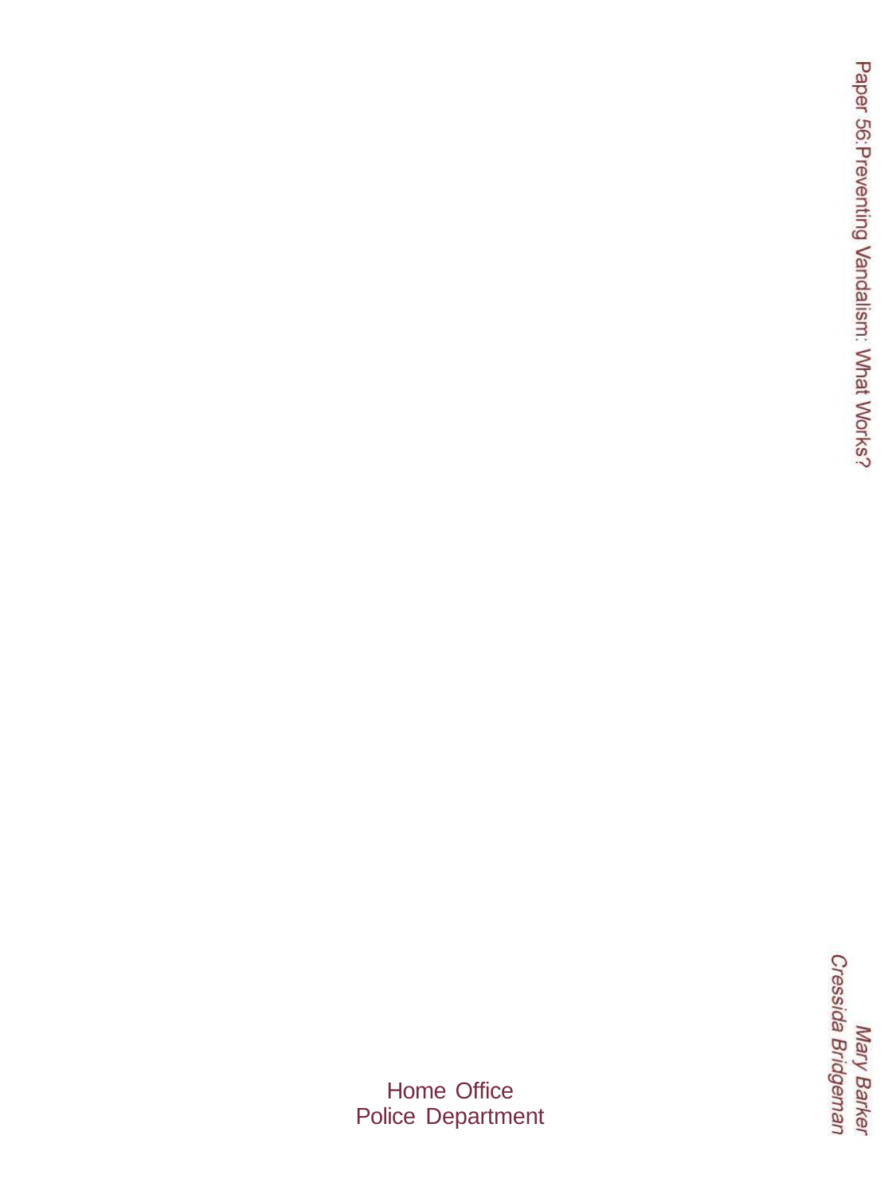Paper 56: Preventing Vandalism: What Works?

*Mary Barker*
*Cressida Bridgeman*

Home Office
Police Department